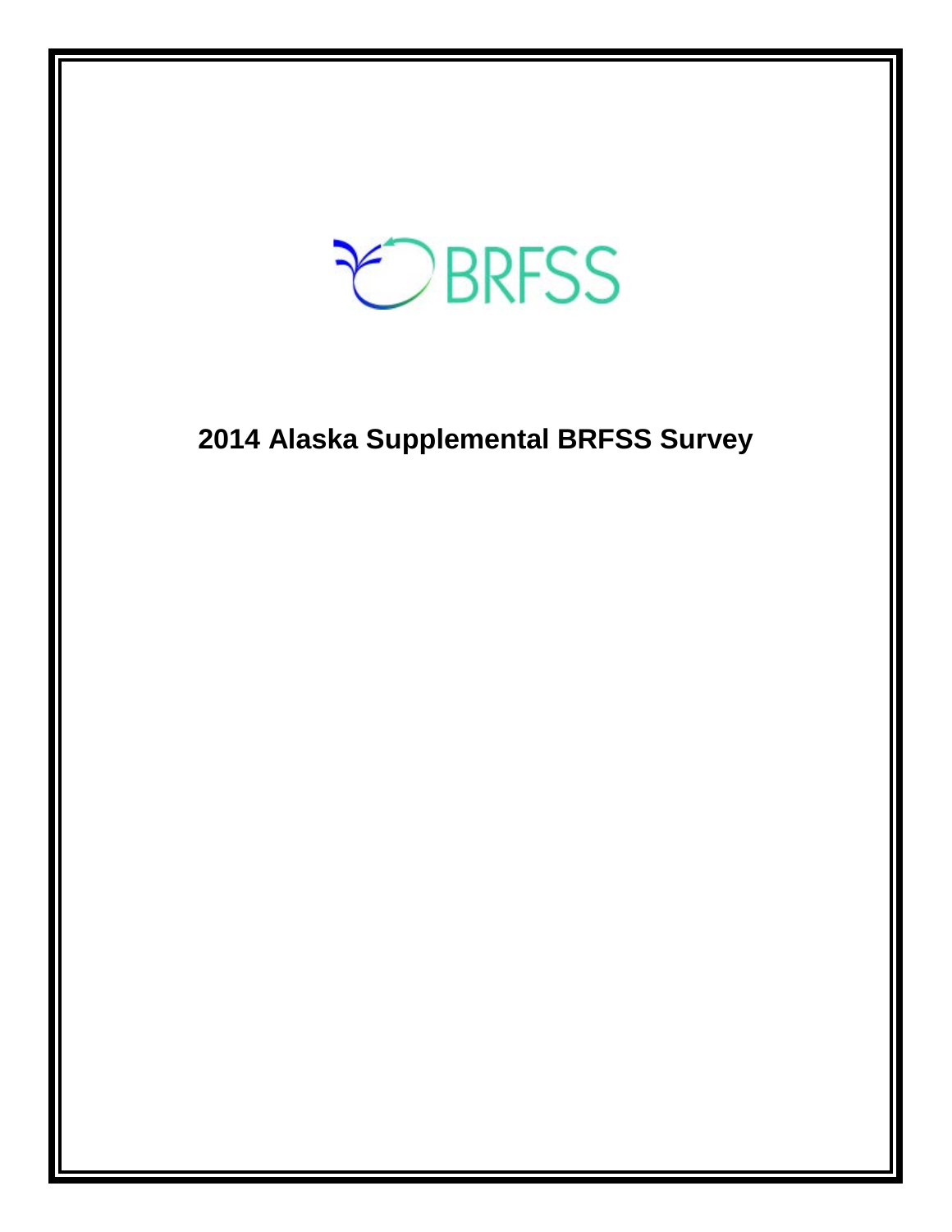BRFSS

# 2014 Alaska Supplemental BRFSS Survey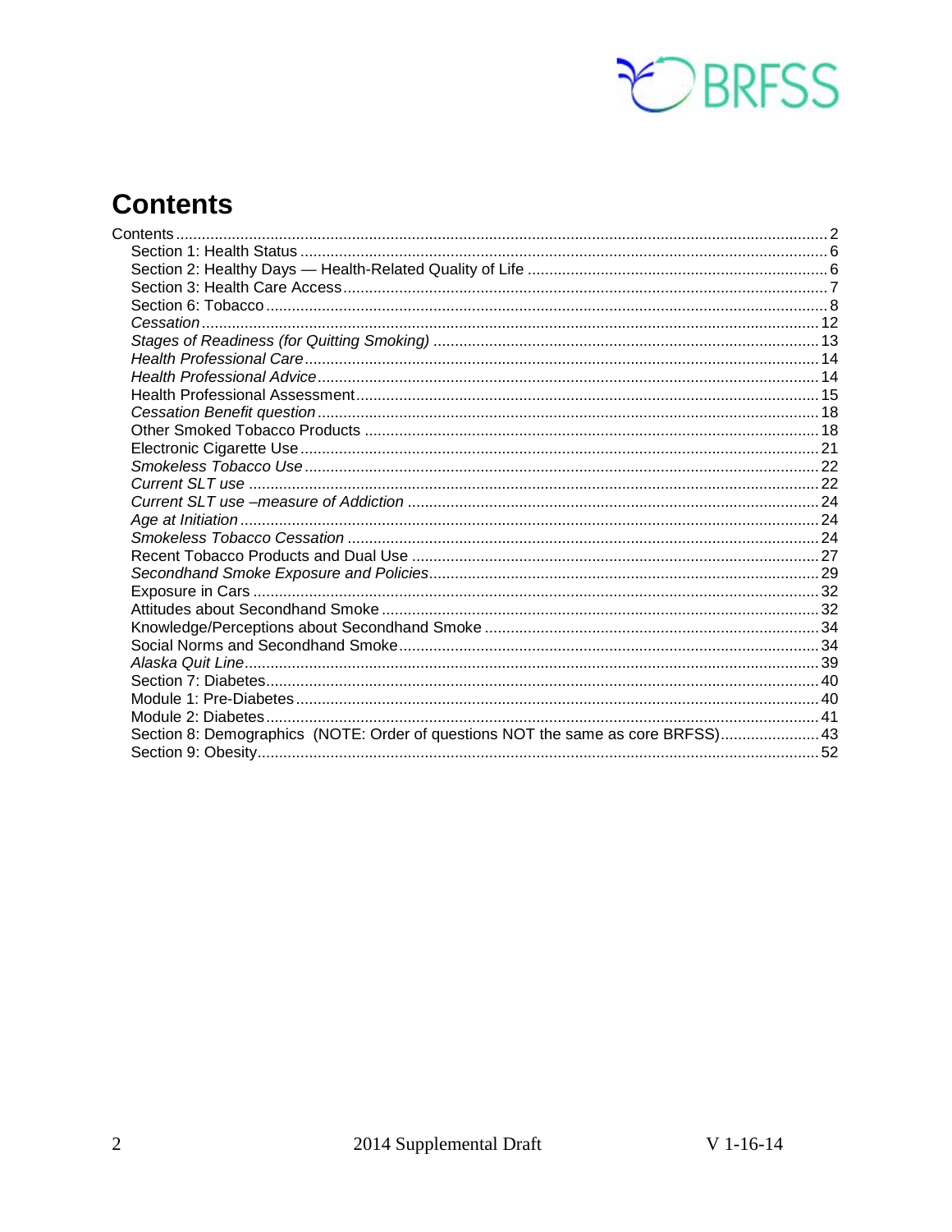# Contents

Contents ........................................................................................................................................ 2

- Section 1: Health Status ........................................................................................................... 6
- Section 2: Healthy Days — Health-Related Quality of Life ...................................................... 6
- Section 3: Health Care Access ................................................................................................ 7
- Section 6: Tobacco .................................................................................................................. 8
- *Cessation* ............................................................................................................................... 12
- *Stages of Readiness (for Quitting Smoking)* ......................................................................... 13
- *Health Professional Care* ....................................................................................................... 14
- *Health Professional Advice* .................................................................................................... 14
- Health Professional Assessment ............................................................................................ 15
- *Cessation Benefit question* .................................................................................................... 18
- Other Smoked Tobacco Products ........................................................................................... 18
- Electronic Cigarette Use ......................................................................................................... 21
- *Smokeless Tobacco Use* ........................................................................................................ 22
- *Current SLT use* ..................................................................................................................... 22
- *Current SLT use –measure of Addiction* ................................................................................ 24
- *Age at Initiation* ...................................................................................................................... 24
- *Smokeless Tobacco Cessation* .............................................................................................. 24
- Recent Tobacco Products and Dual Use ............................................................................... 27
- *Secondhand Smoke Exposure and Policies* ........................................................................... 29
- Exposure in Cars .................................................................................................................... 32
- Attitudes about Secondhand Smoke ...................................................................................... 32
- Knowledge/Perceptions about Secondhand Smoke .............................................................. 34
- Social Norms and Secondhand Smoke .................................................................................. 34
- *Alaska Quit Line* ..................................................................................................................... 39
- Section 7: Diabetes ................................................................................................................. 40
- Module 1: Pre-Diabetes .......................................................................................................... 40
- Module 2: Diabetes ................................................................................................................. 41
- Section 8: Demographics (NOTE: Order of questions NOT the same as core BRFSS) ........ 43
- Section 9: Obesity ................................................................................................................... 52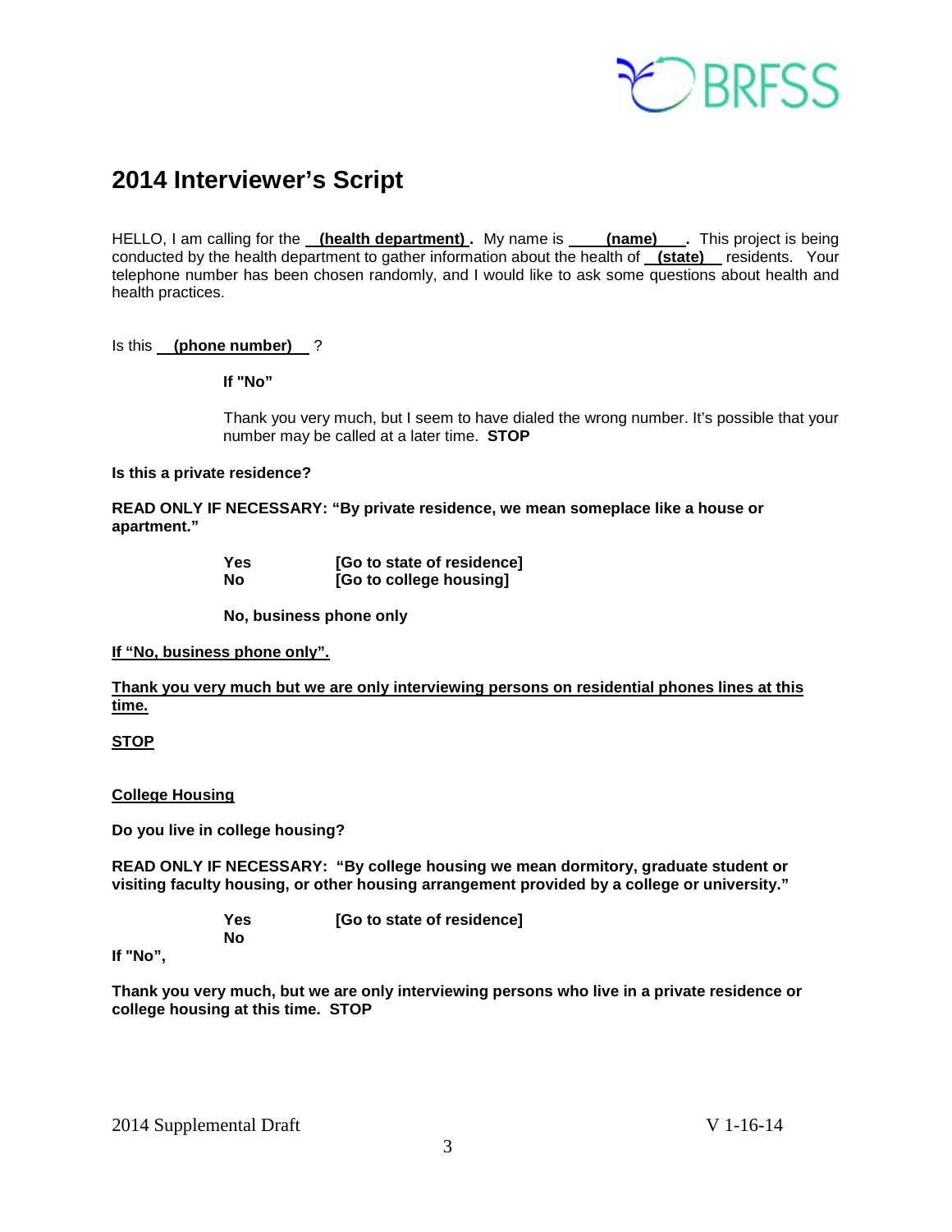# 2014 Interviewer's Script

HELLO, I am calling for the **(health department)**. My name is **(name)**. This project is being conducted by the health department to gather information about the health of **(state)** residents. Your telephone number has been chosen randomly, and I would like to ask some questions about health and health practices.

Is this **(phone number)** ?

**If "No"**

Thank you very much, but I seem to have dialed the wrong number. It's possible that your number may be called at a later time. **STOP**

**Is this a private residence?**

**READ ONLY IF NECESSARY: "By private residence, we mean someplace like a house or apartment."**

**Yes** **[Go to state of residence]**
**No** **[Go to college housing]**

**No, business phone only**

**If "No, business phone only".**

**Thank you very much but we are only interviewing persons on residential phones lines at this time.**

**STOP**

**College Housing**

**Do you live in college housing?**

**READ ONLY IF NECESSARY: "By college housing we mean dormitory, graduate student or visiting faculty housing, or other housing arrangement provided by a college or university."**

**Yes** **[Go to state of residence]**
**No**

**If "No",**

**Thank you very much, but we are only interviewing persons who live in a private residence or college housing at this time. STOP**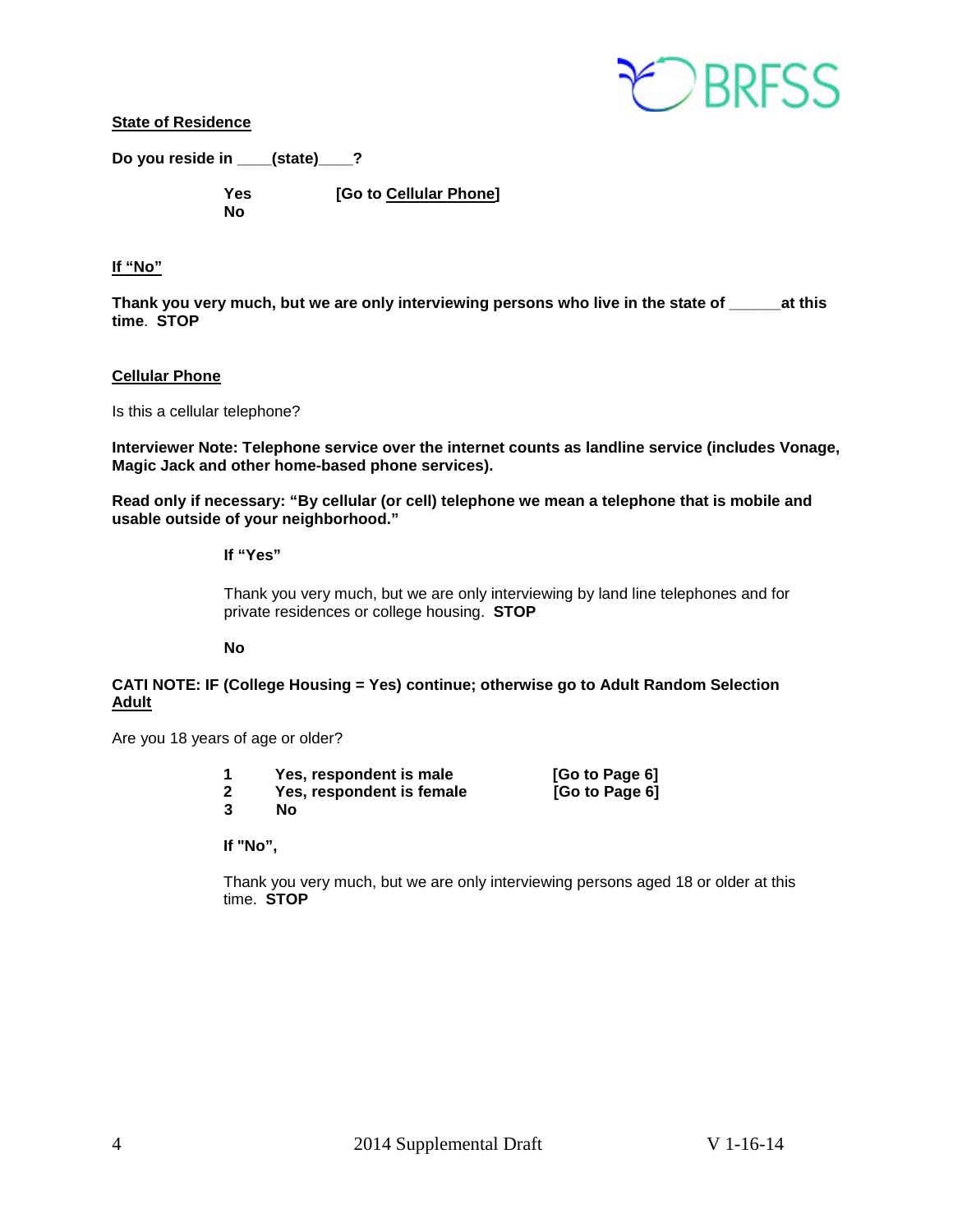**State of Residence**

**Do you reside in ____(state)____?**

**Yes** **[Go to Cellular Phone]**
**No**

**If "No"**

**Thank you very much, but we are only interviewing persons who live in the state of ______at this time. STOP**

**Cellular Phone**

Is this a cellular telephone?

**Interviewer Note: Telephone service over the internet counts as landline service (includes Vonage, Magic Jack and other home-based phone services).**

**Read only if necessary: "By cellular (or cell) telephone we mean a telephone that is mobile and usable outside of your neighborhood."**

**If "Yes"**

Thank you very much, but we are only interviewing by land line telephones and for private residences or college housing. **STOP**

**No**

**CATI NOTE: IF (College Housing = Yes) continue; otherwise go to Adult Random Selection**

**Adult**

Are you 18 years of age or older?

**1 Yes, respondent is male [Go to Page 6]**
**2 Yes, respondent is female [Go to Page 6]**
**3 No**

**If "No",**

Thank you very much, but we are only interviewing persons aged 18 or older at this time. **STOP**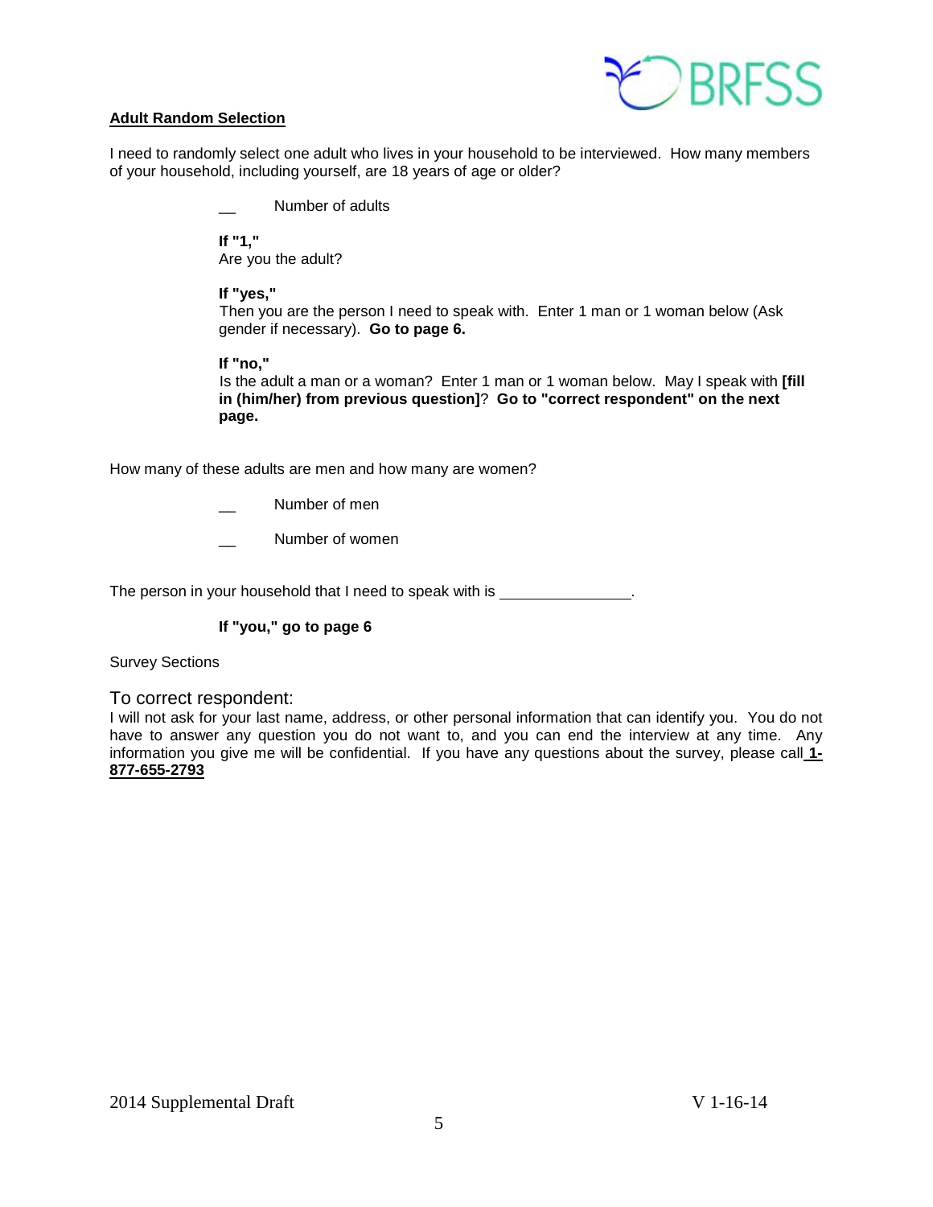**Adult Random Selection**

I need to randomly select one adult who lives in your household to be interviewed. How many members of your household, including yourself, are 18 years of age or older?

\_\_ Number of adults

**If "1,"**
Are you the adult?

**If "yes,"**
Then you are the person I need to speak with. Enter 1 man or 1 woman below (Ask gender if necessary). **Go to page 6.**

**If "no,"**
Is the adult a man or a woman? Enter 1 man or 1 woman below. May I speak with **[fill in (him/her) from previous question]**? **Go to "correct respondent" on the next page.**

How many of these adults are men and how many are women?

\_\_ Number of men

\_\_ Number of women

The person in your household that I need to speak with is \_\_\_\_\_\_\_\_\_\_\_\_\_\_\_\_.

**If "you," go to page 6**

Survey Sections

To correct respondent:
I will not ask for your last name, address, or other personal information that can identify you. You do not have to answer any question you do not want to, and you can end the interview at any time. Any information you give me will be confidential. If you have any questions about the survey, please call **1-877-655-2793**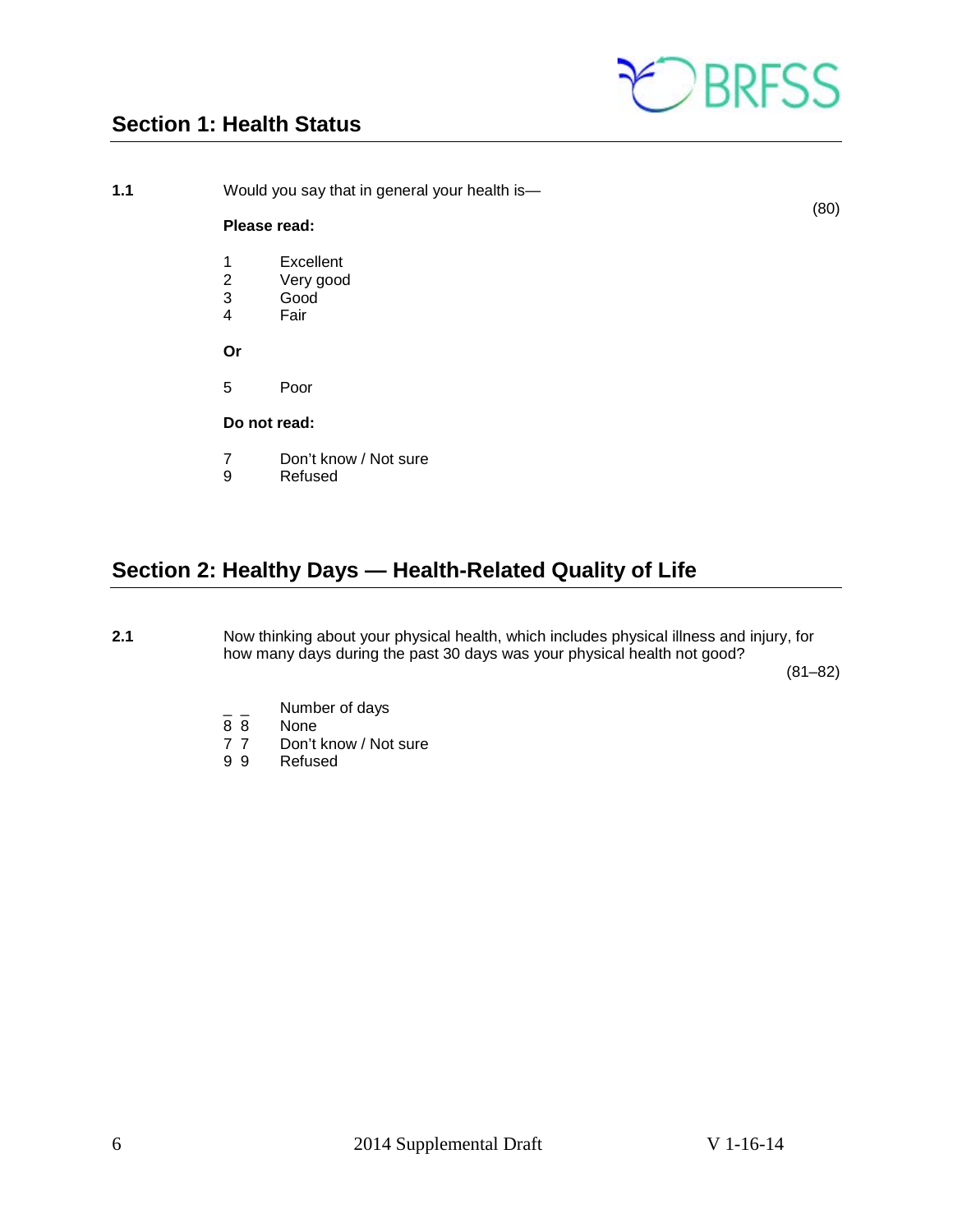## Section 1: Health Status

**1.1** Would you say that in general your health is—

(80)

**Please read:**

1 Excellent
2 Very good
3 Good
4 Fair

**Or**

5 Poor

**Do not read:**

7 Don't know / Not sure
9 Refused

## Section 2: Healthy Days — Health-Related Quality of Life

**2.1** Now thinking about your physical health, which includes physical illness and injury, for how many days during the past 30 days was your physical health not good?

(81–82)

_ _ Number of days
8 8 None
7 7 Don't know / Not sure
9 9 Refused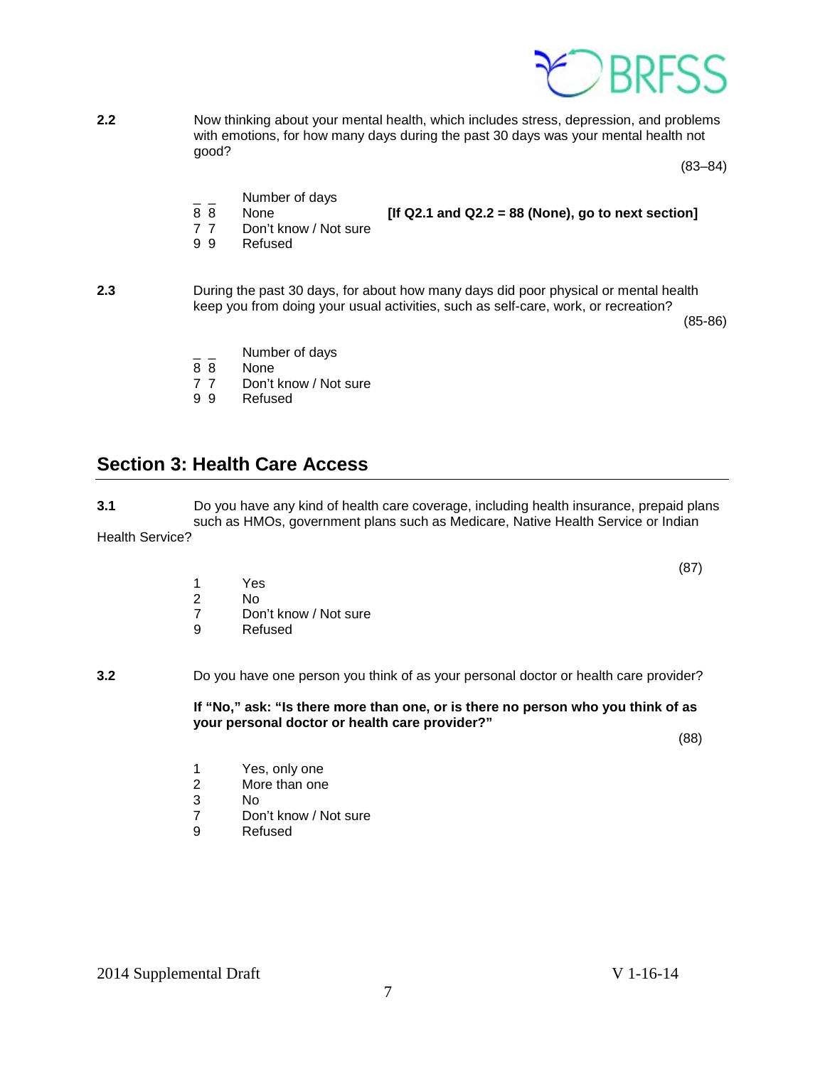**2.2** Now thinking about your mental health, which includes stress, depression, and problems with emotions, for how many days during the past 30 days was your mental health not good?

(83–84)

_ _ Number of days
8 8 None **[If Q2.1 and Q2.2 = 88 (None), go to next section]**
7 7 Don't know / Not sure
9 9 Refused

**2.3** During the past 30 days, for about how many days did poor physical or mental health keep you from doing your usual activities, such as self-care, work, or recreation?

(85-86)

_ _ Number of days
8 8 None
7 7 Don't know / Not sure
9 9 Refused

## Section 3: Health Care Access

**3.1** Do you have any kind of health care coverage, including health insurance, prepaid plans such as HMOs, government plans such as Medicare, Native Health Service or Indian Health Service?

(87)

1 Yes
2 No
7 Don't know / Not sure
9 Refused

**3.2** Do you have one person you think of as your personal doctor or health care provider?

**If "No," ask: "Is there more than one, or is there no person who you think of as your personal doctor or health care provider?"**

(88)

1 Yes, only one
2 More than one
3 No
7 Don't know / Not sure
9 Refused

2014 Supplemental Draft V 1-16-14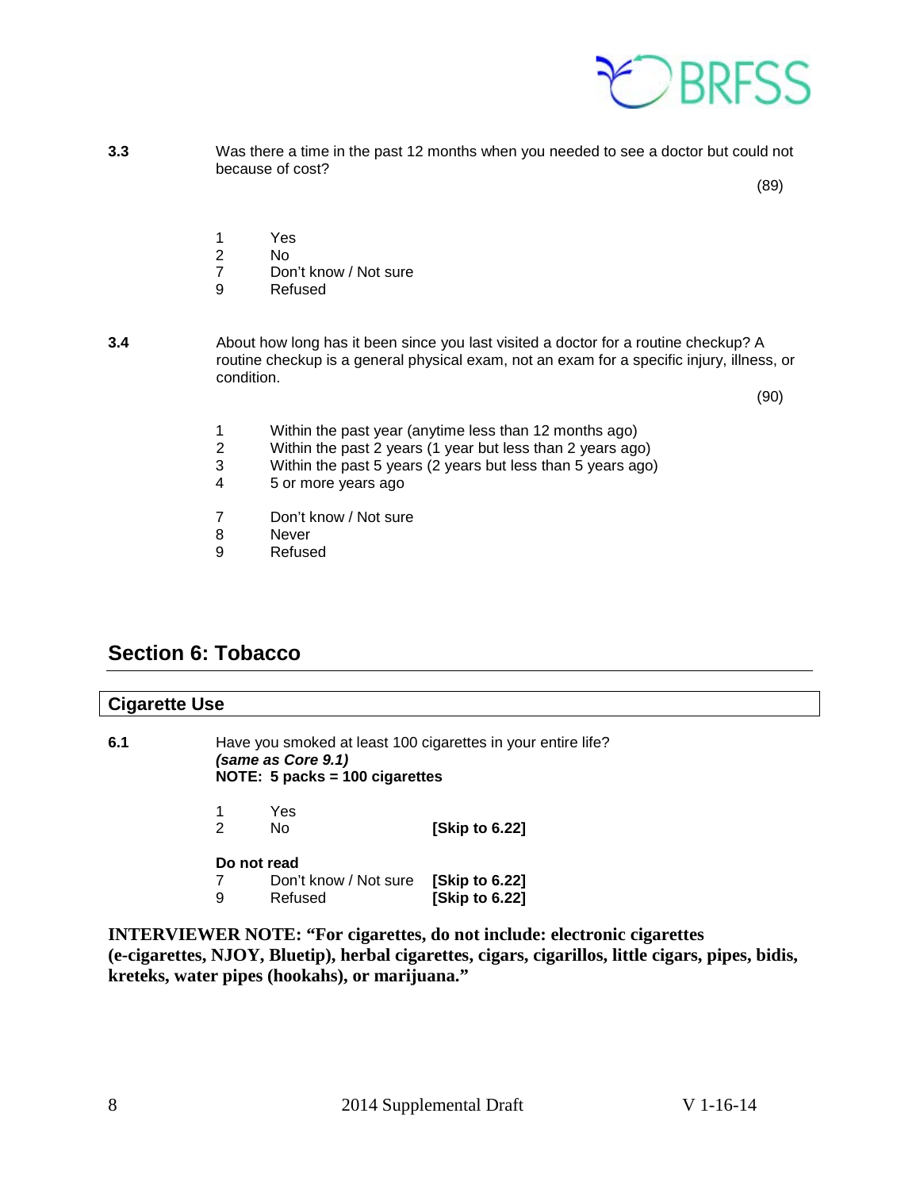**3.3** Was there a time in the past 12 months when you needed to see a doctor but could not because of cost?

(89)

1 Yes
2 No
7 Don't know / Not sure
9 Refused

**3.4** About how long has it been since you last visited a doctor for a routine checkup? A routine checkup is a general physical exam, not an exam for a specific injury, illness, or condition.

(90)

1 Within the past year (anytime less than 12 months ago)
2 Within the past 2 years (1 year but less than 2 years ago)
3 Within the past 5 years (2 years but less than 5 years ago)
4 5 or more years ago

7 Don't know / Not sure
8 Never
9 Refused

## Section 6: Tobacco

### Cigarette Use

**6.1** Have you smoked at least 100 cigarettes in your entire life?
***(same as Core 9.1)***
**NOTE: 5 packs = 100 cigarettes**

1 Yes
2 No **[Skip to 6.22]**

**Do not read**
7 Don't know / Not sure **[Skip to 6.22]**
9 Refused **[Skip to 6.22]**

**INTERVIEWER NOTE: "For cigarettes, do not include: electronic cigarettes (e-cigarettes, NJOY, Bluetip), herbal cigarettes, cigars, cigarillos, little cigars, pipes, bidis, kreteks, water pipes (hookahs), or marijuana."**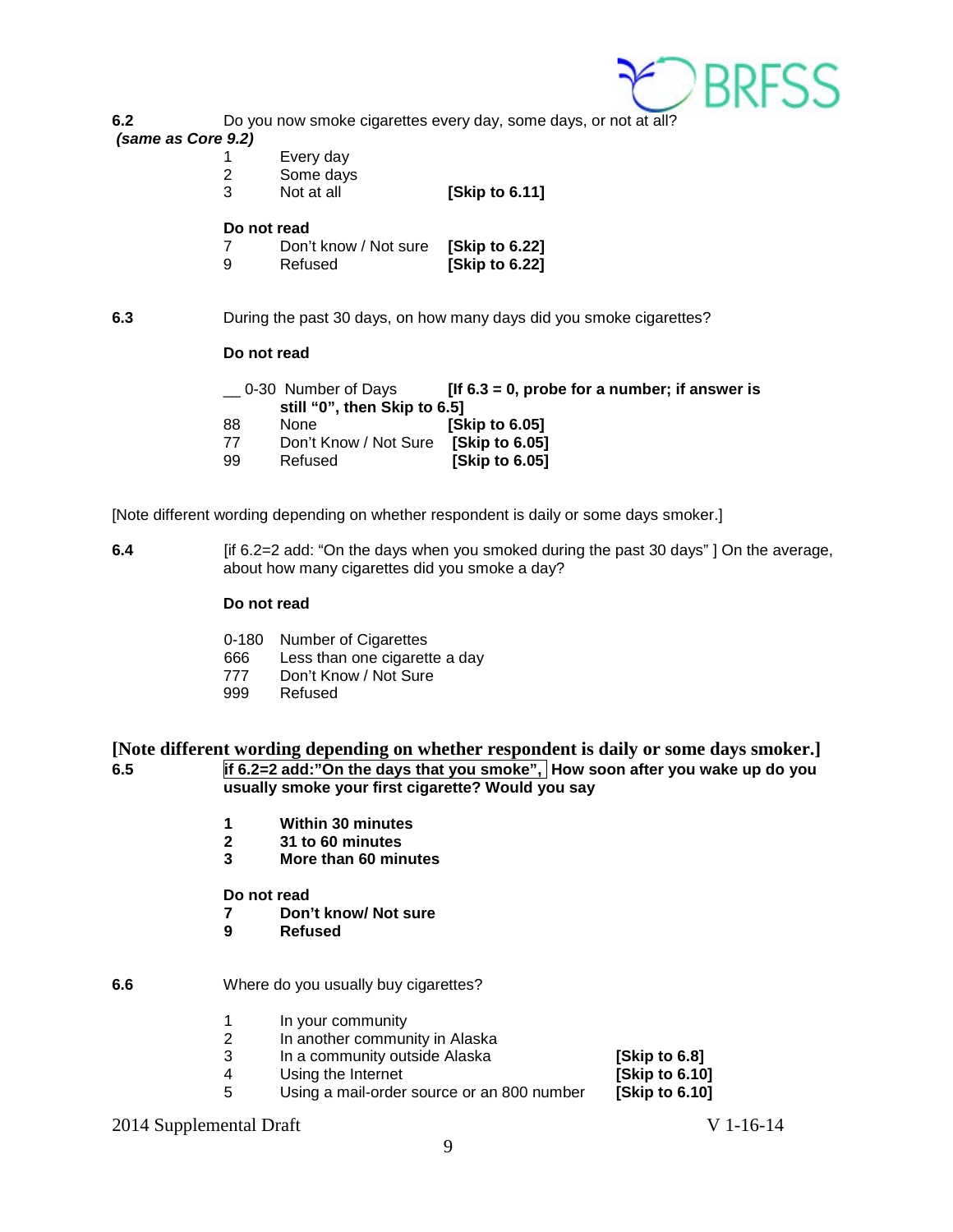**6.2** Do you now smoke cigarettes every day, some days, or not at all?
***(same as Core 9.2)***

1 Every day
2 Some days
3 Not at all **[Skip to 6.11]**

**Do not read**
7 Don't know / Not sure **[Skip to 6.22]**
9 Refused **[Skip to 6.22]**

**6.3** During the past 30 days, on how many days did you smoke cigarettes?

**Do not read**

__ 0-30 Number of Days **[If 6.3 = 0, probe for a number; if answer is still "0", then Skip to 6.5]**
88 None **[Skip to 6.05]**
77 Don't Know / Not Sure **[Skip to 6.05]**
99 Refused **[Skip to 6.05]**

[Note different wording depending on whether respondent is daily or some days smoker.]

**6.4** [if 6.2=2 add: "On the days when you smoked during the past 30 days" ] On the average, about how many cigarettes did you smoke a day?

**Do not read**

0-180 Number of Cigarettes
666 Less than one cigarette a day
777 Don't Know / Not Sure
999 Refused

**[Note different wording depending on whether respondent is daily or some days smoker.]**

**6.5** **if 6.2=2 add:"On the days that you smoke", How soon after you wake up do you usually smoke your first cigarette? Would you say**

**1 Within 30 minutes**
**2 31 to 60 minutes**
**3 More than 60 minutes**

**Do not read**
**7 Don't know/ Not sure**
**9 Refused**

**6.6** Where do you usually buy cigarettes?

1 In your community
2 In another community in Alaska
3 In a community outside Alaska **[Skip to 6.8]**
4 Using the Internet **[Skip to 6.10]**
5 Using a mail-order source or an 800 number **[Skip to 6.10]**

2014 Supplemental Draft V 1-16-14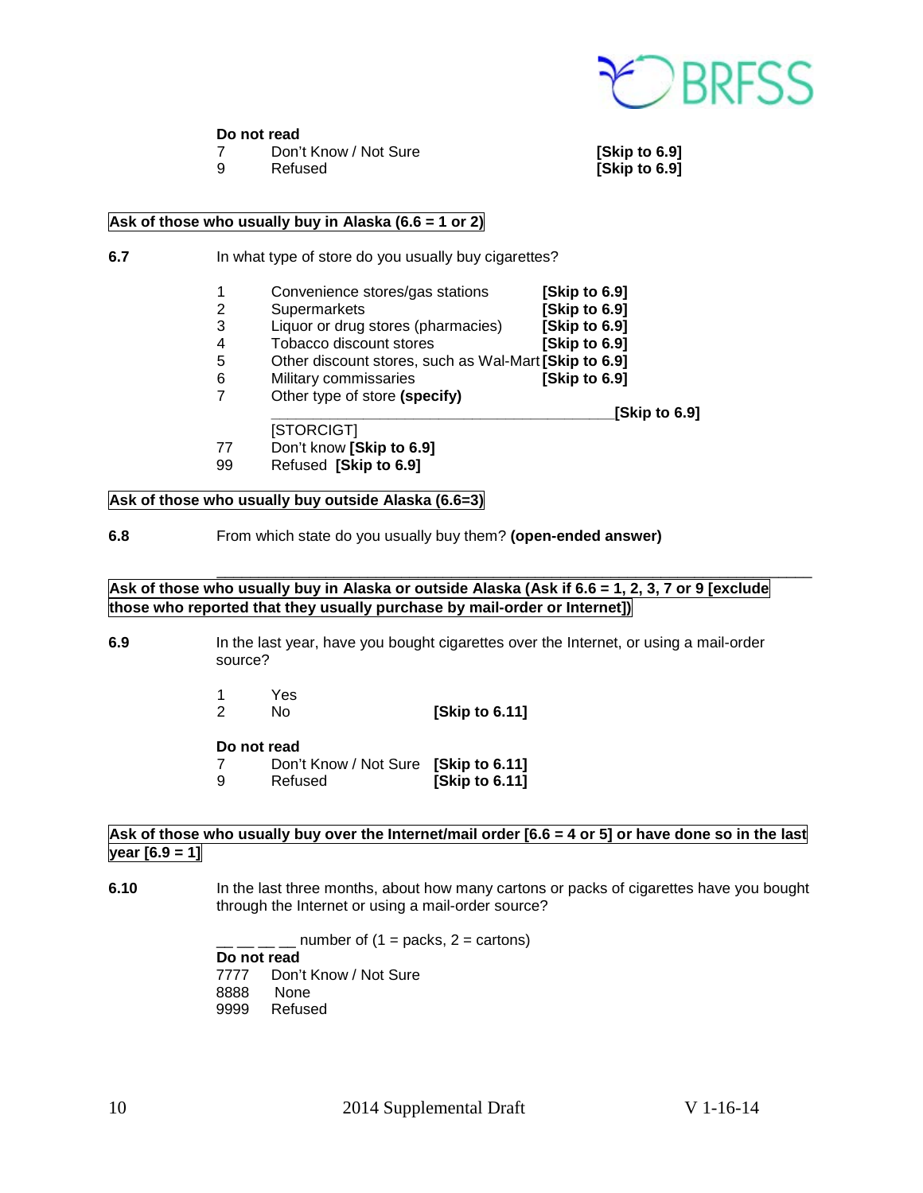**Do not read**

7 Don't Know / Not Sure **[Skip to 6.9]**
9 Refused **[Skip to 6.9]**

**Ask of those who usually buy in Alaska (6.6 = 1 or 2)**

**6.7** In what type of store do you usually buy cigarettes?

1 Convenience stores/gas stations **[Skip to 6.9]**
2 Supermarkets **[Skip to 6.9]**
3 Liquor or drug stores (pharmacies) **[Skip to 6.9]**
4 Tobacco discount stores **[Skip to 6.9]**
5 Other discount stores, such as Wal-Mart **[Skip to 6.9]**
6 Military commissaries **[Skip to 6.9]**
7 Other type of store **(specify)**
________________________________________**[Skip to 6.9]**
[STORCIGT]
77 Don't know **[Skip to 6.9]**
99 Refused **[Skip to 6.9]**

**Ask of those who usually buy outside Alaska (6.6=3)**

**6.8** From which state do you usually buy them? **(open-ended answer)**

________________________________________________________________

**Ask of those who usually buy in Alaska or outside Alaska (Ask if 6.6 = 1, 2, 3, 7 or 9 [exclude those who reported that they usually purchase by mail-order or Internet])**

**6.9** In the last year, have you bought cigarettes over the Internet, or using a mail-order source?

1 Yes
2 No **[Skip to 6.11]**

**Do not read**
7 Don't Know / Not Sure **[Skip to 6.11]**
9 Refused **[Skip to 6.11]**

**Ask of those who usually buy over the Internet/mail order [6.6 = 4 or 5] or have done so in the last year [6.9 = 1]**

**6.10** In the last three months, about how many cartons or packs of cigarettes have you bought through the Internet or using a mail-order source?

__ __ __ __ number of (1 = packs, 2 = cartons)
**Do not read**
7777 Don't Know / Not Sure
8888 None
9999 Refused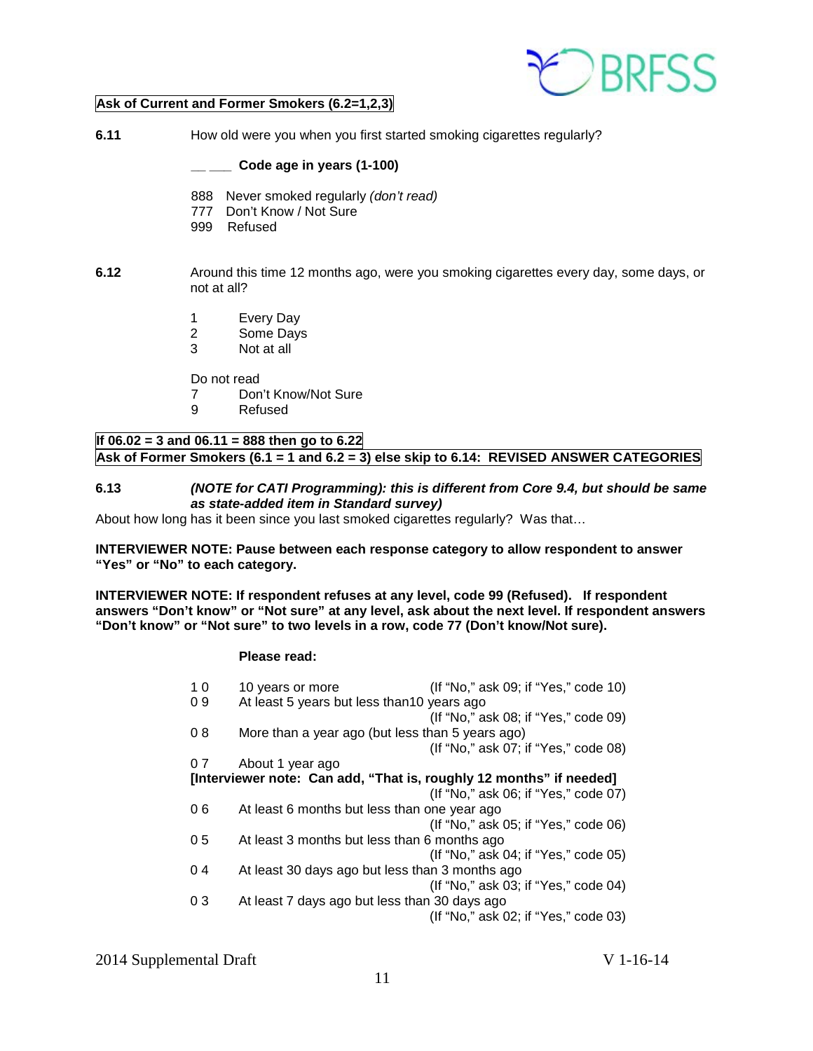**Ask of Current and Former Smokers (6.2=1,2,3)**

**6.11** How old were you when you first started smoking cigarettes regularly?

__ ___ **Code age in years (1-100)**

888 Never smoked regularly *(don't read)*
777 Don't Know / Not Sure
999 Refused

**6.12** Around this time 12 months ago, were you smoking cigarettes every day, some days, or not at all?

1 Every Day
2 Some Days
3 Not at all

Do not read
7 Don't Know/Not Sure
9 Refused

**If 06.02 = 3 and 06.11 = 888 then go to 6.22**
**Ask of Former Smokers (6.1 = 1 and 6.2 = 3) else skip to 6.14: REVISED ANSWER CATEGORIES**

**6.13** ***(NOTE for CATI Programming): this is different from Core 9.4, but should be same as state-added item in Standard survey)***

About how long has it been since you last smoked cigarettes regularly? Was that…

**INTERVIEWER NOTE: Pause between each response category to allow respondent to answer "Yes" or "No" to each category.**

**INTERVIEWER NOTE: If respondent refuses at any level, code 99 (Refused). If respondent answers "Don't know" or "Not sure" at any level, ask about the next level. If respondent answers "Don't know" or "Not sure" to two levels in a row, code 77 (Don't know/Not sure).**

**Please read:**

1 0 10 years or more (If "No," ask 09; if "Yes," code 10)
0 9 At least 5 years but less than10 years ago
(If "No," ask 08; if "Yes," code 09)
0 8 More than a year ago (but less than 5 years ago)
(If "No," ask 07; if "Yes," code 08)
0 7 About 1 year ago
**[Interviewer note: Can add, "That is, roughly 12 months" if needed]**
(If "No," ask 06; if "Yes," code 07)
0 6 At least 6 months but less than one year ago
(If "No," ask 05; if "Yes," code 06)
0 5 At least 3 months but less than 6 months ago
(If "No," ask 04; if "Yes," code 05)
0 4 At least 30 days ago but less than 3 months ago
(If "No," ask 03; if "Yes," code 04)
0 3 At least 7 days ago but less than 30 days ago
(If "No," ask 02; if "Yes," code 03)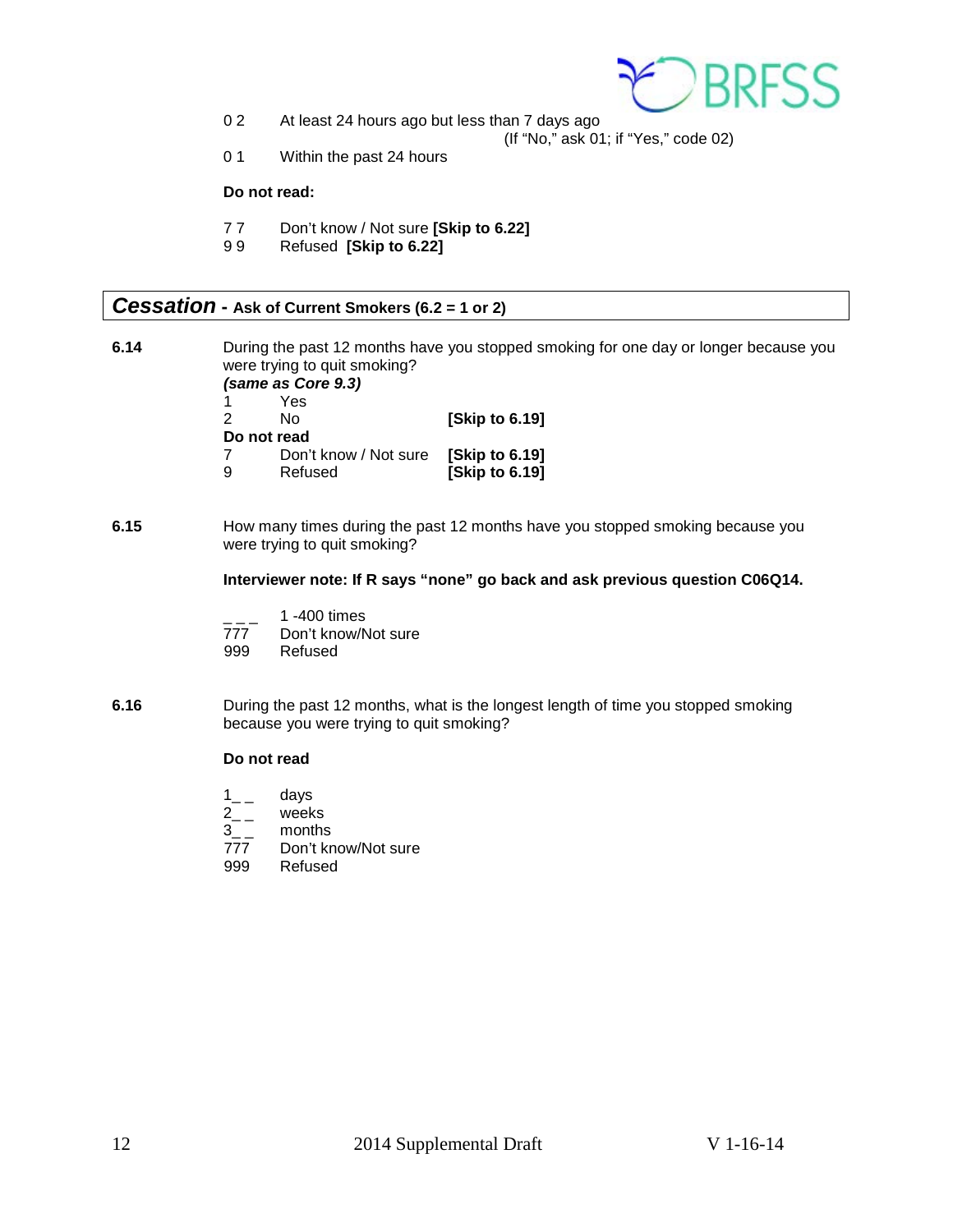0 2  At least 24 hours ago but less than 7 days ago
(If "No," ask 01; if "Yes," code 02)

0 1  Within the past 24 hours

**Do not read:**

7 7  Don't know / Not sure **[Skip to 6.22]**
9 9  Refused **[Skip to 6.22]**

## *Cessation* - Ask of Current Smokers (6.2 = 1 or 2)

**6.14** During the past 12 months have you stopped smoking for one day or longer because you were trying to quit smoking?
***(same as Core 9.3)***

1  Yes
2  No  **[Skip to 6.19]**

**Do not read**

7  Don't know / Not sure  **[Skip to 6.19]**
9  Refused  **[Skip to 6.19]**

**6.15** How many times during the past 12 months have you stopped smoking because you were trying to quit smoking?

**Interviewer note: If R says "none" go back and ask previous question C06Q14.**

_ _ _  1 -400 times
777  Don't know/Not sure
999  Refused

**6.16** During the past 12 months, what is the longest length of time you stopped smoking because you were trying to quit smoking?

**Do not read**

1_ _  days
2_ _  weeks
3_ _  months
777  Don't know/Not sure
999  Refused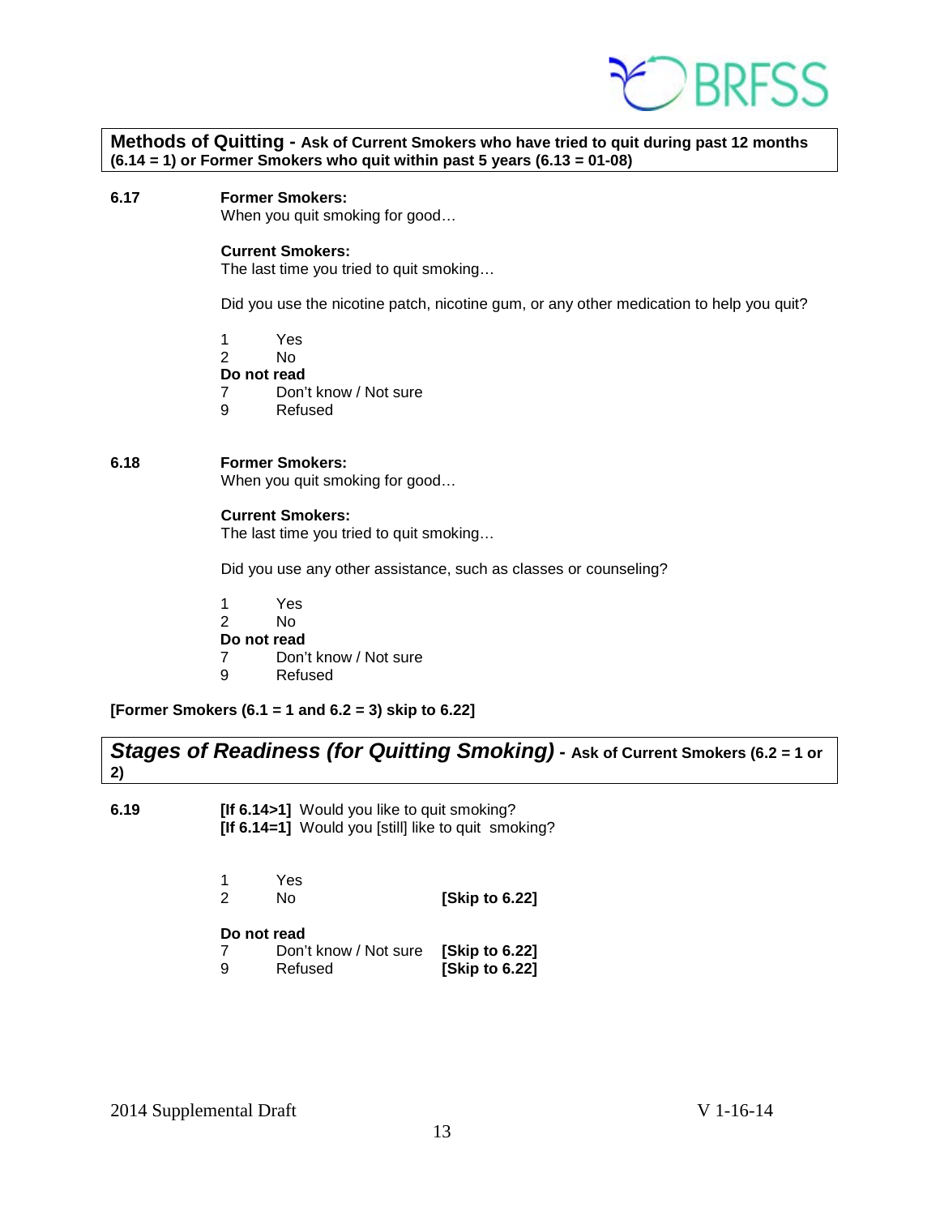**Methods of Quitting - Ask of Current Smokers who have tried to quit during past 12 months (6.14 = 1) or Former Smokers who quit within past 5 years (6.13 = 01-08)**

**6.17** **Former Smokers:**
When you quit smoking for good…

**Current Smokers:**
The last time you tried to quit smoking…

Did you use the nicotine patch, nicotine gum, or any other medication to help you quit?

1 Yes
2 No
**Do not read**
7 Don't know / Not sure
9 Refused

**6.18** **Former Smokers:**
When you quit smoking for good…

**Current Smokers:**
The last time you tried to quit smoking…

Did you use any other assistance, such as classes or counseling?

1 Yes
2 No
**Do not read**
7 Don't know / Not sure
9 Refused

**[Former Smokers (6.1 = 1 and 6.2 = 3) skip to 6.22]**

***Stages of Readiness (for Quitting Smoking)* - Ask of Current Smokers (6.2 = 1 or 2)**

**6.19** **[If 6.14>1]** Would you like to quit smoking?
**[If 6.14=1]** Would you [still] like to quit smoking?

1 Yes
2 No **[Skip to 6.22]**

**Do not read**
7 Don't know / Not sure **[Skip to 6.22]**
9 Refused **[Skip to 6.22]**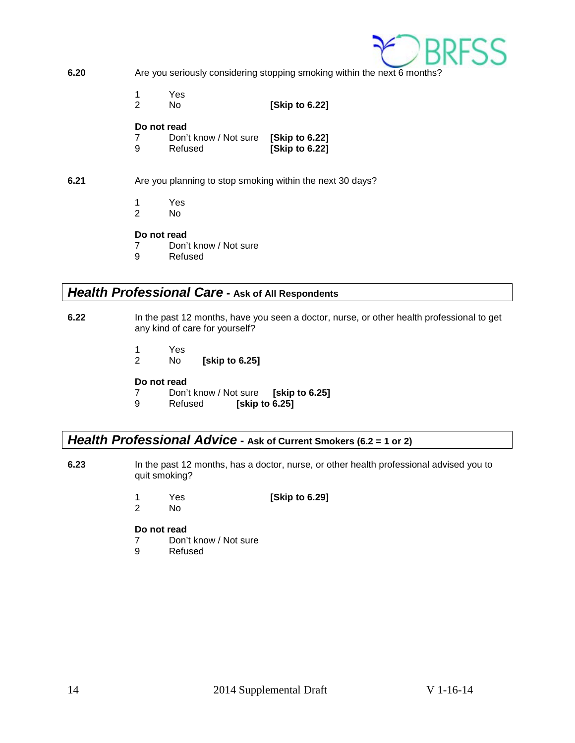**6.20** Are you seriously considering stopping smoking within the next 6 months?

1 Yes
2 No **[Skip to 6.22]**

**Do not read**
7 Don't know / Not sure **[Skip to 6.22]**
9 Refused **[Skip to 6.22]**

**6.21** Are you planning to stop smoking within the next 30 days?

1 Yes
2 No

**Do not read**
7 Don't know / Not sure
9 Refused

## *Health Professional Care* - Ask of All Respondents

**6.22** In the past 12 months, have you seen a doctor, nurse, or other health professional to get any kind of care for yourself?

1 Yes
2 No **[skip to 6.25]**

**Do not read**
7 Don't know / Not sure **[skip to 6.25]**
9 Refused **[skip to 6.25]**

## *Health Professional Advice* - Ask of Current Smokers (6.2 = 1 or 2)

**6.23** In the past 12 months, has a doctor, nurse, or other health professional advised you to quit smoking?

1 Yes **[Skip to 6.29]**
2 No

**Do not read**
7 Don't know / Not sure
9 Refused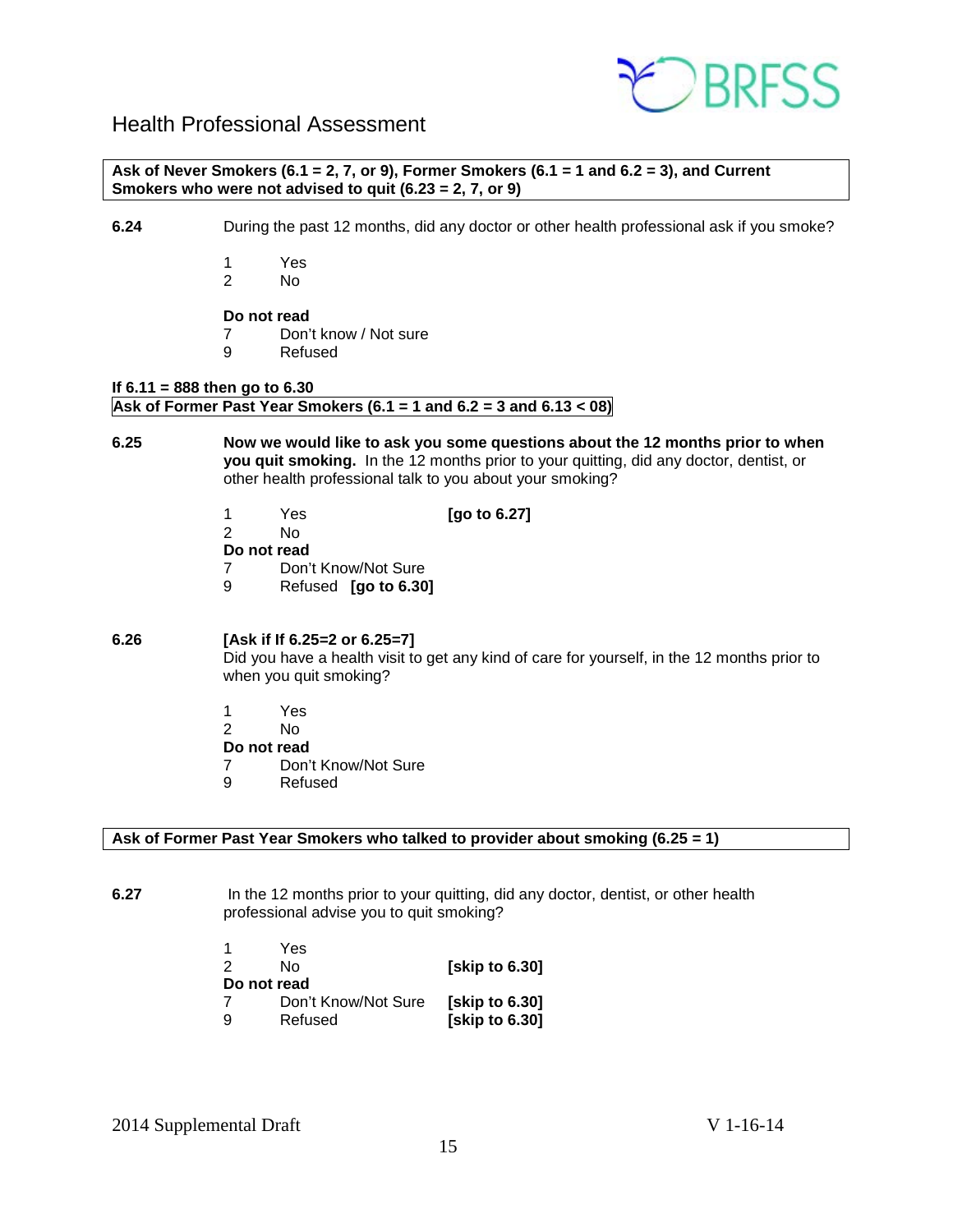## Health Professional Assessment

**Ask of Never Smokers (6.1 = 2, 7, or 9), Former Smokers (6.1 = 1 and 6.2 = 3), and Current Smokers who were not advised to quit (6.23 = 2, 7, or 9)**

**6.24** During the past 12 months, did any doctor or other health professional ask if you smoke?

1 Yes
2 No

**Do not read**
7 Don't know / Not sure
9 Refused

**If 6.11 = 888 then go to 6.30**

**Ask of Former Past Year Smokers (6.1 = 1 and 6.2 = 3 and 6.13 < 08)**

**6.25** **Now we would like to ask you some questions about the 12 months prior to when you quit smoking.** In the 12 months prior to your quitting, did any doctor, dentist, or other health professional talk to you about your smoking?

1 Yes **[go to 6.27]**
2 No
**Do not read**
7 Don't Know/Not Sure
9 Refused **[go to 6.30]**

**6.26** **[Ask if If 6.25=2 or 6.25=7]**
Did you have a health visit to get any kind of care for yourself, in the 12 months prior to when you quit smoking?

1 Yes
2 No
**Do not read**
7 Don't Know/Not Sure
9 Refused

**Ask of Former Past Year Smokers who talked to provider about smoking (6.25 = 1)**

**6.27** In the 12 months prior to your quitting, did any doctor, dentist, or other health professional advise you to quit smoking?

1 Yes
2 No **[skip to 6.30]**
**Do not read**
7 Don't Know/Not Sure **[skip to 6.30]**
9 Refused **[skip to 6.30]**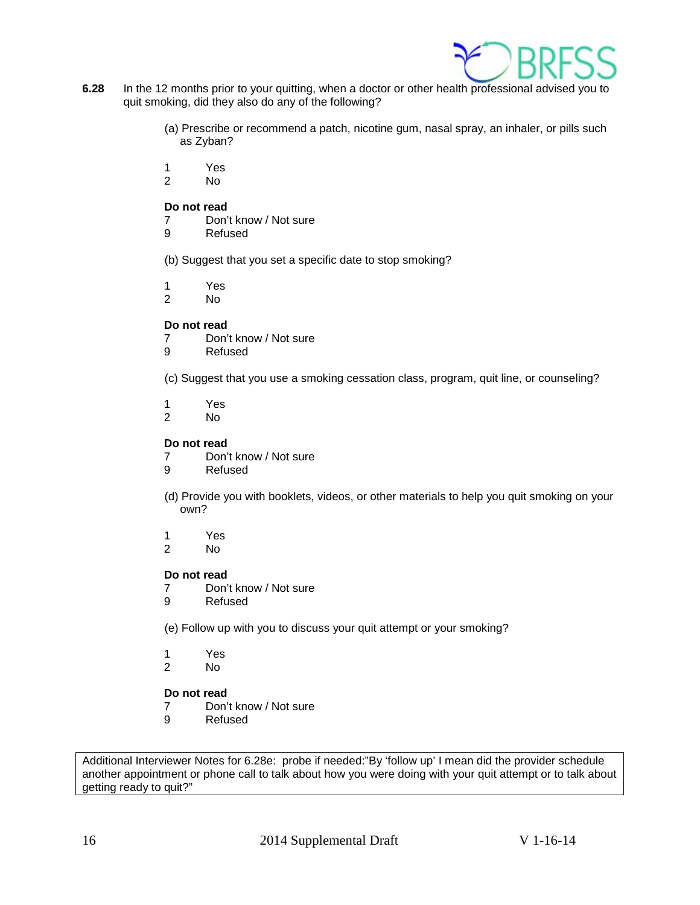**6.28** In the 12 months prior to your quitting, when a doctor or other health professional advised you to quit smoking, did they also do any of the following?

(a) Prescribe or recommend a patch, nicotine gum, nasal spray, an inhaler, or pills such as Zyban?

1 Yes
2 No

**Do not read**
7 Don't know / Not sure
9 Refused

(b) Suggest that you set a specific date to stop smoking?

1 Yes
2 No

**Do not read**
7 Don't know / Not sure
9 Refused

(c) Suggest that you use a smoking cessation class, program, quit line, or counseling?

1 Yes
2 No

**Do not read**
7 Don't know / Not sure
9 Refused

(d) Provide you with booklets, videos, or other materials to help you quit smoking on your own?

1 Yes
2 No

**Do not read**
7 Don't know / Not sure
9 Refused

(e) Follow up with you to discuss your quit attempt or your smoking?

1 Yes
2 No

**Do not read**
7 Don't know / Not sure
9 Refused

| Additional Interviewer Notes for 6.28e: probe if needed:"By 'follow up' I mean did the provider schedule another appointment or phone call to talk about how you were doing with your quit attempt or to talk about getting ready to quit?" |
|---|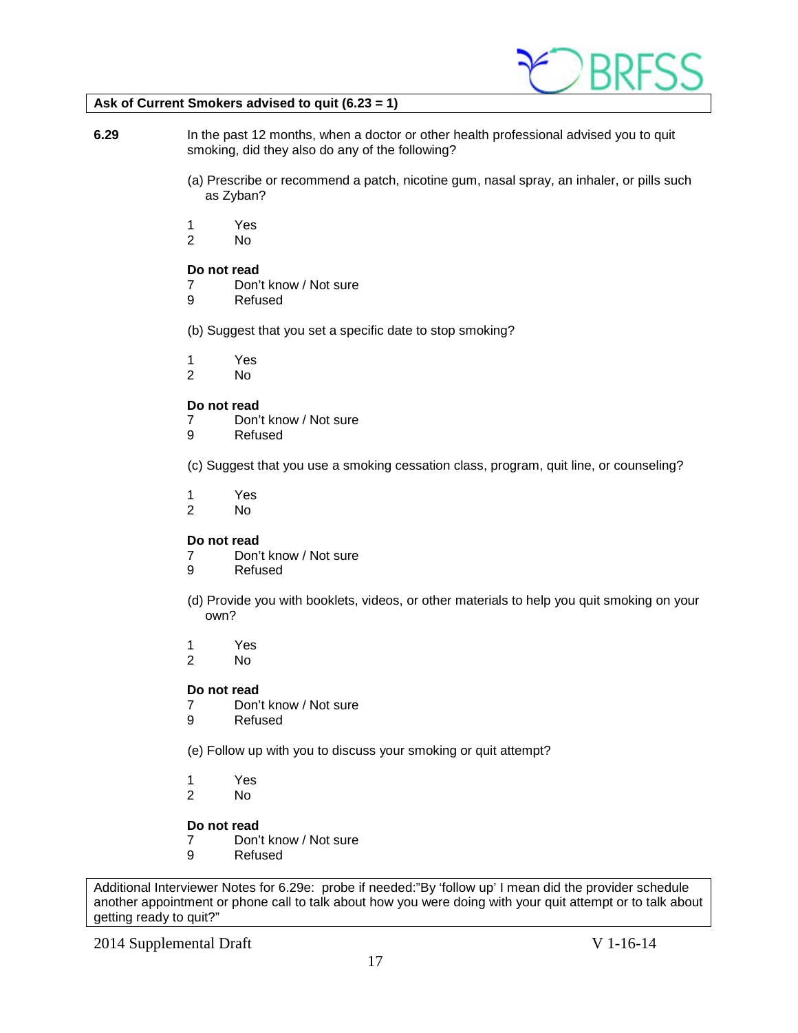**Ask of Current Smokers advised to quit (6.23 = 1)**

**6.29** In the past 12 months, when a doctor or other health professional advised you to quit smoking, did they also do any of the following?

(a) Prescribe or recommend a patch, nicotine gum, nasal spray, an inhaler, or pills such as Zyban?

1 Yes
2 No

**Do not read**
7 Don't know / Not sure
9 Refused

(b) Suggest that you set a specific date to stop smoking?

1 Yes
2 No

**Do not read**
7 Don't know / Not sure
9 Refused

(c) Suggest that you use a smoking cessation class, program, quit line, or counseling?

1 Yes
2 No

**Do not read**
7 Don't know / Not sure
9 Refused

(d) Provide you with booklets, videos, or other materials to help you quit smoking on your own?

1 Yes
2 No

**Do not read**
7 Don't know / Not sure
9 Refused

(e) Follow up with you to discuss your smoking or quit attempt?

1 Yes
2 No

**Do not read**
7 Don't know / Not sure
9 Refused

Additional Interviewer Notes for 6.29e: probe if needed:"By 'follow up' I mean did the provider schedule another appointment or phone call to talk about how you were doing with your quit attempt or to talk about getting ready to quit?"

2014 Supplemental Draft V 1-16-14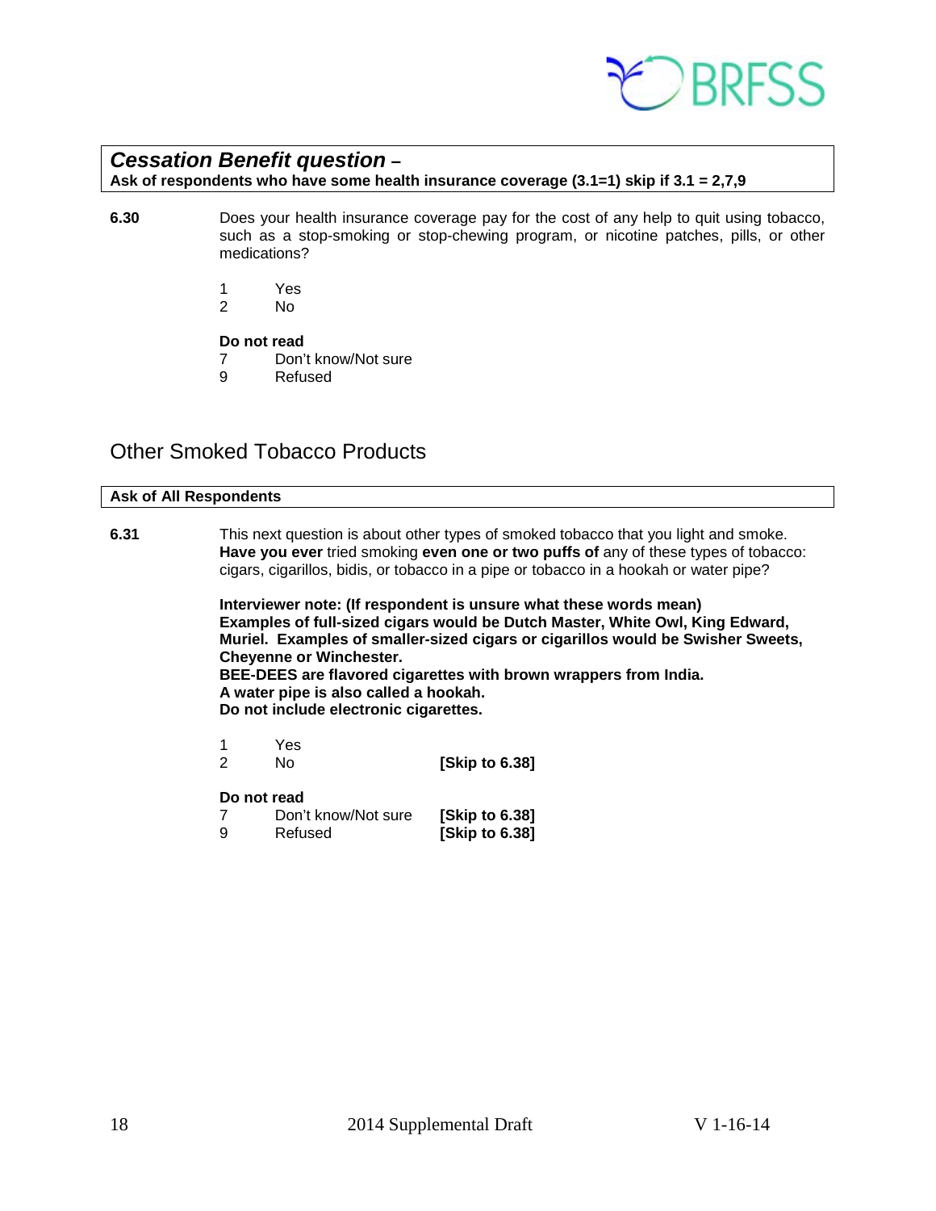**_Cessation Benefit question_ –**
**Ask of respondents who have some health insurance coverage (3.1=1) skip if 3.1 = 2,7,9**

**6.30** Does your health insurance coverage pay for the cost of any help to quit using tobacco, such as a stop-smoking or stop-chewing program, or nicotine patches, pills, or other medications?

1 Yes
2 No

**Do not read**
7 Don't know/Not sure
9 Refused

## Other Smoked Tobacco Products

**Ask of All Respondents**

**6.31** This next question is about other types of smoked tobacco that you light and smoke. **Have you ever** tried smoking **even one or two puffs of** any of these types of tobacco: cigars, cigarillos, bidis, or tobacco in a pipe or tobacco in a hookah or water pipe?

**Interviewer note: (If respondent is unsure what these words mean)**
**Examples of full-sized cigars would be Dutch Master, White Owl, King Edward, Muriel. Examples of smaller-sized cigars or cigarillos would be Swisher Sweets, Cheyenne or Winchester.**
**BEE-DEES are flavored cigarettes with brown wrappers from India.**
**A water pipe is also called a hookah.**
**Do not include electronic cigarettes.**

1 Yes
2 No **[Skip to 6.38]**

**Do not read**
7 Don't know/Not sure **[Skip to 6.38]**
9 Refused **[Skip to 6.38]**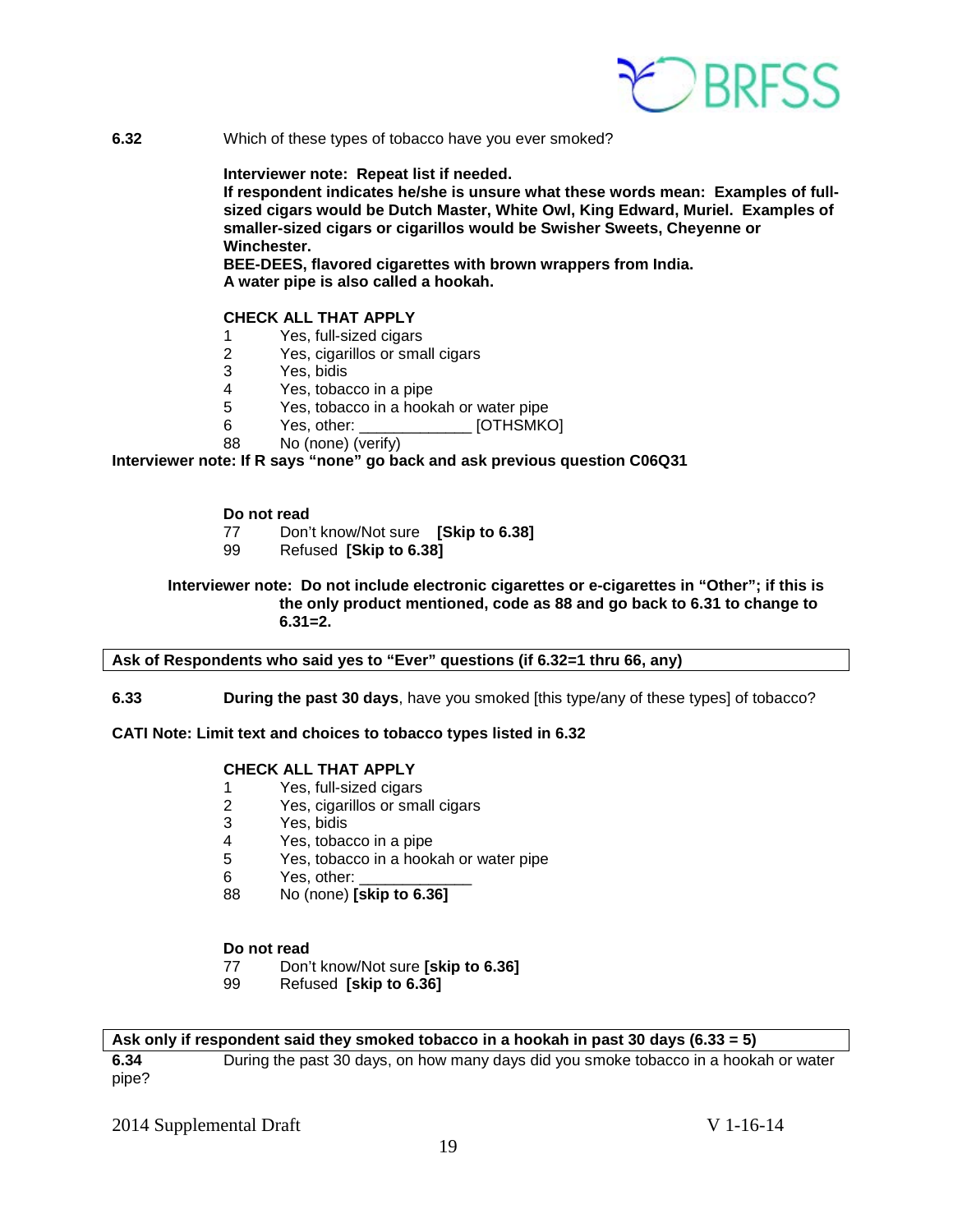**6.32** Which of these types of tobacco have you ever smoked?

**Interviewer note: Repeat list if needed.**
**If respondent indicates he/she is unsure what these words mean: Examples of full-sized cigars would be Dutch Master, White Owl, King Edward, Muriel. Examples of smaller-sized cigars or cigarillos would be Swisher Sweets, Cheyenne or Winchester.**
**BEE-DEES, flavored cigarettes with brown wrappers from India.**
**A water pipe is also called a hookah.**

**CHECK ALL THAT APPLY**

1 Yes, full-sized cigars
2 Yes, cigarillos or small cigars
3 Yes, bidis
4 Yes, tobacco in a pipe
5 Yes, tobacco in a hookah or water pipe
6 Yes, other: _____________ [OTHSMKO]
88 No (none) (verify)

**Interviewer note: If R says "none" go back and ask previous question C06Q31**

**Do not read**

77 Don't know/Not sure **[Skip to 6.38]**
99 Refused **[Skip to 6.38]**

**Interviewer note: Do not include electronic cigarettes or e-cigarettes in "Other"; if this is the only product mentioned, code as 88 and go back to 6.31 to change to 6.31=2.**

| **Ask of Respondents who said yes to "Ever" questions (if 6.32=1 thru 66, any)** |
|---|

**6.33** **During the past 30 days**, have you smoked [this type/any of these types] of tobacco?

**CATI Note: Limit text and choices to tobacco types listed in 6.32**

**CHECK ALL THAT APPLY**

1 Yes, full-sized cigars
2 Yes, cigarillos or small cigars
3 Yes, bidis
4 Yes, tobacco in a pipe
5 Yes, tobacco in a hookah or water pipe
6 Yes, other: _____________
88 No (none) **[skip to 6.36]**

**Do not read**

77 Don't know/Not sure **[skip to 6.36]**
99 Refused **[skip to 6.36]**

| **Ask only if respondent said they smoked tobacco in a hookah in past 30 days (6.33 = 5)** |
|---|

**6.34** During the past 30 days, on how many days did you smoke tobacco in a hookah or water pipe?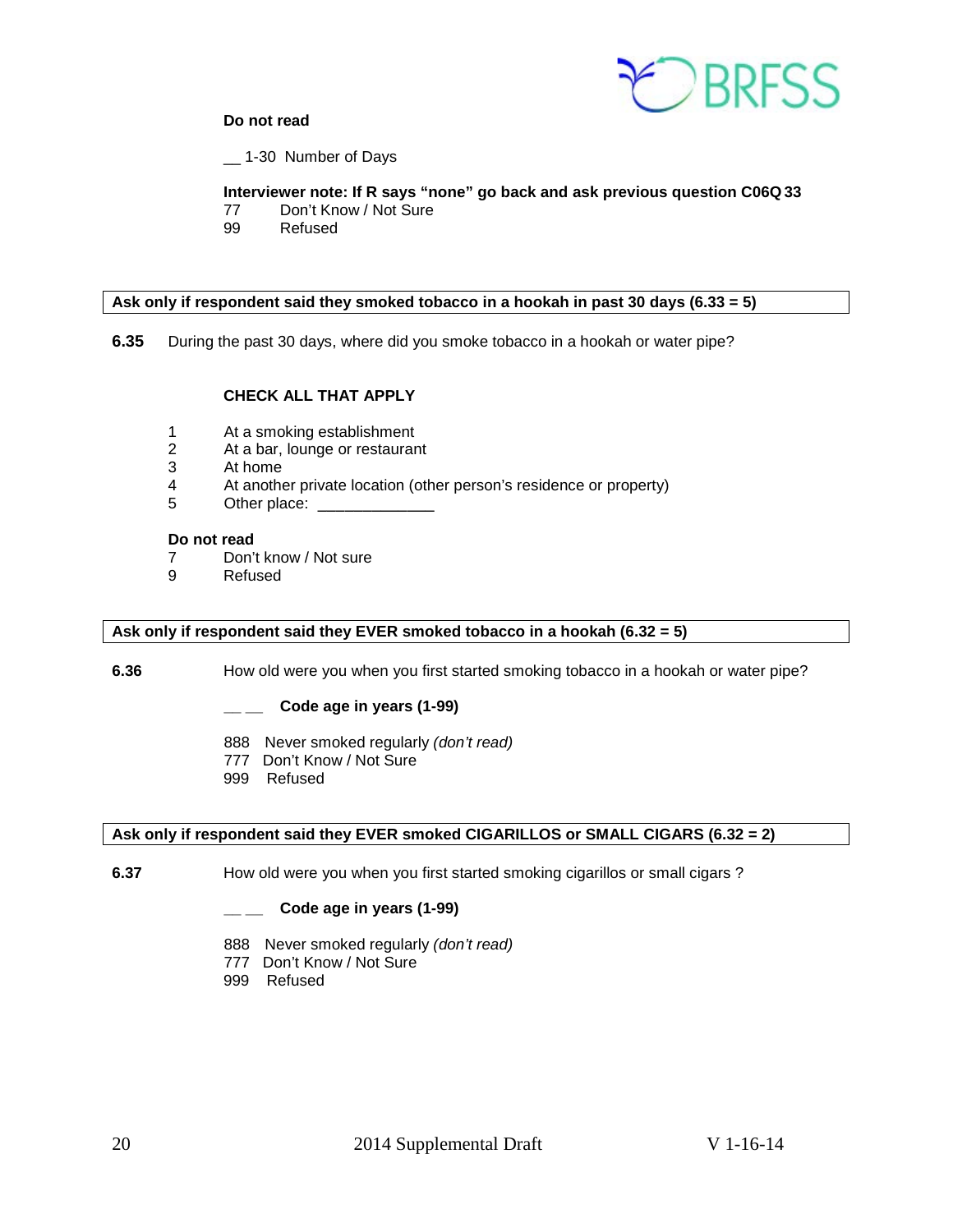**Do not read**

__ 1-30 Number of Days

**Interviewer note: If R says "none" go back and ask previous question C06Q 33**

77 Don't Know / Not Sure
99 Refused

**Ask only if respondent said they smoked tobacco in a hookah in past 30 days (6.33 = 5)**

**6.35** During the past 30 days, where did you smoke tobacco in a hookah or water pipe?

**CHECK ALL THAT APPLY**

1 At a smoking establishment
2 At a bar, lounge or restaurant
3 At home
4 At another private location (other person's residence or property)
5 Other place: _____________

**Do not read**

7 Don't know / Not sure
9 Refused

**Ask only if respondent said they EVER smoked tobacco in a hookah (6.32 = 5)**

**6.36** How old were you when you first started smoking tobacco in a hookah or water pipe?

__ __ **Code age in years (1-99)**

888 Never smoked regularly *(don't read)*
777 Don't Know / Not Sure
999 Refused

**Ask only if respondent said they EVER smoked CIGARILLOS or SMALL CIGARS (6.32 = 2)**

**6.37** How old were you when you first started smoking cigarillos or small cigars ?

__ __ **Code age in years (1-99)**

888 Never smoked regularly *(don't read)*
777 Don't Know / Not Sure
999 Refused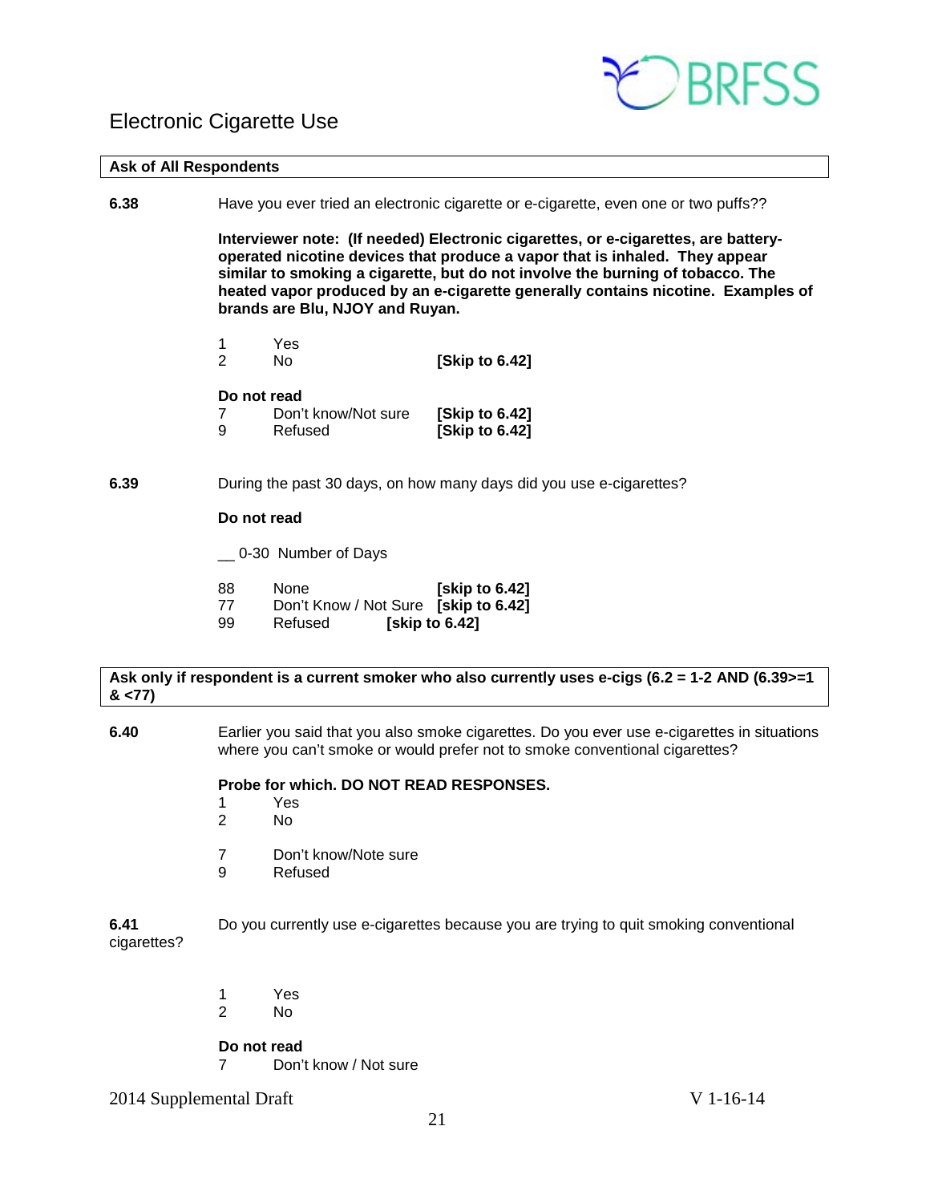# Electronic Cigarette Use

**Ask of All Respondents**

**6.38** Have you ever tried an electronic cigarette or e-cigarette, even one or two puffs??

**Interviewer note: (If needed) Electronic cigarettes, or e-cigarettes, are battery-operated nicotine devices that produce a vapor that is inhaled. They appear similar to smoking a cigarette, but do not involve the burning of tobacco. The heated vapor produced by an e-cigarette generally contains nicotine. Examples of brands are Blu, NJOY and Ruyan.**

1 Yes
2 No **[Skip to 6.42]**

**Do not read**
7 Don't know/Not sure **[Skip to 6.42]**
9 Refused **[Skip to 6.42]**

**6.39** During the past 30 days, on how many days did you use e-cigarettes?

**Do not read**

__ 0-30 Number of Days

88 None **[skip to 6.42]**
77 Don't Know / Not Sure **[skip to 6.42]**
99 Refused **[skip to 6.42]**

**Ask only if respondent is a current smoker who also currently uses e-cigs (6.2 = 1-2 AND (6.39>=1 & <77)**

**6.40** Earlier you said that you also smoke cigarettes. Do you ever use e-cigarettes in situations where you can't smoke or would prefer not to smoke conventional cigarettes?

**Probe for which. DO NOT READ RESPONSES.**
1 Yes
2 No

7 Don't know/Note sure
9 Refused

**6.41** Do you currently use e-cigarettes because you are trying to quit smoking conventional cigarettes?

1 Yes
2 No

**Do not read**
7 Don't know / Not sure

2014 Supplemental Draft V 1-16-14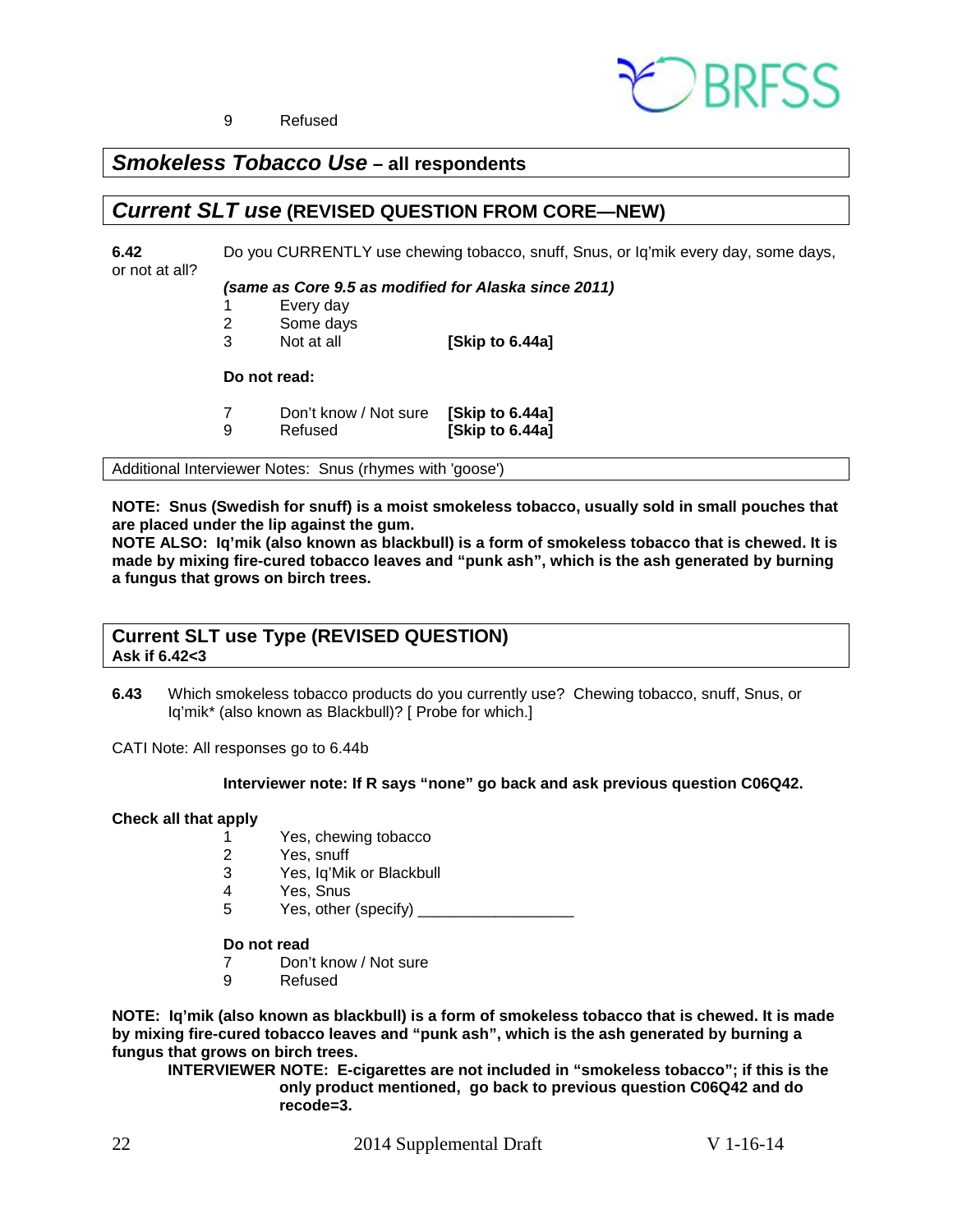9 Refused

## *Smokeless Tobacco Use* – all respondents

## *Current SLT use* (REVISED QUESTION FROM CORE—NEW)

**6.42** Do you CURRENTLY use chewing tobacco, snuff, Snus, or Iq'mik every day, some days, or not at all?

***(same as Core 9.5 as modified for Alaska since 2011)***

1 Every day
2 Some days
3 Not at all **[Skip to 6.44a]**

**Do not read:**

7 Don't know / Not sure **[Skip to 6.44a]**
9 Refused **[Skip to 6.44a]**

Additional Interviewer Notes: Snus (rhymes with 'goose')

**NOTE: Snus (Swedish for snuff) is a moist smokeless tobacco, usually sold in small pouches that are placed under the lip against the gum.**
**NOTE ALSO: Iq'mik (also known as blackbull) is a form of smokeless tobacco that is chewed. It is made by mixing fire-cured tobacco leaves and "punk ash", which is the ash generated by burning a fungus that grows on birch trees.**

## Current SLT use Type (REVISED QUESTION)
**Ask if 6.42<3**

**6.43** Which smokeless tobacco products do you currently use? Chewing tobacco, snuff, Snus, or Iq'mik* (also known as Blackbull)? [ Probe for which.]

CATI Note: All responses go to 6.44b

**Interviewer note: If R says "none" go back and ask previous question C06Q42.**

**Check all that apply**

1 Yes, chewing tobacco
2 Yes, snuff
3 Yes, Iq'Mik or Blackbull
4 Yes, Snus
5 Yes, other (specify) __________________

**Do not read**

7 Don't know / Not sure
9 Refused

**NOTE: Iq'mik (also known as blackbull) is a form of smokeless tobacco that is chewed. It is made by mixing fire-cured tobacco leaves and "punk ash", which is the ash generated by burning a fungus that grows on birch trees.**

**INTERVIEWER NOTE: E-cigarettes are not included in "smokeless tobacco"; if this is the only product mentioned, go back to previous question C06Q42 and do recode=3.**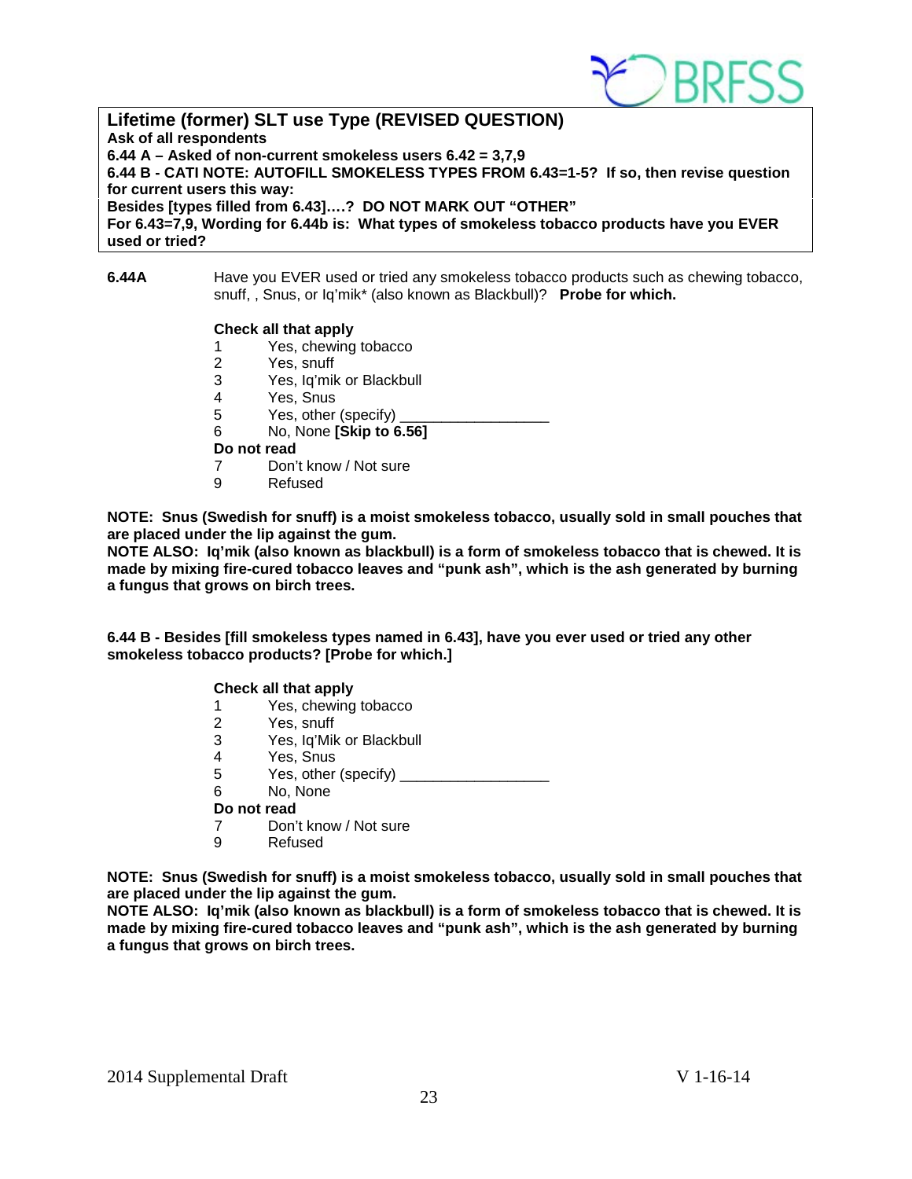**Lifetime (former) SLT use Type (REVISED QUESTION)**
**Ask of all respondents**
**6.44 A – Asked of non-current smokeless users 6.42 = 3,7,9**
**6.44 B - CATI NOTE: AUTOFILL SMOKELESS TYPES FROM 6.43=1-5? If so, then revise question for current users this way:**
**Besides [types filled from 6.43]….? DO NOT MARK OUT "OTHER"**
**For 6.43=7,9, Wording for 6.44b is: What types of smokeless tobacco products have you EVER used or tried?**

**6.44A** Have you EVER used or tried any smokeless tobacco products such as chewing tobacco, snuff, , Snus, or Iq'mik* (also known as Blackbull)? **Probe for which.**

**Check all that apply**

1 Yes, chewing tobacco
2 Yes, snuff
3 Yes, Iq'mik or Blackbull
4 Yes, Snus
5 Yes, other (specify) __________________
6 No, None **[Skip to 6.56]**

**Do not read**

7 Don't know / Not sure
9 Refused

**NOTE: Snus (Swedish for snuff) is a moist smokeless tobacco, usually sold in small pouches that are placed under the lip against the gum.**
**NOTE ALSO: Iq'mik (also known as blackbull) is a form of smokeless tobacco that is chewed. It is made by mixing fire-cured tobacco leaves and "punk ash", which is the ash generated by burning a fungus that grows on birch trees.**

**6.44 B - Besides [fill smokeless types named in 6.43], have you ever used or tried any other smokeless tobacco products? [Probe for which.]**

**Check all that apply**

1 Yes, chewing tobacco
2 Yes, snuff
3 Yes, Iq'Mik or Blackbull
4 Yes, Snus
5 Yes, other (specify) __________________
6 No, None

**Do not read**

7 Don't know / Not sure
9 Refused

**NOTE: Snus (Swedish for snuff) is a moist smokeless tobacco, usually sold in small pouches that are placed under the lip against the gum.**
**NOTE ALSO: Iq'mik (also known as blackbull) is a form of smokeless tobacco that is chewed. It is made by mixing fire-cured tobacco leaves and "punk ash", which is the ash generated by burning a fungus that grows on birch trees.**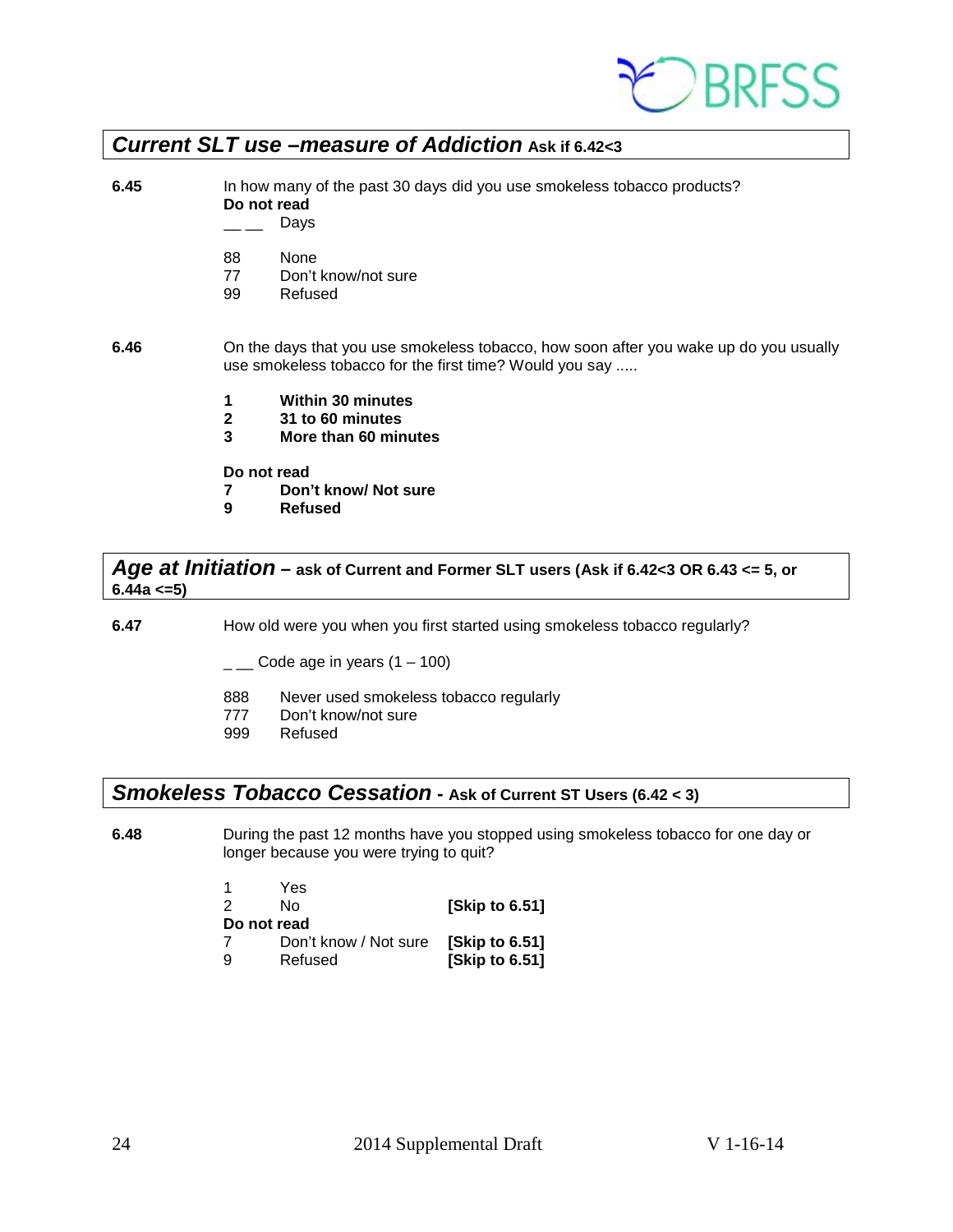## *Current SLT use –measure of Addiction* **Ask if 6.42<3**

**6.45** In how many of the past 30 days did you use smokeless tobacco products?

**Do not read**

__ __ Days

88 None
77 Don't know/not sure
99 Refused

**6.46** On the days that you use smokeless tobacco, how soon after you wake up do you usually use smokeless tobacco for the first time? Would you say .....

**1 Within 30 minutes**
**2 31 to 60 minutes**
**3 More than 60 minutes**

**Do not read**
**7 Don't know/ Not sure**
**9 Refused**

## *Age at Initiation* – **ask of Current and Former SLT users (Ask if 6.42<3 OR 6.43 <= 5, or 6.44a <=5)**

**6.47** How old were you when you first started using smokeless tobacco regularly?

_ __ Code age in years (1 – 100)

888 Never used smokeless tobacco regularly
777 Don't know/not sure
999 Refused

## *Smokeless Tobacco Cessation* - **Ask of Current ST Users (6.42 < 3)**

**6.48** During the past 12 months have you stopped using smokeless tobacco for one day or longer because you were trying to quit?

1 Yes
2 No **[Skip to 6.51]**
**Do not read**
7 Don't know / Not sure **[Skip to 6.51]**
9 Refused **[Skip to 6.51]**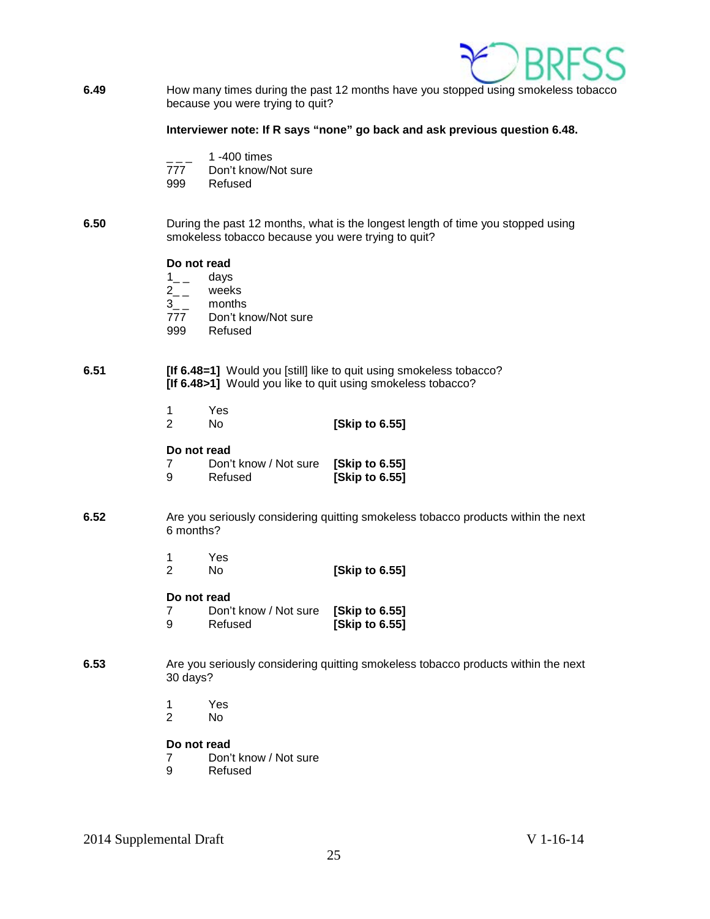**6.49** How many times during the past 12 months have you stopped using smokeless tobacco because you were trying to quit?

**Interviewer note: If R says "none" go back and ask previous question 6.48.**

_ _ _ 1 -400 times
777 Don't know/Not sure
999 Refused

**6.50** During the past 12 months, what is the longest length of time you stopped using smokeless tobacco because you were trying to quit?

**Do not read**

1_ _ days
2_ _ weeks
3_ _ months
777 Don't know/Not sure
999 Refused

**6.51** **[If 6.48=1]** Would you [still] like to quit using smokeless tobacco?
**[If 6.48>1]** Would you like to quit using smokeless tobacco?

1 Yes
2 No **[Skip to 6.55]**

**Do not read**

7 Don't know / Not sure **[Skip to 6.55]**
9 Refused **[Skip to 6.55]**

**6.52** Are you seriously considering quitting smokeless tobacco products within the next 6 months?

1 Yes
2 No **[Skip to 6.55]**

**Do not read**

7 Don't know / Not sure **[Skip to 6.55]**
9 Refused **[Skip to 6.55]**

**6.53** Are you seriously considering quitting smokeless tobacco products within the next 30 days?

1 Yes
2 No

**Do not read**

7 Don't know / Not sure
9 Refused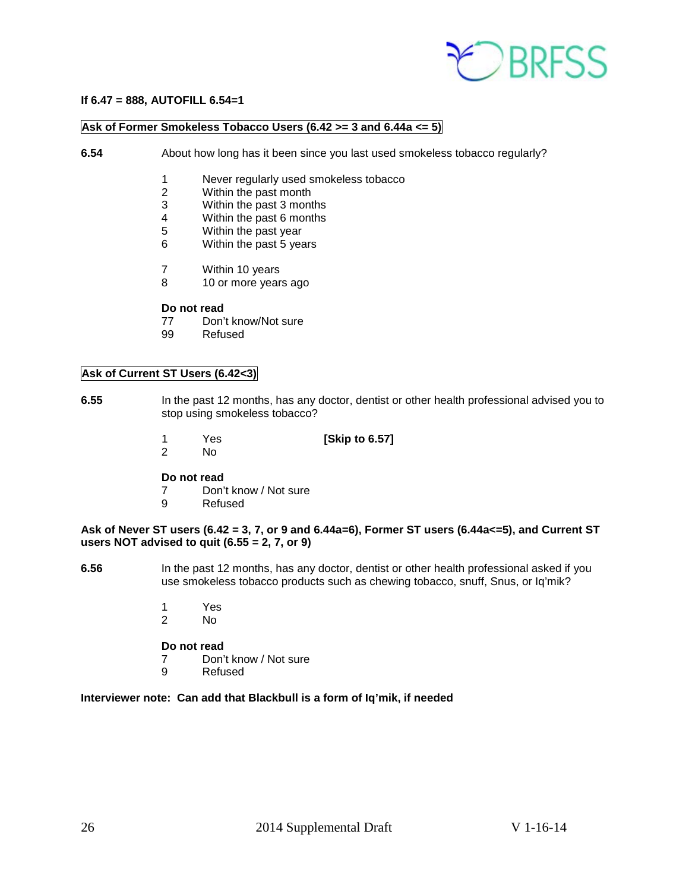**If 6.47 = 888, AUTOFILL 6.54=1**

**Ask of Former Smokeless Tobacco Users (6.42 >= 3 and 6.44a <= 5)**

**6.54** About how long has it been since you last used smokeless tobacco regularly?

1 Never regularly used smokeless tobacco
2 Within the past month
3 Within the past 3 months
4 Within the past 6 months
5 Within the past year
6 Within the past 5 years

7 Within 10 years
8 10 or more years ago

**Do not read**
77 Don't know/Not sure
99 Refused

**Ask of Current ST Users (6.42<3)**

**6.55** In the past 12 months, has any doctor, dentist or other health professional advised you to stop using smokeless tobacco?

1 Yes **[Skip to 6.57]**
2 No

**Do not read**
7 Don't know / Not sure
9 Refused

**Ask of Never ST users (6.42 = 3, 7, or 9 and 6.44a=6), Former ST users (6.44a<=5), and Current ST users NOT advised to quit (6.55 = 2, 7, or 9)**

**6.56** In the past 12 months, has any doctor, dentist or other health professional asked if you use smokeless tobacco products such as chewing tobacco, snuff, Snus, or Iq'mik?

1 Yes
2 No

**Do not read**
7 Don't know / Not sure
9 Refused

**Interviewer note: Can add that Blackbull is a form of Iq'mik, if needed**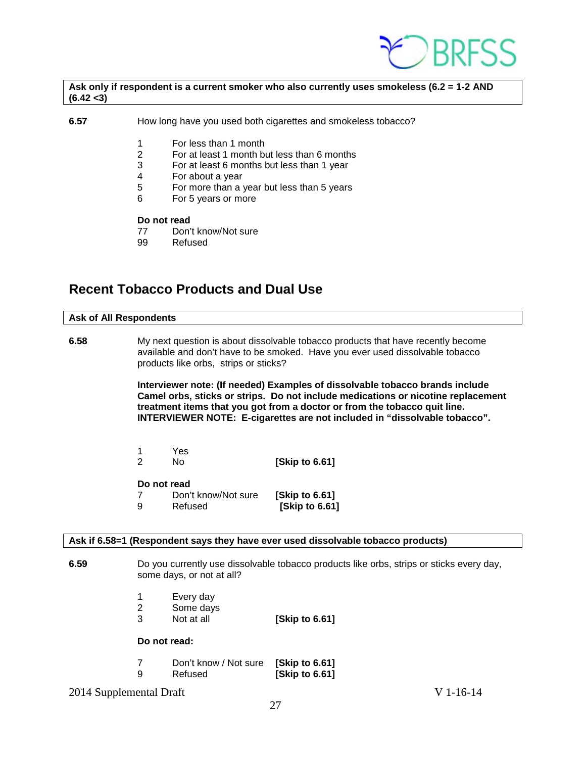**Ask only if respondent is a current smoker who also currently uses smokeless (6.2 = 1-2 AND (6.42 <3)**

**6.57** How long have you used both cigarettes and smokeless tobacco?

1 For less than 1 month
2 For at least 1 month but less than 6 months
3 For at least 6 months but less than 1 year
4 For about a year
5 For more than a year but less than 5 years
6 For 5 years or more

**Do not read**
77 Don't know/Not sure
99 Refused

## Recent Tobacco Products and Dual Use

**Ask of All Respondents**

**6.58** My next question is about dissolvable tobacco products that have recently become available and don't have to be smoked. Have you ever used dissolvable tobacco products like orbs, strips or sticks?

**Interviewer note: (If needed) Examples of dissolvable tobacco brands include Camel orbs, sticks or strips. Do not include medications or nicotine replacement treatment items that you got from a doctor or from the tobacco quit line. INTERVIEWER NOTE: E-cigarettes are not included in "dissolvable tobacco".**

1 Yes
2 No **[Skip to 6.61]**

**Do not read**
7 Don't know/Not sure **[Skip to 6.61]**
9 Refused **[Skip to 6.61]**

**Ask if 6.58=1 (Respondent says they have ever used dissolvable tobacco products)**

**6.59** Do you currently use dissolvable tobacco products like orbs, strips or sticks every day, some days, or not at all?

1 Every day
2 Some days
3 Not at all **[Skip to 6.61]**

**Do not read:**

7 Don't know / Not sure **[Skip to 6.61]**
9 Refused **[Skip to 6.61]**

2014 Supplemental Draft V 1-16-14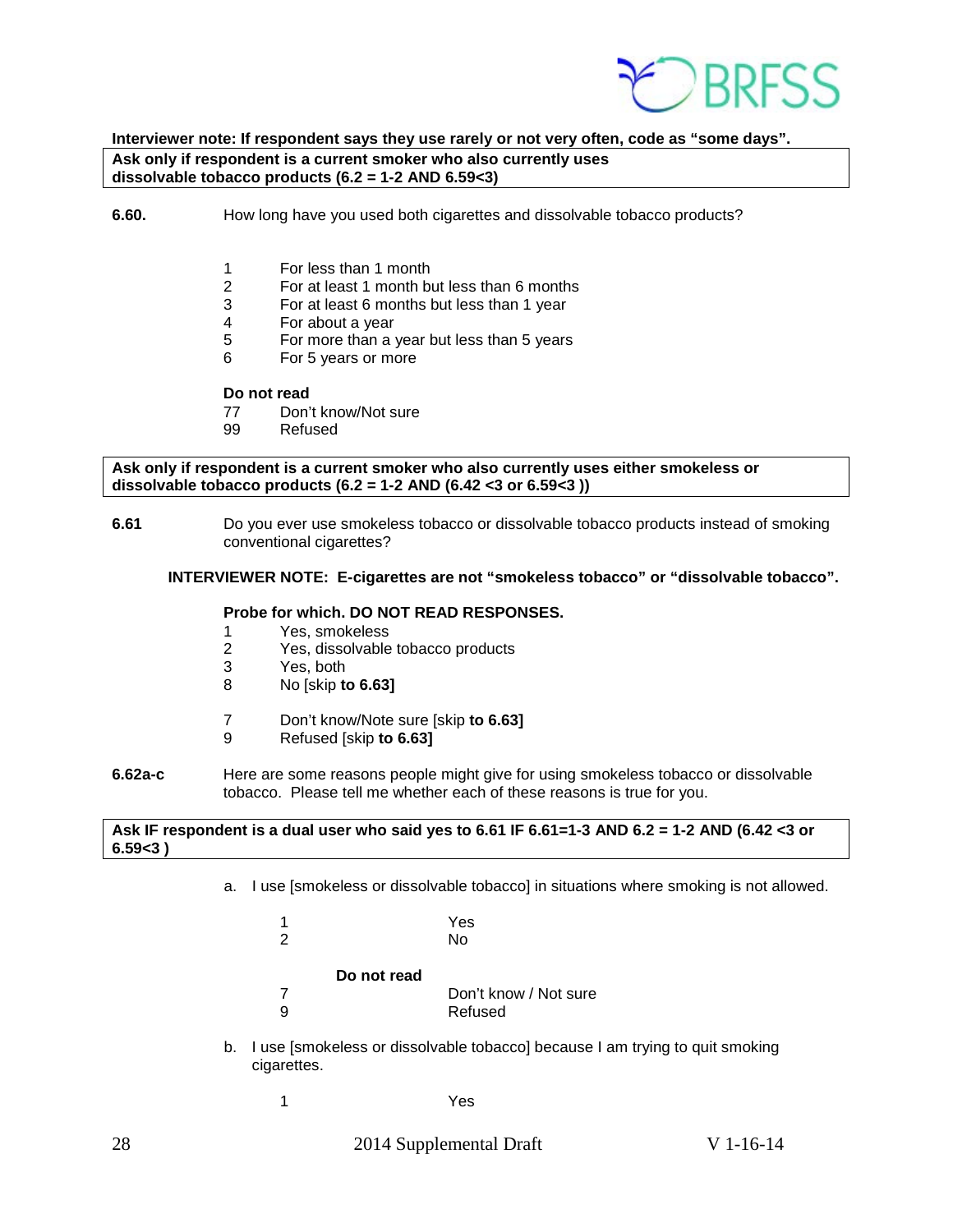**Interviewer note: If respondent says they use rarely or not very often, code as "some days".**

**Ask only if respondent is a current smoker who also currently uses dissolvable tobacco products (6.2 = 1-2 AND 6.59<3)**

**6.60.** How long have you used both cigarettes and dissolvable tobacco products?

1 For less than 1 month
2 For at least 1 month but less than 6 months
3 For at least 6 months but less than 1 year
4 For about a year
5 For more than a year but less than 5 years
6 For 5 years or more

**Do not read**
77 Don't know/Not sure
99 Refused

**Ask only if respondent is a current smoker who also currently uses either smokeless or dissolvable tobacco products (6.2 = 1-2 AND (6.42 <3 or 6.59<3 ))**

**6.61** Do you ever use smokeless tobacco or dissolvable tobacco products instead of smoking conventional cigarettes?

**INTERVIEWER NOTE: E-cigarettes are not "smokeless tobacco" or "dissolvable tobacco".**

**Probe for which. DO NOT READ RESPONSES.**
1 Yes, smokeless
2 Yes, dissolvable tobacco products
3 Yes, both
8 No [skip **to 6.63]**

7 Don't know/Note sure [skip **to 6.63]**
9 Refused [skip **to 6.63]**

**6.62a-c** Here are some reasons people might give for using smokeless tobacco or dissolvable tobacco. Please tell me whether each of these reasons is true for you.

**Ask IF respondent is a dual user who said yes to 6.61 IF 6.61=1-3 AND 6.2 = 1-2 AND (6.42 <3 or 6.59<3 )**

a. I use [smokeless or dissolvable tobacco] in situations where smoking is not allowed.

1 Yes
2 No

**Do not read**
7 Don't know / Not sure
9 Refused

b. I use [smokeless or dissolvable tobacco] because I am trying to quit smoking cigarettes.

1 Yes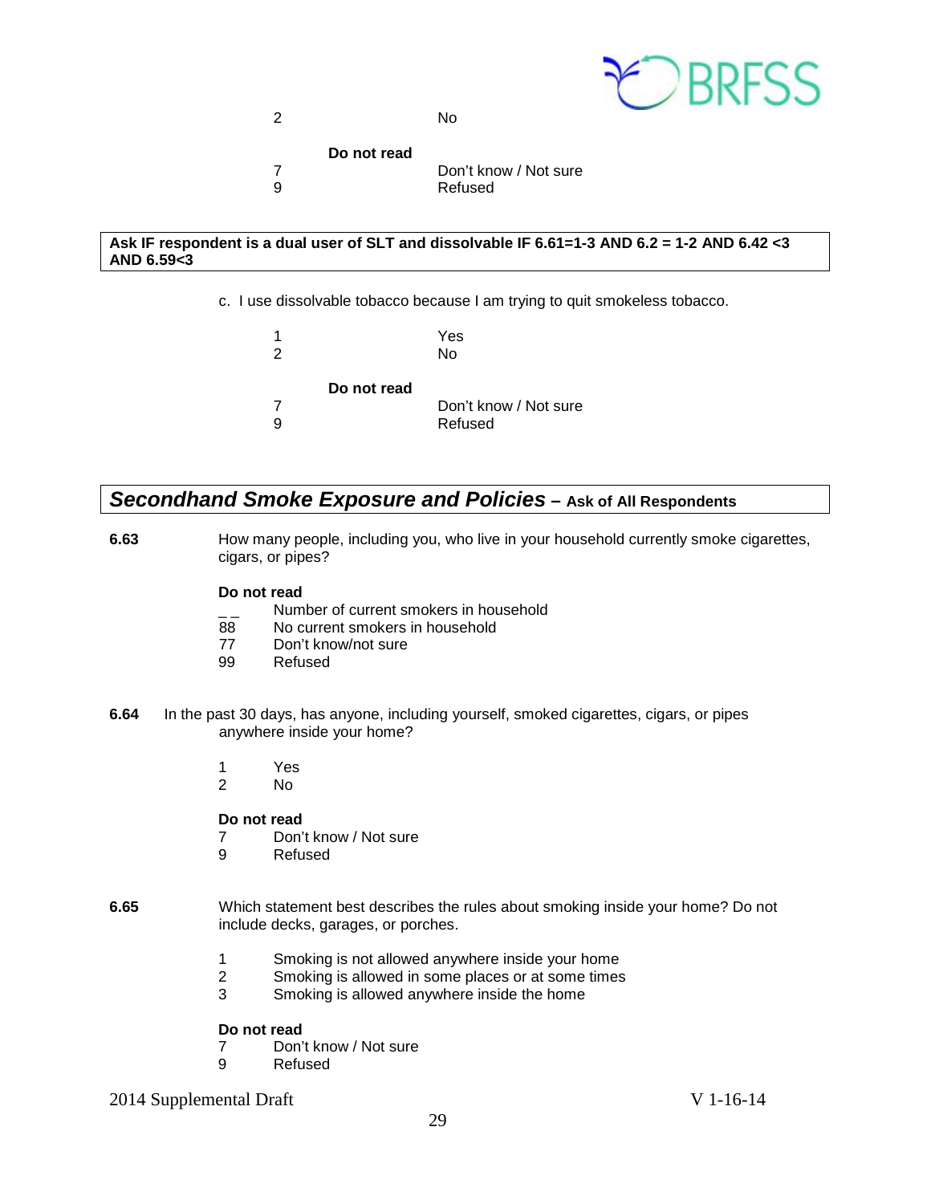2 No

**Do not read**

7 Don't know / Not sure
9 Refused

**Ask IF respondent is a dual user of SLT and dissolvable IF 6.61=1-3 AND 6.2 = 1-2 AND 6.42 <3 AND 6.59<3**

c. I use dissolvable tobacco because I am trying to quit smokeless tobacco.

1 Yes
2 No

**Do not read**

7 Don't know / Not sure
9 Refused

## ***Secondhand Smoke Exposure and Policies*** – **Ask of All Respondents**

**6.63** How many people, including you, who live in your household currently smoke cigarettes, cigars, or pipes?

**Do not read**

_ _ Number of current smokers in household
88 No current smokers in household
77 Don't know/not sure
99 Refused

**6.64** In the past 30 days, has anyone, including yourself, smoked cigarettes, cigars, or pipes anywhere inside your home?

1 Yes
2 No

**Do not read**

7 Don't know / Not sure
9 Refused

**6.65** Which statement best describes the rules about smoking inside your home? Do not include decks, garages, or porches.

1 Smoking is not allowed anywhere inside your home
2 Smoking is allowed in some places or at some times
3 Smoking is allowed anywhere inside the home

**Do not read**

7 Don't know / Not sure
9 Refused

2014 Supplemental Draft V 1-16-14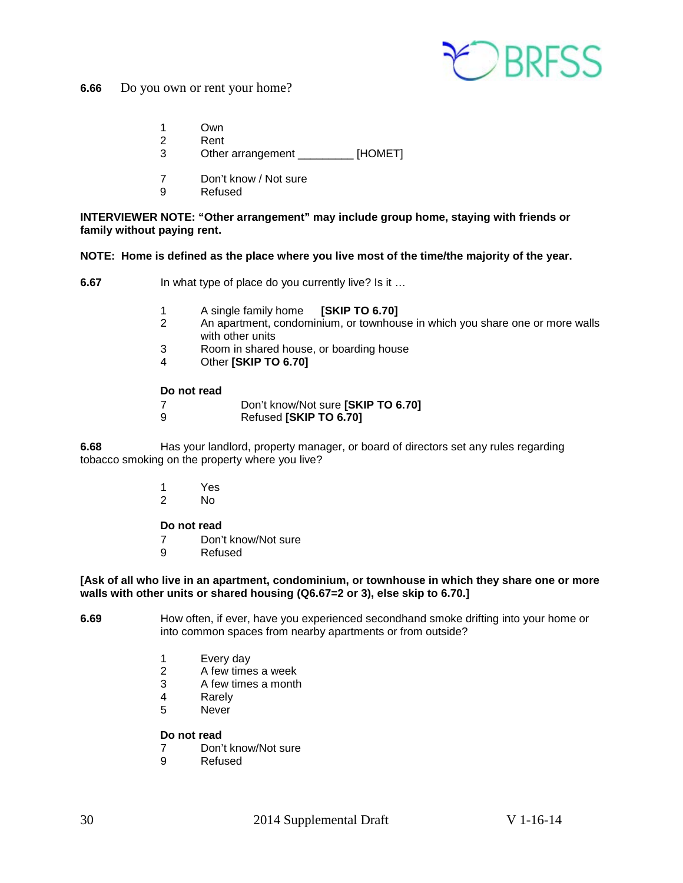**6.66** Do you own or rent your home?

1 Own
2 Rent
3 Other arrangement _________ [HOMET]

7 Don't know / Not sure
9 Refused

**INTERVIEWER NOTE: "Other arrangement" may include group home, staying with friends or family without paying rent.**

**NOTE: Home is defined as the place where you live most of the time/the majority of the year.**

**6.67** In what type of place do you currently live? Is it …

1 A single family home **[SKIP TO 6.70]**
2 An apartment, condominium, or townhouse in which you share one or more walls with other units
3 Room in shared house, or boarding house
4 Other **[SKIP TO 6.70]**

**Do not read**
7 Don't know/Not sure **[SKIP TO 6.70]**
9 Refused **[SKIP TO 6.70]**

**6.68** Has your landlord, property manager, or board of directors set any rules regarding tobacco smoking on the property where you live?

1 Yes
2 No

**Do not read**
7 Don't know/Not sure
9 Refused

**[Ask of all who live in an apartment, condominium, or townhouse in which they share one or more walls with other units or shared housing (Q6.67=2 or 3), else skip to 6.70.]**

**6.69** How often, if ever, have you experienced secondhand smoke drifting into your home or into common spaces from nearby apartments or from outside?

1 Every day
2 A few times a week
3 A few times a month
4 Rarely
5 Never

**Do not read**
7 Don't know/Not sure
9 Refused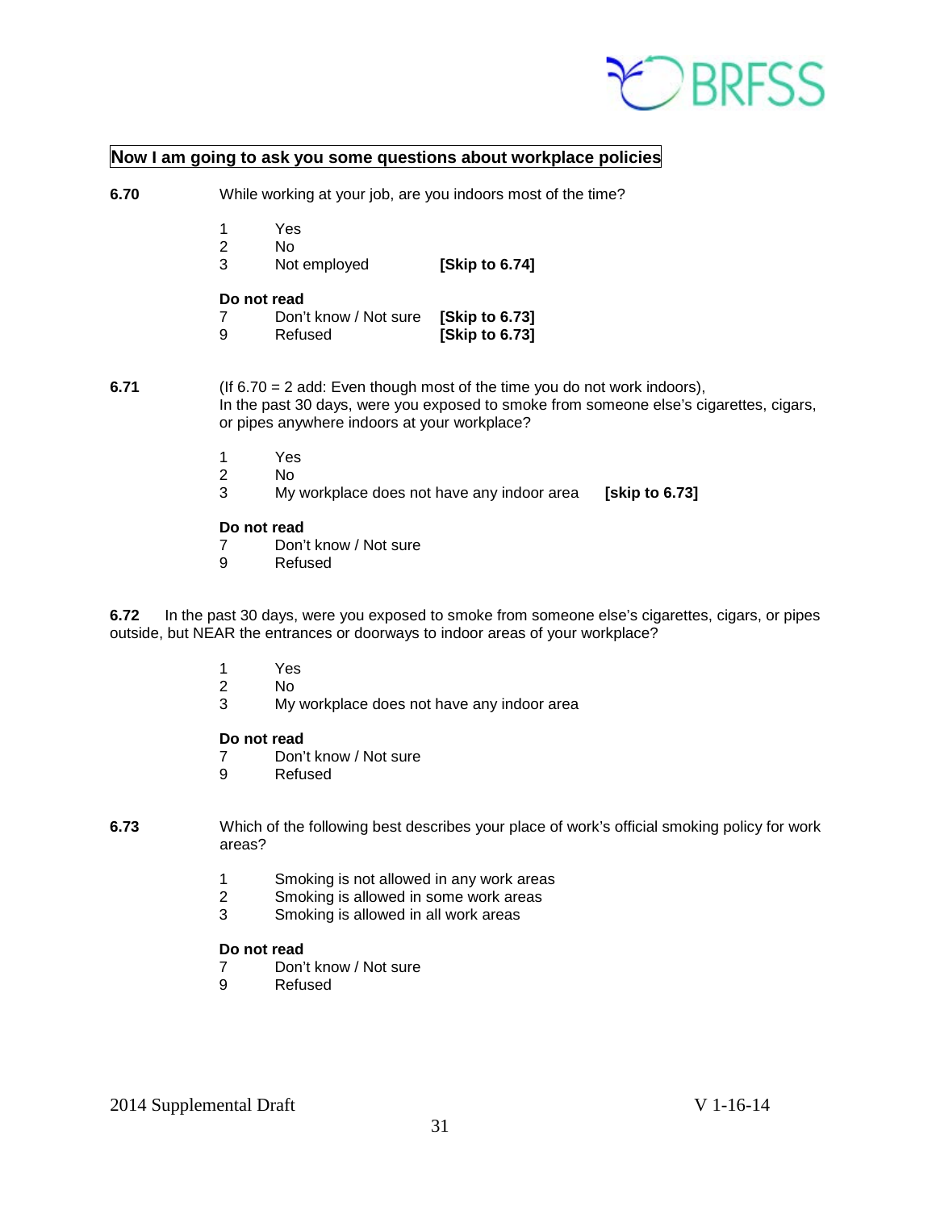**Now I am going to ask you some questions about workplace policies**

**6.70** While working at your job, are you indoors most of the time?

1 Yes
2 No
3 Not employed **[Skip to 6.74]**

**Do not read**
7 Don't know / Not sure **[Skip to 6.73]**
9 Refused **[Skip to 6.73]**

**6.71** (If 6.70 = 2 add: Even though most of the time you do not work indoors),
In the past 30 days, were you exposed to smoke from someone else's cigarettes, cigars, or pipes anywhere indoors at your workplace?

1 Yes
2 No
3 My workplace does not have any indoor area **[skip to 6.73]**

**Do not read**
7 Don't know / Not sure
9 Refused

**6.72** In the past 30 days, were you exposed to smoke from someone else's cigarettes, cigars, or pipes outside, but NEAR the entrances or doorways to indoor areas of your workplace?

1 Yes
2 No
3 My workplace does not have any indoor area

**Do not read**
7 Don't know / Not sure
9 Refused

**6.73** Which of the following best describes your place of work's official smoking policy for work areas?

1 Smoking is not allowed in any work areas
2 Smoking is allowed in some work areas
3 Smoking is allowed in all work areas

**Do not read**
7 Don't know / Not sure
9 Refused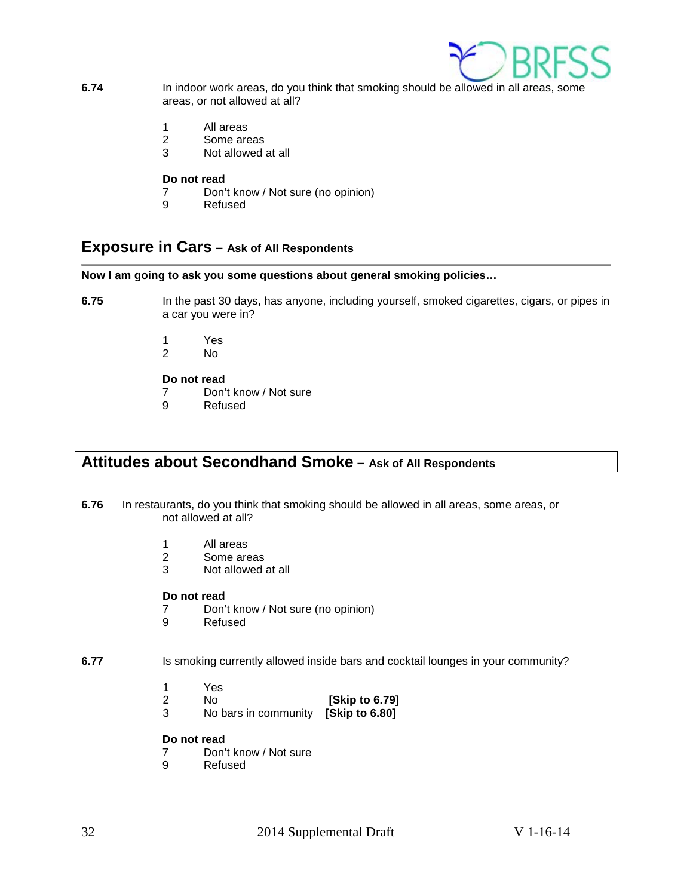**6.74** In indoor work areas, do you think that smoking should be allowed in all areas, some areas, or not allowed at all?

1 All areas
2 Some areas
3 Not allowed at all

**Do not read**
7 Don't know / Not sure (no opinion)
9 Refused

## Exposure in Cars – Ask of All Respondents

**Now I am going to ask you some questions about general smoking policies…**

**6.75** In the past 30 days, has anyone, including yourself, smoked cigarettes, cigars, or pipes in a car you were in?

1 Yes
2 No

**Do not read**
7 Don't know / Not sure
9 Refused

## Attitudes about Secondhand Smoke – Ask of All Respondents

**6.76** In restaurants, do you think that smoking should be allowed in all areas, some areas, or not allowed at all?

1 All areas
2 Some areas
3 Not allowed at all

**Do not read**
7 Don't know / Not sure (no opinion)
9 Refused

**6.77** Is smoking currently allowed inside bars and cocktail lounges in your community?

1 Yes
2 No **[Skip to 6.79]**
3 No bars in community **[Skip to 6.80]**

**Do not read**
7 Don't know / Not sure
9 Refused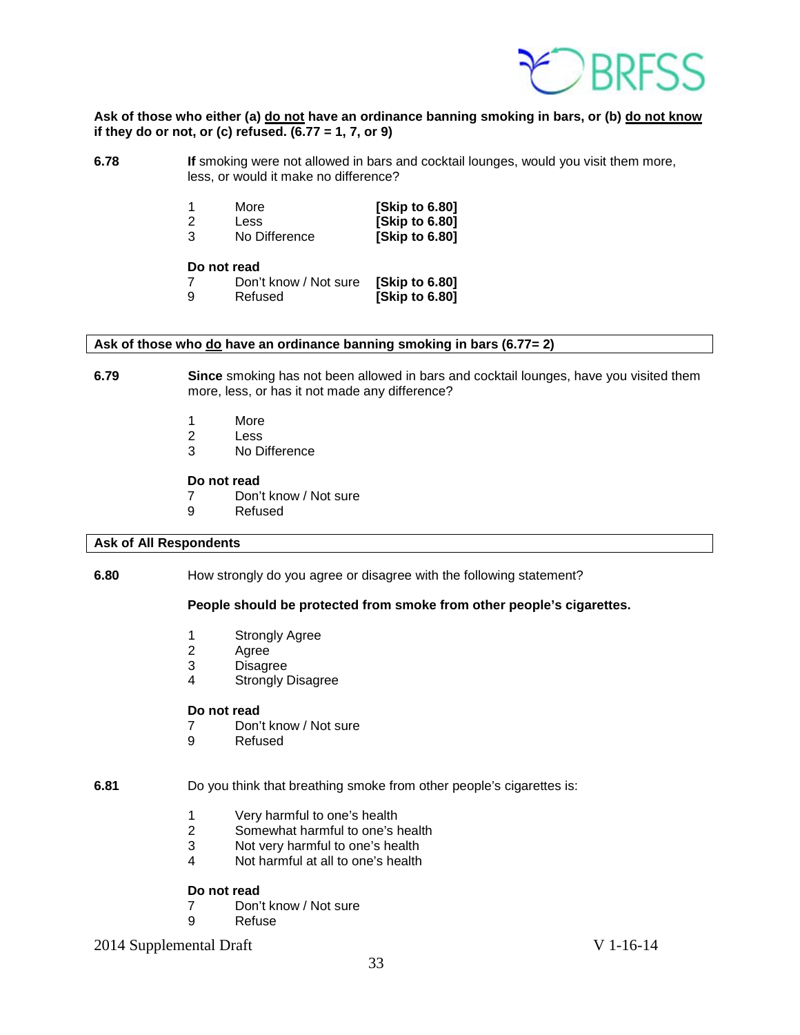**Ask of those who either (a) <u>do not</u> have an ordinance banning smoking in bars, or (b) <u>do not know</u> if they do or not, or (c) refused. (6.77 = 1, 7, or 9)**

**6.78** **If** smoking were not allowed in bars and cocktail lounges, would you visit them more, less, or would it make no difference?

1 More **[Skip to 6.80]**
2 Less **[Skip to 6.80]**
3 No Difference **[Skip to 6.80]**

**Do not read**
7 Don't know / Not sure **[Skip to 6.80]**
9 Refused **[Skip to 6.80]**

**Ask of those who <u>do</u> have an ordinance banning smoking in bars (6.77= 2)**

**6.79** **Since** smoking has not been allowed in bars and cocktail lounges, have you visited them more, less, or has it not made any difference?

1 More
2 Less
3 No Difference

**Do not read**
7 Don't know / Not sure
9 Refused

**Ask of All Respondents**

**6.80** How strongly do you agree or disagree with the following statement?

**People should be protected from smoke from other people's cigarettes.**

1 Strongly Agree
2 Agree
3 Disagree
4 Strongly Disagree

**Do not read**
7 Don't know / Not sure
9 Refused

**6.81** Do you think that breathing smoke from other people's cigarettes is:

1 Very harmful to one's health
2 Somewhat harmful to one's health
3 Not very harmful to one's health
4 Not harmful at all to one's health

**Do not read**
7 Don't know / Not sure
9 Refuse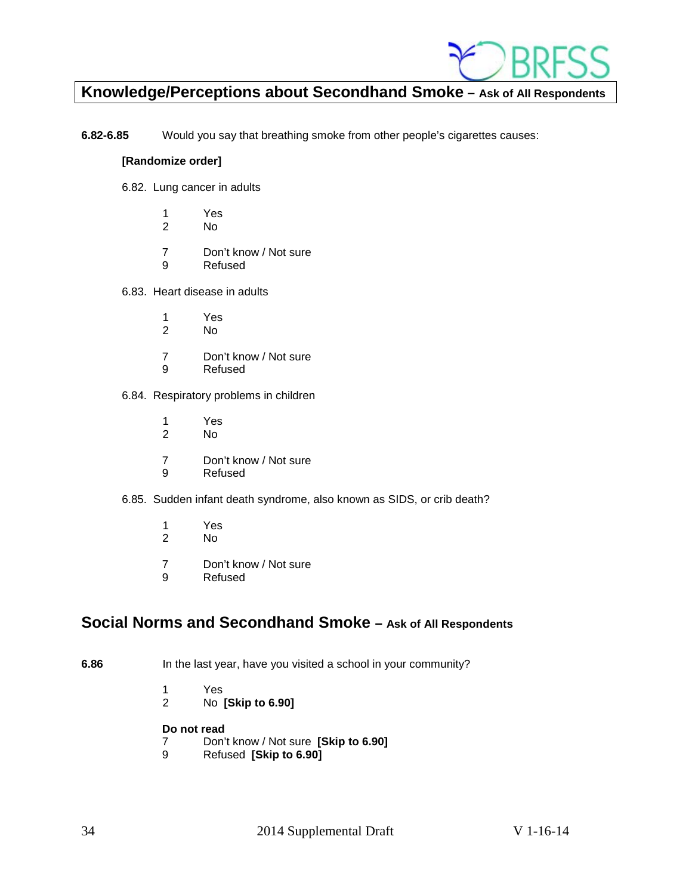## Knowledge/Perceptions about Secondhand Smoke – Ask of All Respondents

**6.82-6.85** Would you say that breathing smoke from other people's cigarettes causes:

**[Randomize order]**

6.82. Lung cancer in adults

1 Yes
2 No

7 Don't know / Not sure
9 Refused

6.83. Heart disease in adults

1 Yes
2 No

7 Don't know / Not sure
9 Refused

6.84. Respiratory problems in children

1 Yes
2 No

7 Don't know / Not sure
9 Refused

6.85. Sudden infant death syndrome, also known as SIDS, or crib death?

1 Yes
2 No

7 Don't know / Not sure
9 Refused

## Social Norms and Secondhand Smoke – Ask of All Respondents

**6.86** In the last year, have you visited a school in your community?

1 Yes
2 No **[Skip to 6.90]**

**Do not read**
7 Don't know / Not sure **[Skip to 6.90]**
9 Refused **[Skip to 6.90]**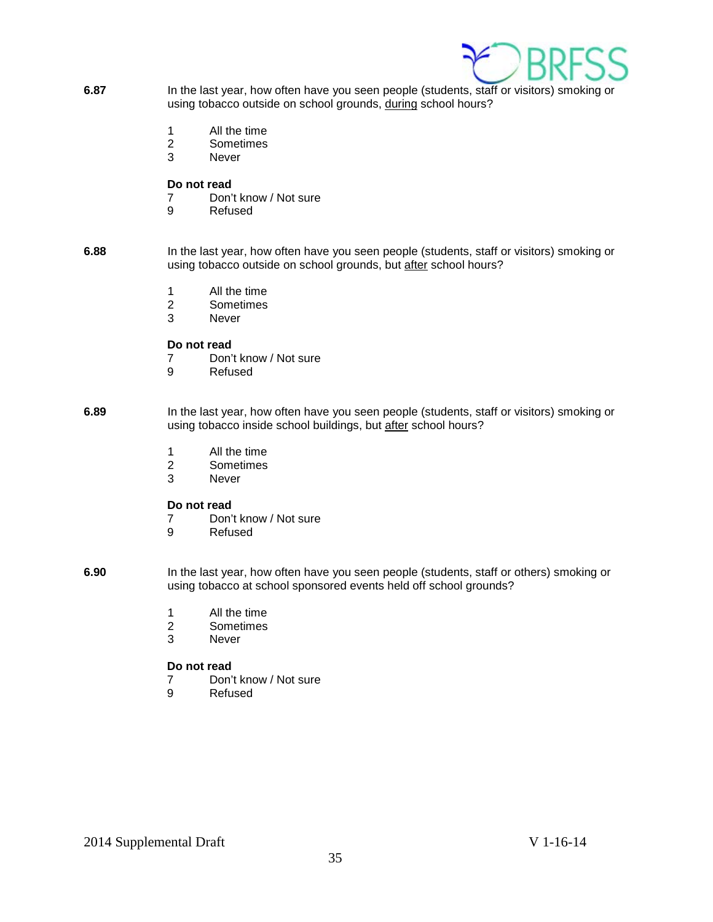**6.87** In the last year, how often have you seen people (students, staff or visitors) smoking or using tobacco outside on school grounds, <u>during</u> school hours?

1 All the time
2 Sometimes
3 Never

**Do not read**
7 Don't know / Not sure
9 Refused

**6.88** In the last year, how often have you seen people (students, staff or visitors) smoking or using tobacco outside on school grounds, but <u>after</u> school hours?

1 All the time
2 Sometimes
3 Never

**Do not read**
7 Don't know / Not sure
9 Refused

**6.89** In the last year, how often have you seen people (students, staff or visitors) smoking or using tobacco inside school buildings, but <u>after</u> school hours?

1 All the time
2 Sometimes
3 Never

**Do not read**
7 Don't know / Not sure
9 Refused

**6.90** In the last year, how often have you seen people (students, staff or others) smoking or using tobacco at school sponsored events held off school grounds?

1 All the time
2 Sometimes
3 Never

**Do not read**
7 Don't know / Not sure
9 Refused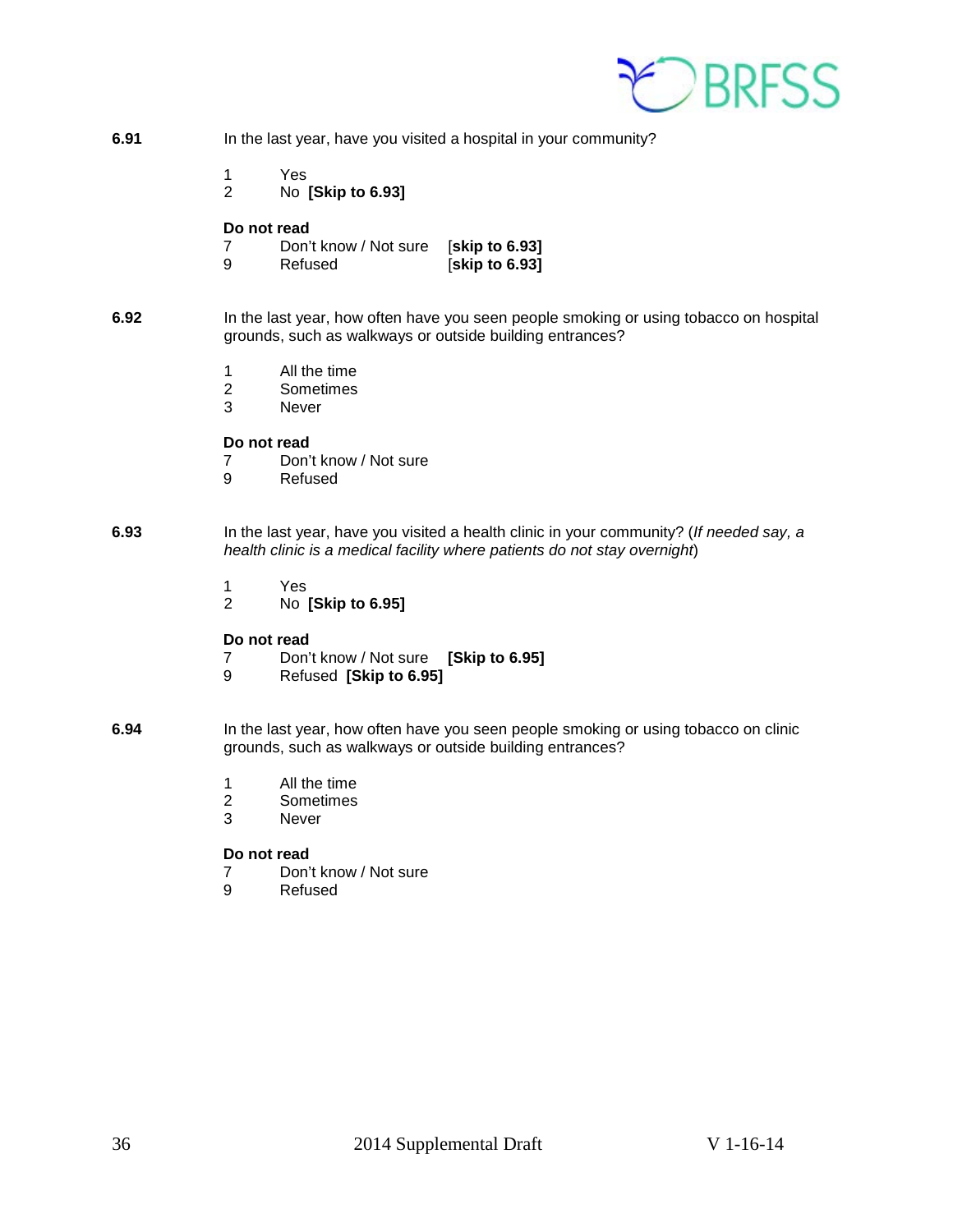**6.91** In the last year, have you visited a hospital in your community?

1 Yes
2 No **[Skip to 6.93]**

**Do not read**
7 Don't know / Not sure [**skip to 6.93]**
9 Refused [**skip to 6.93]**

**6.92** In the last year, how often have you seen people smoking or using tobacco on hospital grounds, such as walkways or outside building entrances?

1 All the time
2 Sometimes
3 Never

**Do not read**
7 Don't know / Not sure
9 Refused

**6.93** In the last year, have you visited a health clinic in your community? (*If needed say, a health clinic is a medical facility where patients do not stay overnight*)

1 Yes
2 No **[Skip to 6.95]**

**Do not read**
7 Don't know / Not sure **[Skip to 6.95]**
9 Refused **[Skip to 6.95]**

**6.94** In the last year, how often have you seen people smoking or using tobacco on clinic grounds, such as walkways or outside building entrances?

1 All the time
2 Sometimes
3 Never

**Do not read**
7 Don't know / Not sure
9 Refused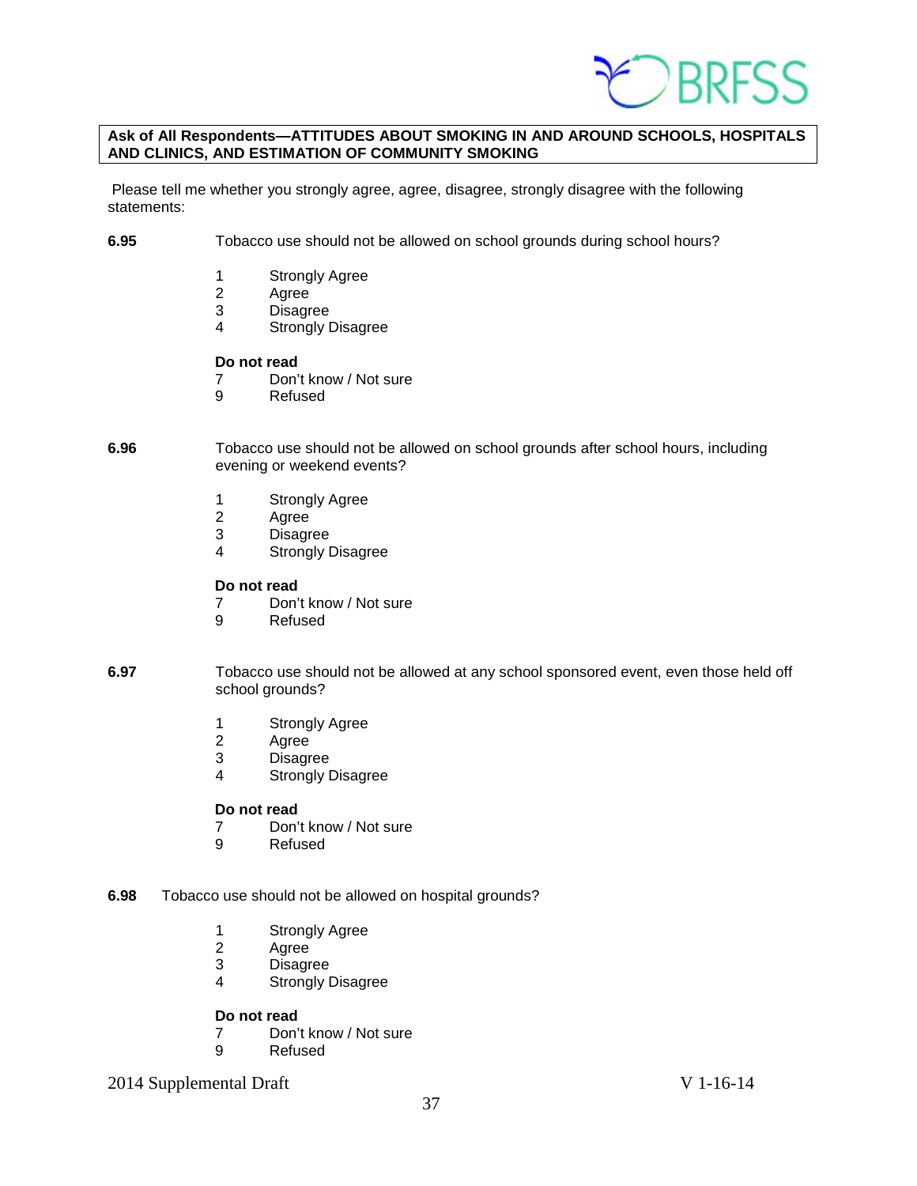**Ask of All Respondents—ATTITUDES ABOUT SMOKING IN AND AROUND SCHOOLS, HOSPITALS AND CLINICS, AND ESTIMATION OF COMMUNITY SMOKING**

Please tell me whether you strongly agree, agree, disagree, strongly disagree with the following statements:

**6.95** Tobacco use should not be allowed on school grounds during school hours?

1 Strongly Agree
2 Agree
3 Disagree
4 Strongly Disagree

**Do not read**
7 Don't know / Not sure
9 Refused

**6.96** Tobacco use should not be allowed on school grounds after school hours, including evening or weekend events?

1 Strongly Agree
2 Agree
3 Disagree
4 Strongly Disagree

**Do not read**
7 Don't know / Not sure
9 Refused

**6.97** Tobacco use should not be allowed at any school sponsored event, even those held off school grounds?

1 Strongly Agree
2 Agree
3 Disagree
4 Strongly Disagree

**Do not read**
7 Don't know / Not sure
9 Refused

**6.98** Tobacco use should not be allowed on hospital grounds?

1 Strongly Agree
2 Agree
3 Disagree
4 Strongly Disagree

**Do not read**
7 Don't know / Not sure
9 Refused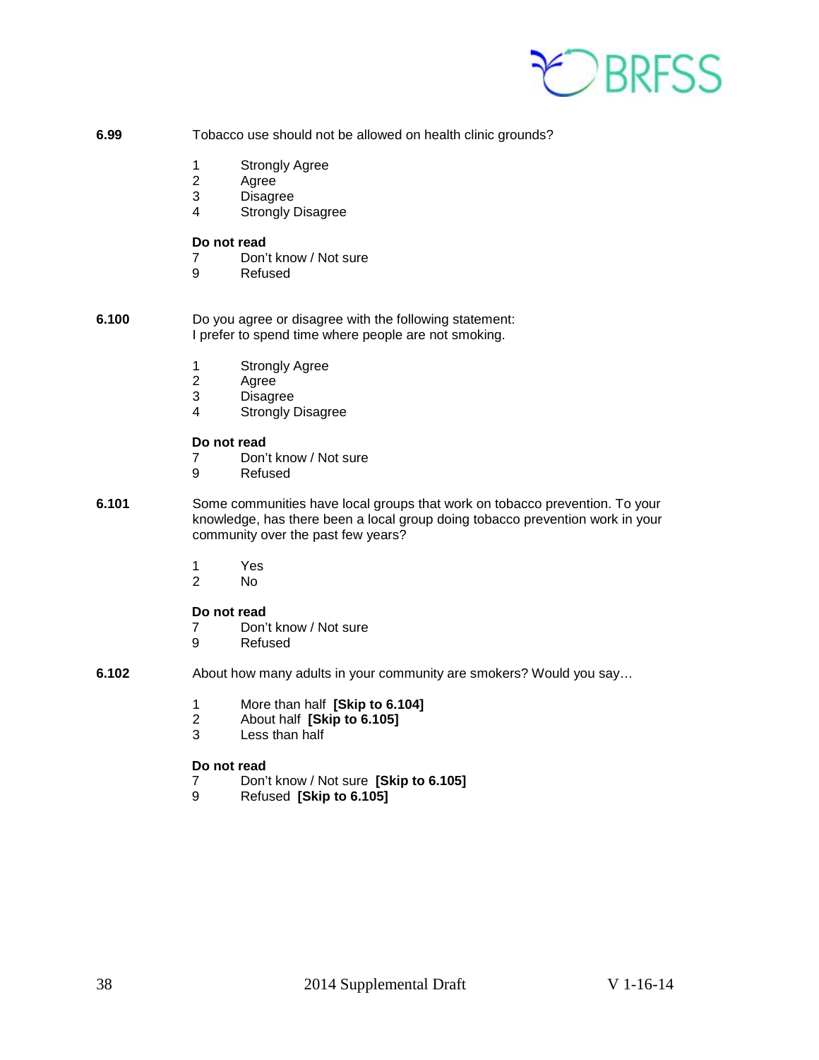**6.99** Tobacco use should not be allowed on health clinic grounds?

1 Strongly Agree
2 Agree
3 Disagree
4 Strongly Disagree

**Do not read**
7 Don't know / Not sure
9 Refused

**6.100** Do you agree or disagree with the following statement:
I prefer to spend time where people are not smoking.

1 Strongly Agree
2 Agree
3 Disagree
4 Strongly Disagree

**Do not read**
7 Don't know / Not sure
9 Refused

**6.101** Some communities have local groups that work on tobacco prevention. To your knowledge, has there been a local group doing tobacco prevention work in your community over the past few years?

1 Yes
2 No

**Do not read**
7 Don't know / Not sure
9 Refused

**6.102** About how many adults in your community are smokers? Would you say…

1 More than half **[Skip to 6.104]**
2 About half **[Skip to 6.105]**
3 Less than half

**Do not read**
7 Don't know / Not sure **[Skip to 6.105]**
9 Refused **[Skip to 6.105]**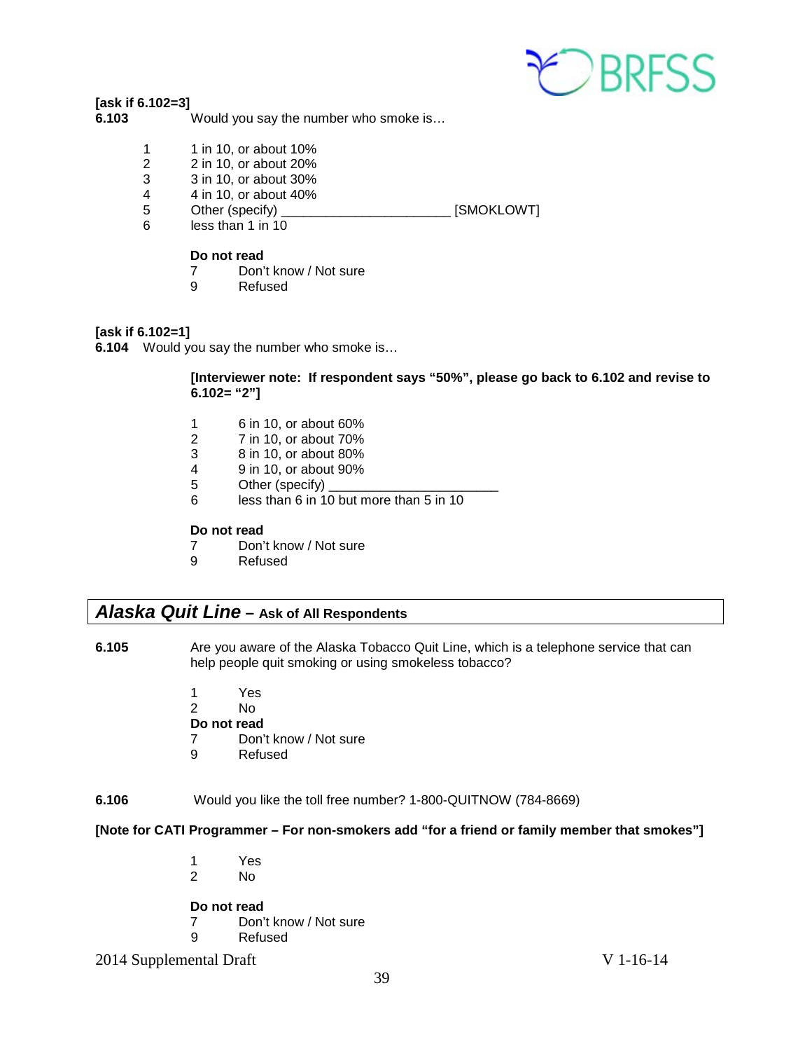**[ask if 6.102=3]**

**6.103** Would you say the number who smoke is…

1 1 in 10, or about 10%
2 2 in 10, or about 20%
3 3 in 10, or about 30%
4 4 in 10, or about 40%
5 Other (specify) ______________________ [SMOKLOWT]
6 less than 1 in 10

**Do not read**
7 Don't know / Not sure
9 Refused

**[ask if 6.102=1]**

**6.104** Would you say the number who smoke is…

**[Interviewer note: If respondent says "50%", please go back to 6.102 and revise to 6.102= "2"]**

1 6 in 10, or about 60%
2 7 in 10, or about 70%
3 8 in 10, or about 80%
4 9 in 10, or about 90%
5 Other (specify) ______________________
6 less than 6 in 10 but more than 5 in 10

**Do not read**
7 Don't know / Not sure
9 Refused

## *Alaska Quit Line* – Ask of All Respondents

**6.105** Are you aware of the Alaska Tobacco Quit Line, which is a telephone service that can help people quit smoking or using smokeless tobacco?

1 Yes
2 No
**Do not read**
7 Don't know / Not sure
9 Refused

**6.106** Would you like the toll free number? 1-800-QUITNOW (784-8669)

**[Note for CATI Programmer – For non-smokers add "for a friend or family member that smokes"]**

1 Yes
2 No

**Do not read**
7 Don't know / Not sure
9 Refused

2014 Supplemental Draft V 1-16-14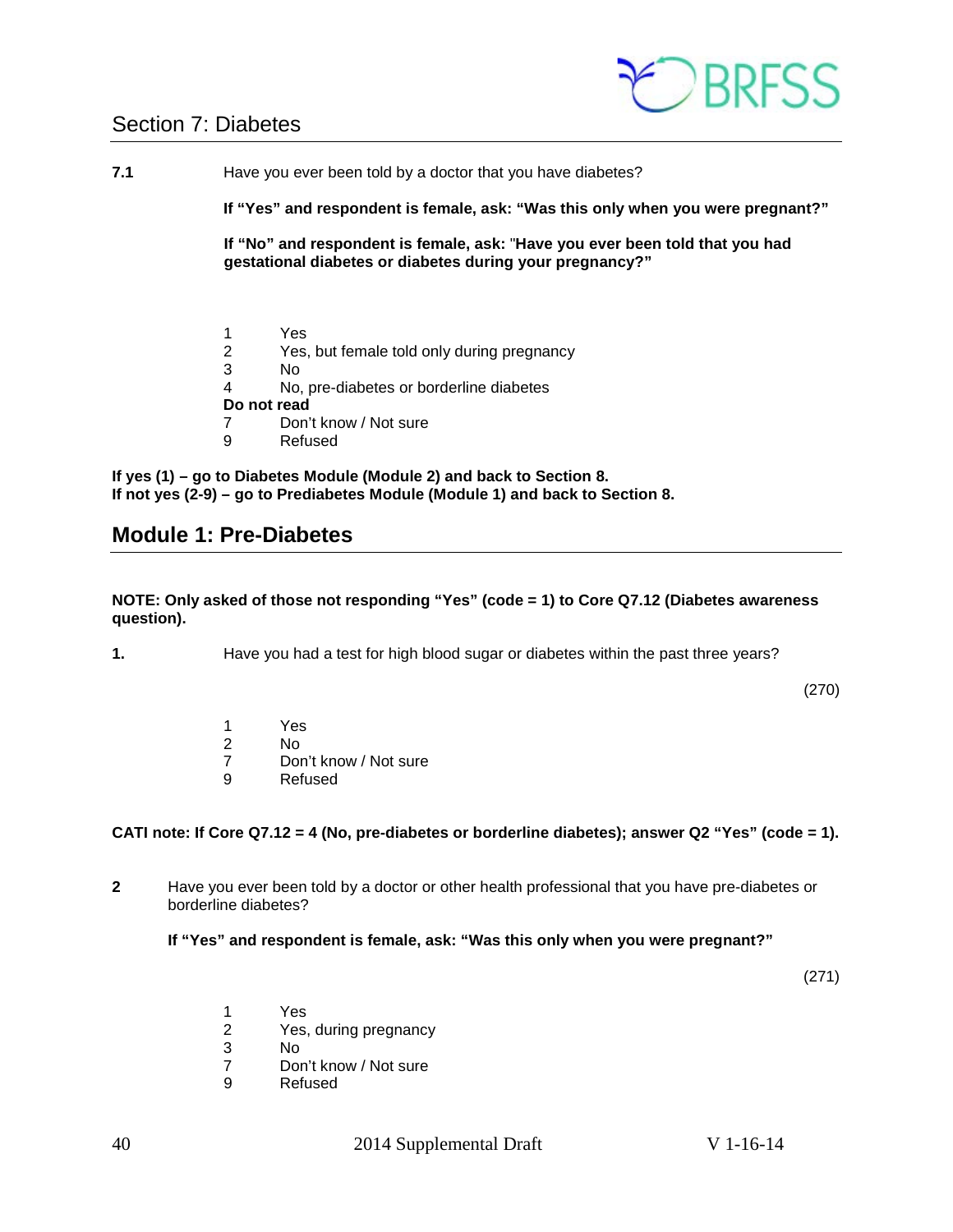## Section 7: Diabetes

**7.1** Have you ever been told by a doctor that you have diabetes?

**If "Yes" and respondent is female, ask: "Was this only when you were pregnant?"**

**If "No" and respondent is female, ask: "Have you ever been told that you had gestational diabetes or diabetes during your pregnancy?"**

1 Yes
2 Yes, but female told only during pregnancy
3 No
4 No, pre-diabetes or borderline diabetes
**Do not read**
7 Don't know / Not sure
9 Refused

**If yes (1) – go to Diabetes Module (Module 2) and back to Section 8.**
**If not yes (2-9) – go to Prediabetes Module (Module 1) and back to Section 8.**

## Module 1: Pre-Diabetes

**NOTE: Only asked of those not responding "Yes" (code = 1) to Core Q7.12 (Diabetes awareness question).**

**1.** Have you had a test for high blood sugar or diabetes within the past three years?

(270)

1 Yes
2 No
7 Don't know / Not sure
9 Refused

**CATI note: If Core Q7.12 = 4 (No, pre-diabetes or borderline diabetes); answer Q2 "Yes" (code = 1).**

**2** Have you ever been told by a doctor or other health professional that you have pre-diabetes or borderline diabetes?

**If "Yes" and respondent is female, ask: "Was this only when you were pregnant?"**

(271)

1 Yes
2 Yes, during pregnancy
3 No
7 Don't know / Not sure
9 Refused

2014 Supplemental Draft V 1-16-14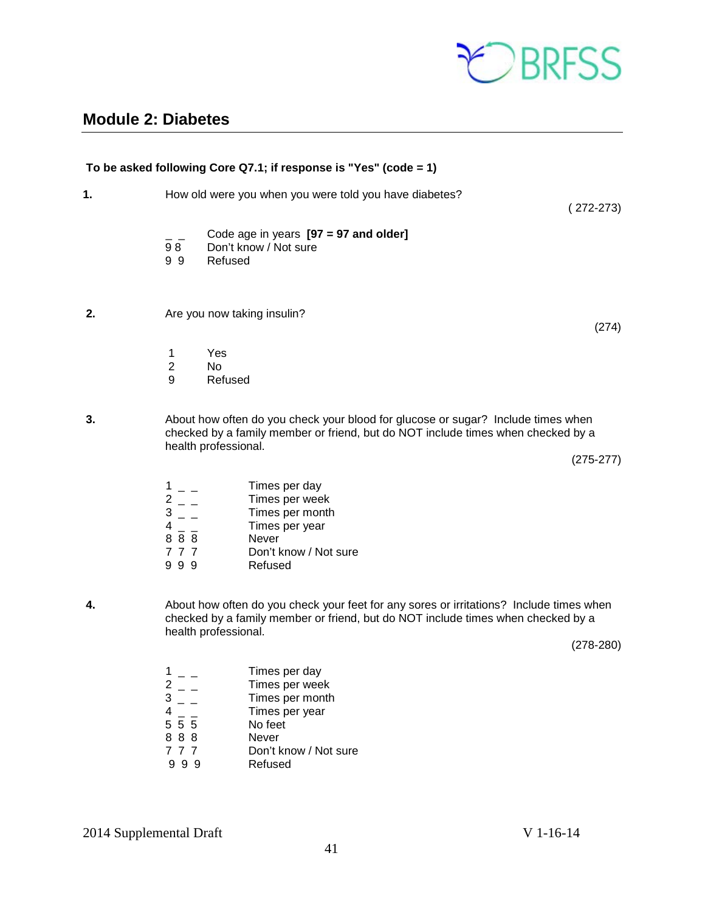## Module 2: Diabetes

**To be asked following Core Q7.1; if response is "Yes" (code = 1)**

**1.** How old were you when you were told you have diabetes?

( 272-273)

_ _ Code age in years **[97 = 97 and older]**
9 8 Don't know / Not sure
9 9 Refused

**2.** Are you now taking insulin?

(274)

1 Yes
2 No
9 Refused

**3.** About how often do you check your blood for glucose or sugar? Include times when checked by a family member or friend, but do NOT include times when checked by a health professional.

(275-277)

1 _ _ Times per day
2 _ _ Times per week
3 _ _ Times per month
4 _ _ Times per year
8 8 8 Never
7 7 7 Don't know / Not sure
9 9 9 Refused

**4.** About how often do you check your feet for any sores or irritations? Include times when checked by a family member or friend, but do NOT include times when checked by a health professional.

(278-280)

1 _ _ Times per day
2 _ _ Times per week
3 _ _ Times per month
4 _ _ Times per year
5 5 5 No feet
8 8 8 Never
7 7 7 Don't know / Not sure
9 9 9 Refused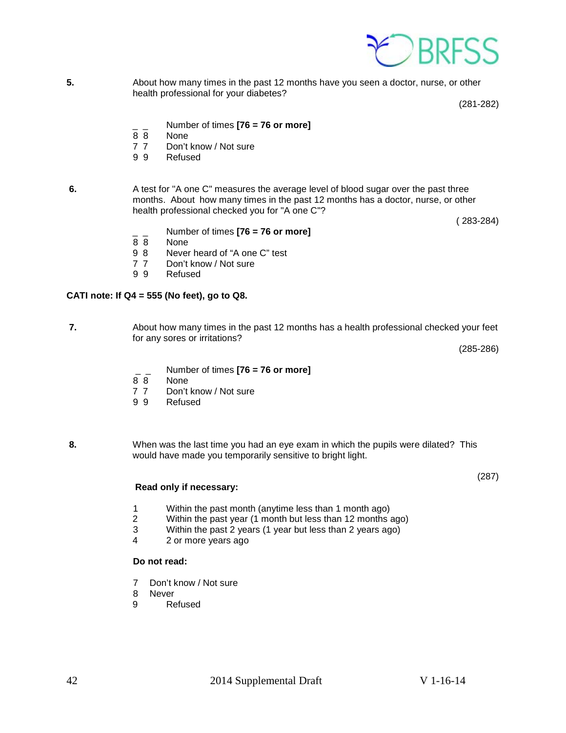**5.** About how many times in the past 12 months have you seen a doctor, nurse, or other health professional for your diabetes?

(281-282)

_ _ Number of times **[76 = 76 or more]**
8 8 None
7 7 Don't know / Not sure
9 9 Refused

**6.** A test for "A one C" measures the average level of blood sugar over the past three months. About how many times in the past 12 months has a doctor, nurse, or other health professional checked you for "A one C"?

( 283-284)

_ _ Number of times **[76 = 76 or more]**
8 8 None
9 8 Never heard of "A one C" test
7 7 Don't know / Not sure
9 9 Refused

**CATI note: If Q4 = 555 (No feet), go to Q8.**

**7.** About how many times in the past 12 months has a health professional checked your feet for any sores or irritations?

(285-286)

_ _ Number of times **[76 = 76 or more]**
8 8 None
7 7 Don't know / Not sure
9 9 Refused

**8.** When was the last time you had an eye exam in which the pupils were dilated? This would have made you temporarily sensitive to bright light.

(287)

**Read only if necessary:**

1 Within the past month (anytime less than 1 month ago)
2 Within the past year (1 month but less than 12 months ago)
3 Within the past 2 years (1 year but less than 2 years ago)
4 2 or more years ago

**Do not read:**

7 Don't know / Not sure
8 Never
9 Refused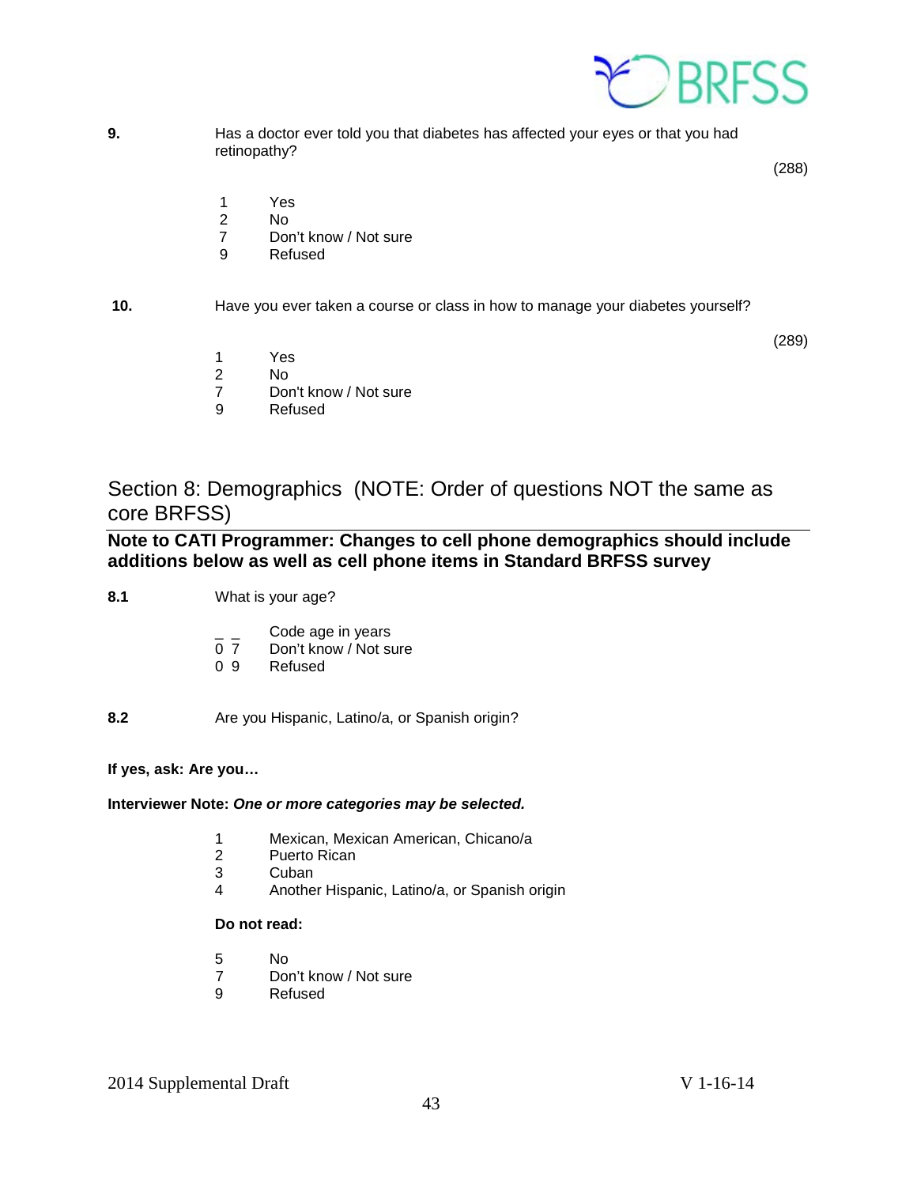**9.** Has a doctor ever told you that diabetes has affected your eyes or that you had retinopathy?

(288)

1 Yes
2 No
7 Don't know / Not sure
9 Refused

**10.** Have you ever taken a course or class in how to manage your diabetes yourself?

(289)

1 Yes
2 No
7 Don't know / Not sure
9 Refused

## Section 8: Demographics (NOTE: Order of questions NOT the same as core BRFSS)

**Note to CATI Programmer: Changes to cell phone demographics should include additions below as well as cell phone items in Standard BRFSS survey**

**8.1** What is your age?

_ _ Code age in years
0 7 Don't know / Not sure
0 9 Refused

**8.2** Are you Hispanic, Latino/a, or Spanish origin?

**If yes, ask: Are you…**

**Interviewer Note:** ***One or more categories may be selected.***

1 Mexican, Mexican American, Chicano/a
2 Puerto Rican
3 Cuban
4 Another Hispanic, Latino/a, or Spanish origin

**Do not read:**

5 No
7 Don't know / Not sure
9 Refused

2014 Supplemental Draft V 1-16-14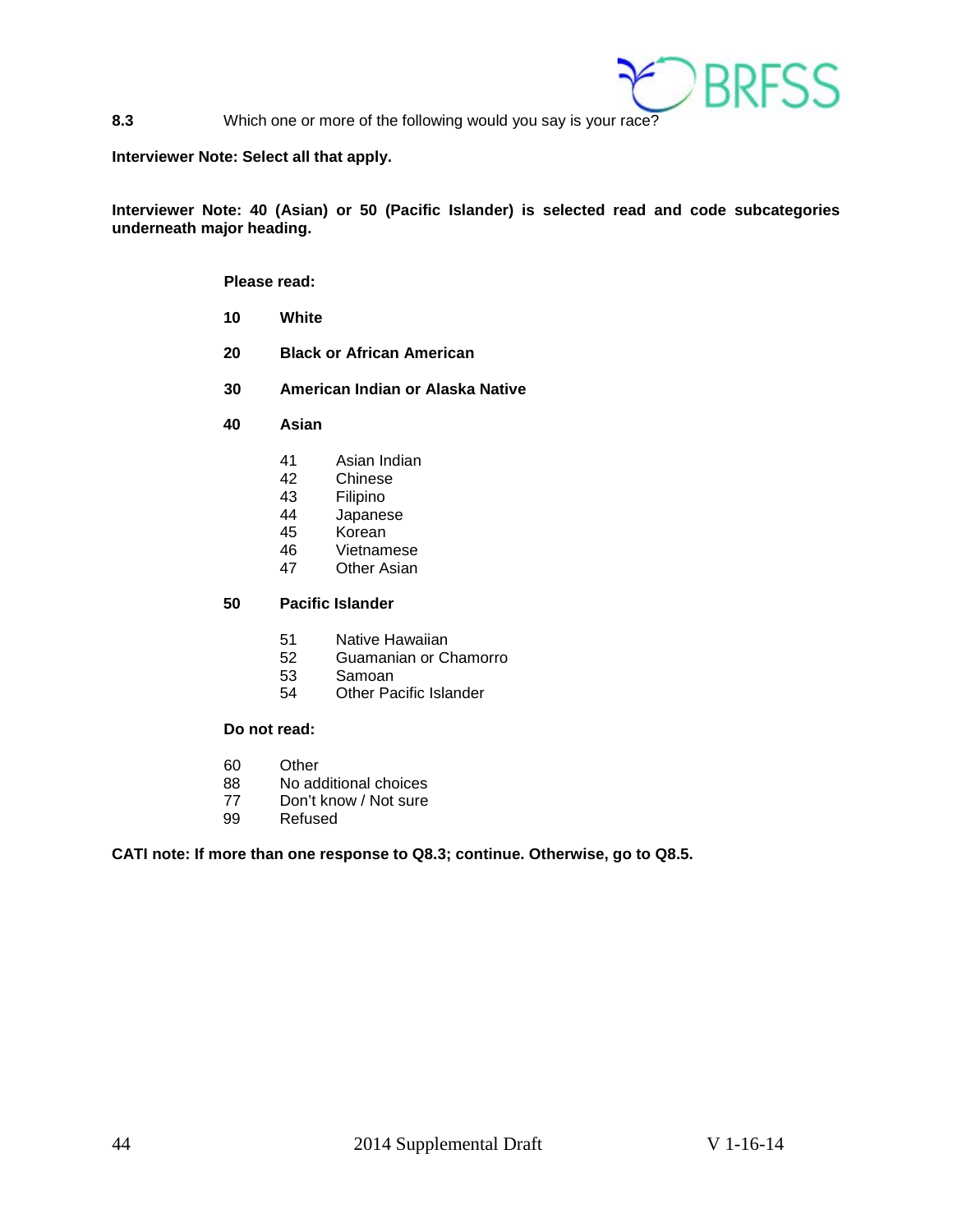**8.3** Which one or more of the following would you say is your race?

**Interviewer Note: Select all that apply.**

**Interviewer Note: 40 (Asian) or 50 (Pacific Islander) is selected read and code subcategories underneath major heading.**

**Please read:**

**10 White**

**20 Black or African American**

**30 American Indian or Alaska Native**

**40 Asian**

- 41 Asian Indian
- 42 Chinese
- 43 Filipino
- 44 Japanese
- 45 Korean
- 46 Vietnamese
- 47 Other Asian

**50 Pacific Islander**

- 51 Native Hawaiian
- 52 Guamanian or Chamorro
- 53 Samoan
- 54 Other Pacific Islander

**Do not read:**

- 60 Other
- 88 No additional choices
- 77 Don't know / Not sure
- 99 Refused

**CATI note: If more than one response to Q8.3; continue. Otherwise, go to Q8.5.**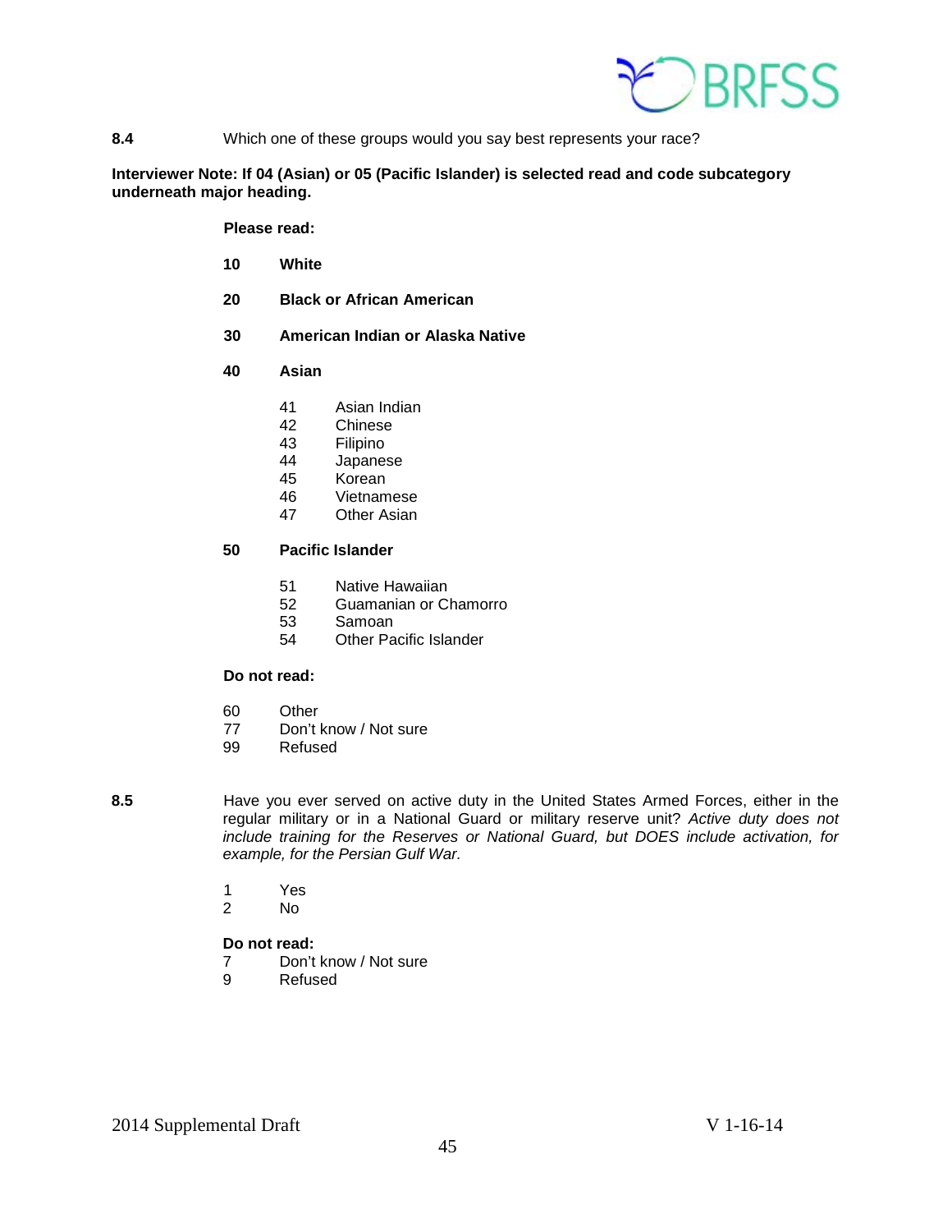**8.4** Which one of these groups would you say best represents your race?

**Interviewer Note: If 04 (Asian) or 05 (Pacific Islander) is selected read and code subcategory underneath major heading.**

**Please read:**

**10 White**

**20 Black or African American**

**30 American Indian or Alaska Native**

**40 Asian**

- 41 Asian Indian
- 42 Chinese
- 43 Filipino
- 44 Japanese
- 45 Korean
- 46 Vietnamese
- 47 Other Asian

**50 Pacific Islander**

- 51 Native Hawaiian
- 52 Guamanian or Chamorro
- 53 Samoan
- 54 Other Pacific Islander

**Do not read:**

- 60 Other
- 77 Don't know / Not sure
- 99 Refused

**8.5** Have you ever served on active duty in the United States Armed Forces, either in the regular military or in a National Guard or military reserve unit? *Active duty does not include training for the Reserves or National Guard, but DOES include activation, for example, for the Persian Gulf War.*

- 1 Yes
- 2 No

**Do not read:**

- 7 Don't know / Not sure
- 9 Refused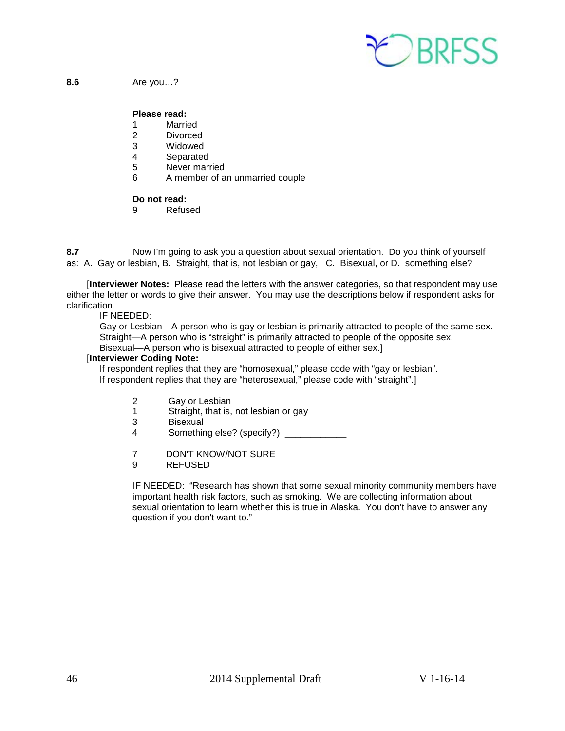**8.6** Are you…?

**Please read:**

1 Married
2 Divorced
3 Widowed
4 Separated
5 Never married
6 A member of an unmarried couple

**Do not read:**

9 Refused

**8.7** Now I'm going to ask you a question about sexual orientation. Do you think of yourself as: A. Gay or lesbian, B. Straight, that is, not lesbian or gay, C. Bisexual, or D. something else?

[**Interviewer Notes:** Please read the letters with the answer categories, so that respondent may use either the letter or words to give their answer. You may use the descriptions below if respondent asks for clarification.

IF NEEDED:

Gay or Lesbian—A person who is gay or lesbian is primarily attracted to people of the same sex.

Straight—A person who is "straight" is primarily attracted to people of the opposite sex.

Bisexual—A person who is bisexual attracted to people of either sex.]

[**Interviewer Coding Note:**

If respondent replies that they are "homosexual," please code with "gay or lesbian".

If respondent replies that they are "heterosexual," please code with "straight".]

2 Gay or Lesbian
1 Straight, that is, not lesbian or gay
3 Bisexual
4 Something else? (specify?) ____________

7 DON'T KNOW/NOT SURE
9 REFUSED

IF NEEDED: "Research has shown that some sexual minority community members have important health risk factors, such as smoking. We are collecting information about sexual orientation to learn whether this is true in Alaska. You don't have to answer any question if you don't want to."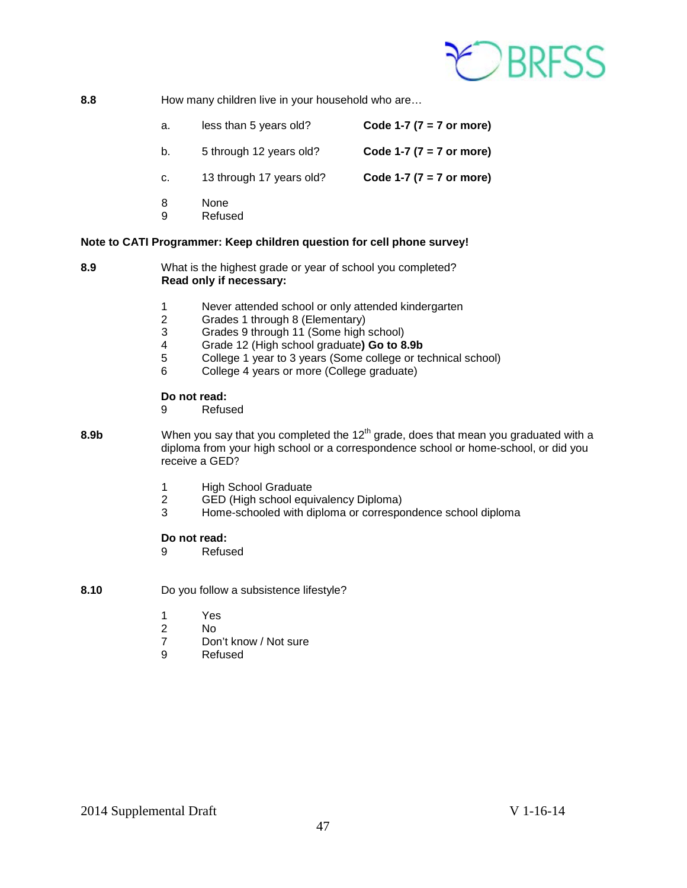**8.8** How many children live in your household who are…

a. less than 5 years old? **Code 1-7 (7 = 7 or more)**

b. 5 through 12 years old? **Code 1-7 (7 = 7 or more)**

c. 13 through 17 years old? **Code 1-7 (7 = 7 or more)**

8 None
9 Refused

**Note to CATI Programmer: Keep children question for cell phone survey!**

**8.9** What is the highest grade or year of school you completed?
**Read only if necessary:**

1 Never attended school or only attended kindergarten
2 Grades 1 through 8 (Elementary)
3 Grades 9 through 11 (Some high school)
4 Grade 12 (High school graduate**) Go to 8.9b**
5 College 1 year to 3 years (Some college or technical school)
6 College 4 years or more (College graduate)

**Do not read:**
9 Refused

**8.9b** When you say that you completed the 12th grade, does that mean you graduated with a diploma from your high school or a correspondence school or home-school, or did you receive a GED?

1 High School Graduate
2 GED (High school equivalency Diploma)
3 Home-schooled with diploma or correspondence school diploma

**Do not read:**
9 Refused

**8.10** Do you follow a subsistence lifestyle?

1 Yes
2 No
7 Don't know / Not sure
9 Refused

2014 Supplemental Draft V 1-16-14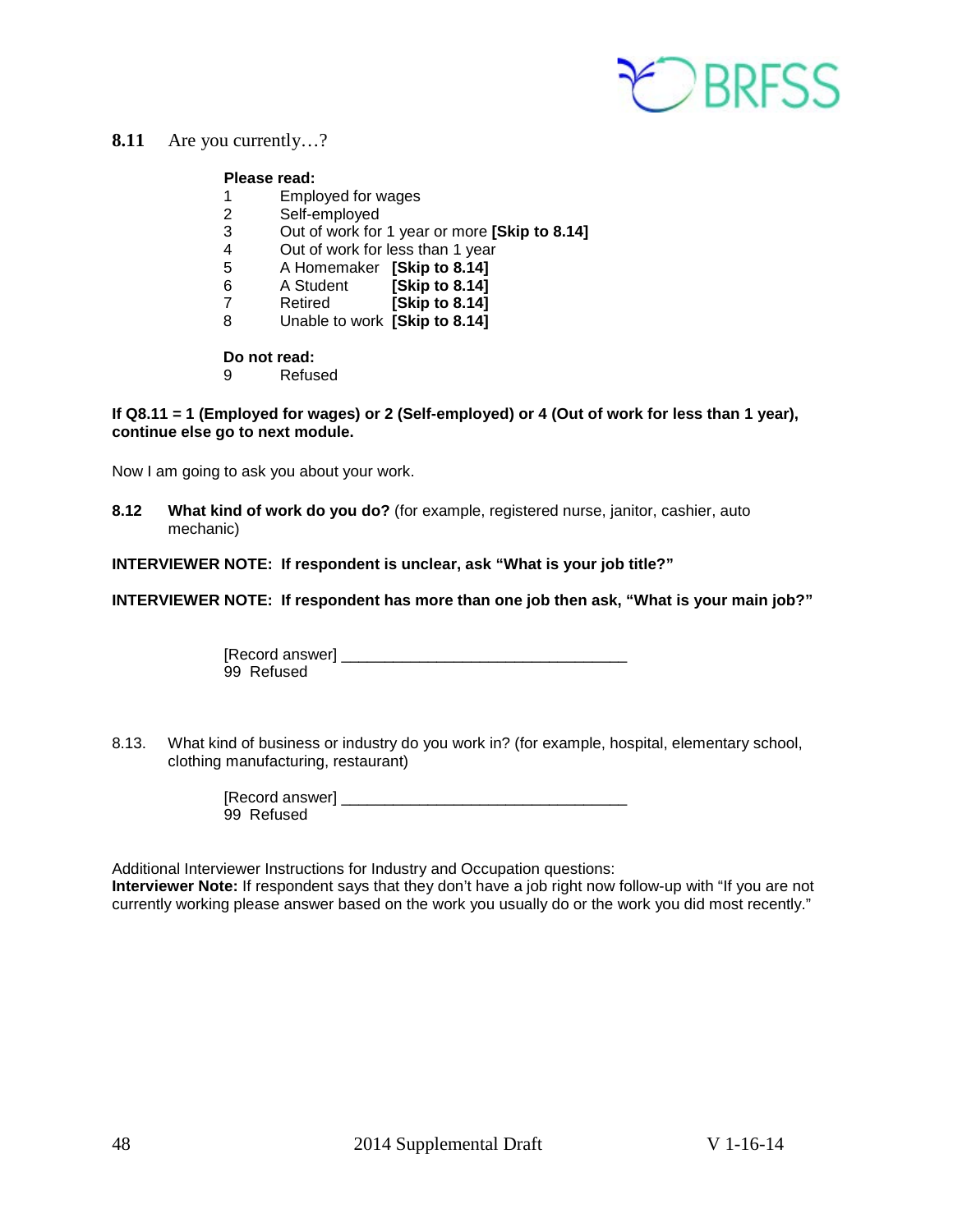**8.11** Are you currently…?

**Please read:**

1 Employed for wages
2 Self-employed
3 Out of work for 1 year or more **[Skip to 8.14]**
4 Out of work for less than 1 year
5 A Homemaker **[Skip to 8.14]**
6 A Student **[Skip to 8.14]**
7 Retired **[Skip to 8.14]**
8 Unable to work **[Skip to 8.14]**

**Do not read:**

9 Refused

**If Q8.11 = 1 (Employed for wages) or 2 (Self-employed) or 4 (Out of work for less than 1 year), continue else go to next module.**

Now I am going to ask you about your work.

**8.12** **What kind of work do you do?** (for example, registered nurse, janitor, cashier, auto mechanic)

**INTERVIEWER NOTE: If respondent is unclear, ask "What is your job title?"**

**INTERVIEWER NOTE: If respondent has more than one job then ask, "What is your main job?"**

[Record answer] _________________________________
99 Refused

8.13. What kind of business or industry do you work in? (for example, hospital, elementary school, clothing manufacturing, restaurant)

[Record answer] _________________________________
99 Refused

Additional Interviewer Instructions for Industry and Occupation questions:
**Interviewer Note:** If respondent says that they don't have a job right now follow-up with "If you are not currently working please answer based on the work you usually do or the work you did most recently."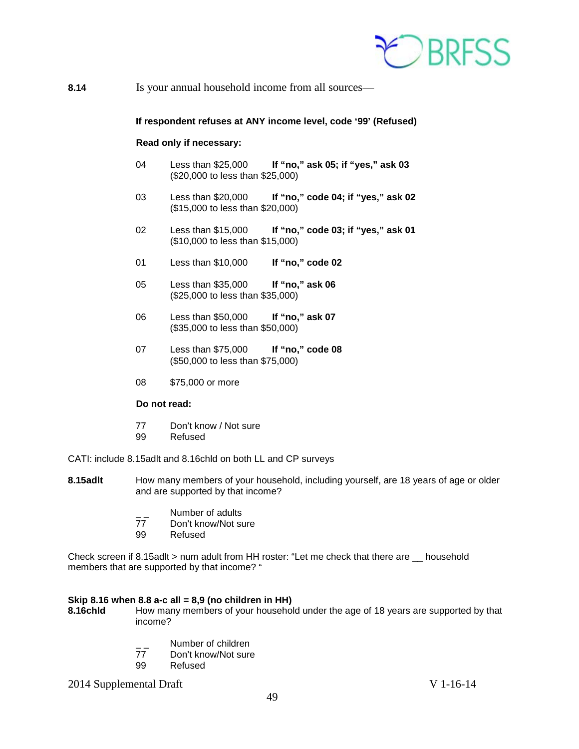**8.14** Is your annual household income from all sources—

**If respondent refuses at ANY income level, code '99' (Refused)**

**Read only if necessary:**

04 Less than $25,000 **If "no," ask 05; if "yes," ask 03**
($20,000 to less than $25,000)

03 Less than $20,000 **If "no," code 04; if "yes," ask 02**
($15,000 to less than $20,000)

02 Less than $15,000 **If "no," code 03; if "yes," ask 01**
($10,000 to less than $15,000)

01 Less than $10,000 **If "no," code 02**

05 Less than $35,000 **If "no," ask 06**
($25,000 to less than $35,000)

06 Less than $50,000 **If "no," ask 07**
($35,000 to less than $50,000)

07 Less than $75,000 **If "no," code 08**
($50,000 to less than $75,000)

08 $75,000 or more

**Do not read:**

77 Don't know / Not sure
99 Refused

CATI: include 8.15adlt and 8.16chld on both LL and CP surveys

**8.15adlt** How many members of your household, including yourself, are 18 years of age or older and are supported by that income?

_ _ Number of adults
77 Don't know/Not sure
99 Refused

Check screen if 8.15adlt > num adult from HH roster: "Let me check that there are __ household members that are supported by that income? "

**Skip 8.16 when 8.8 a-c all = 8,9 (no children in HH)**
**8.16chld** How many members of your household under the age of 18 years are supported by that income?

_ _ Number of children
77 Don't know/Not sure
99 Refused

2014 Supplemental Draft V 1-16-14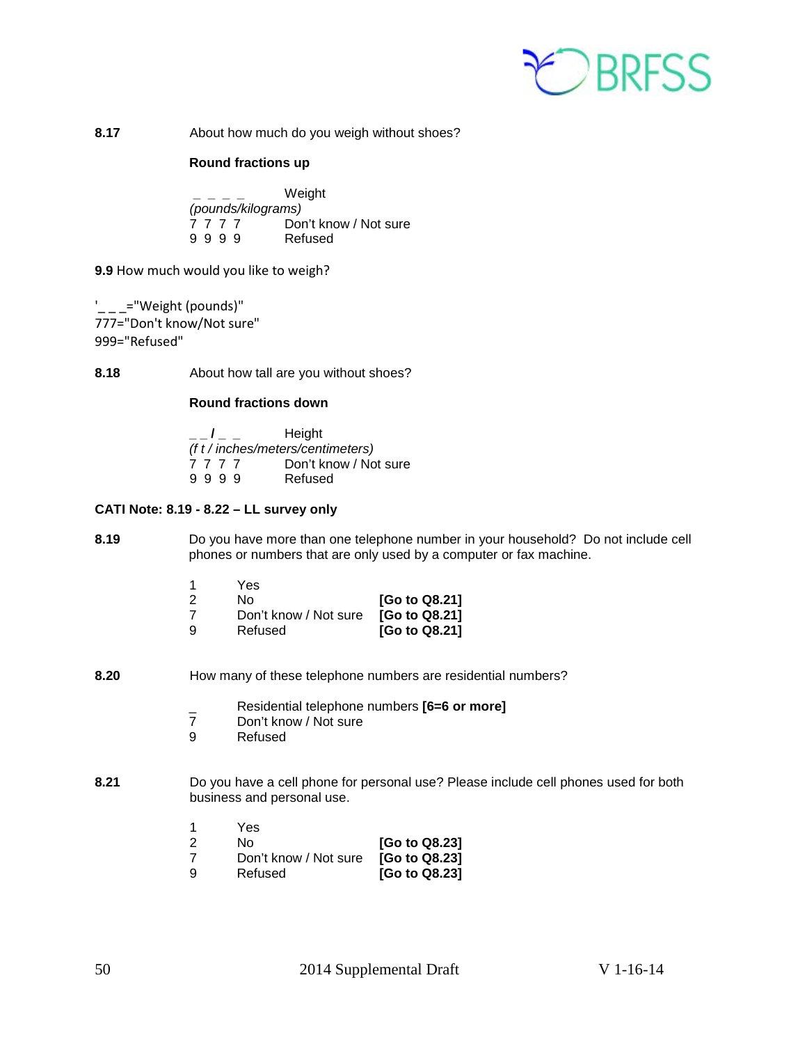**8.17** About how much do you weigh without shoes?

**Round fractions up**

| | |
|---|---|
| _ _ _ _ *(pounds/kilograms)* | Weight |
| 7 7 7 7 | Don't know / Not sure |
| 9 9 9 9 | Refused |

**9.9** How much would you like to weigh?

'_ _ _="Weight (pounds)"
777="Don't know/Not sure"
999="Refused"

**8.18** About how tall are you without shoes?

**Round fractions down**

| | |
|---|---|
| _ _ **/** _ _ *(f t / inches/meters/centimeters)* | Height |
| 7 7 7 7 | Don't know / Not sure |
| 9 9 9 9 | Refused |

**CATI Note: 8.19 - 8.22 – LL survey only**

**8.19** Do you have more than one telephone number in your household? Do not include cell phones or numbers that are only used by a computer or fax machine.

| | | |
|---|---|---|
| 1 | Yes | |
| 2 | No | **[Go to Q8.21]** |
| 7 | Don't know / Not sure | **[Go to Q8.21]** |
| 9 | Refused | **[Go to Q8.21]** |

**8.20** How many of these telephone numbers are residential numbers?

| | |
|---|---|
| _ | Residential telephone numbers **[6=6 or more]** |
| 7 | Don't know / Not sure |
| 9 | Refused |

**8.21** Do you have a cell phone for personal use? Please include cell phones used for both business and personal use.

| | | |
|---|---|---|
| 1 | Yes | |
| 2 | No | **[Go to Q8.23]** |
| 7 | Don't know / Not sure | **[Go to Q8.23]** |
| 9 | Refused | **[Go to Q8.23]** |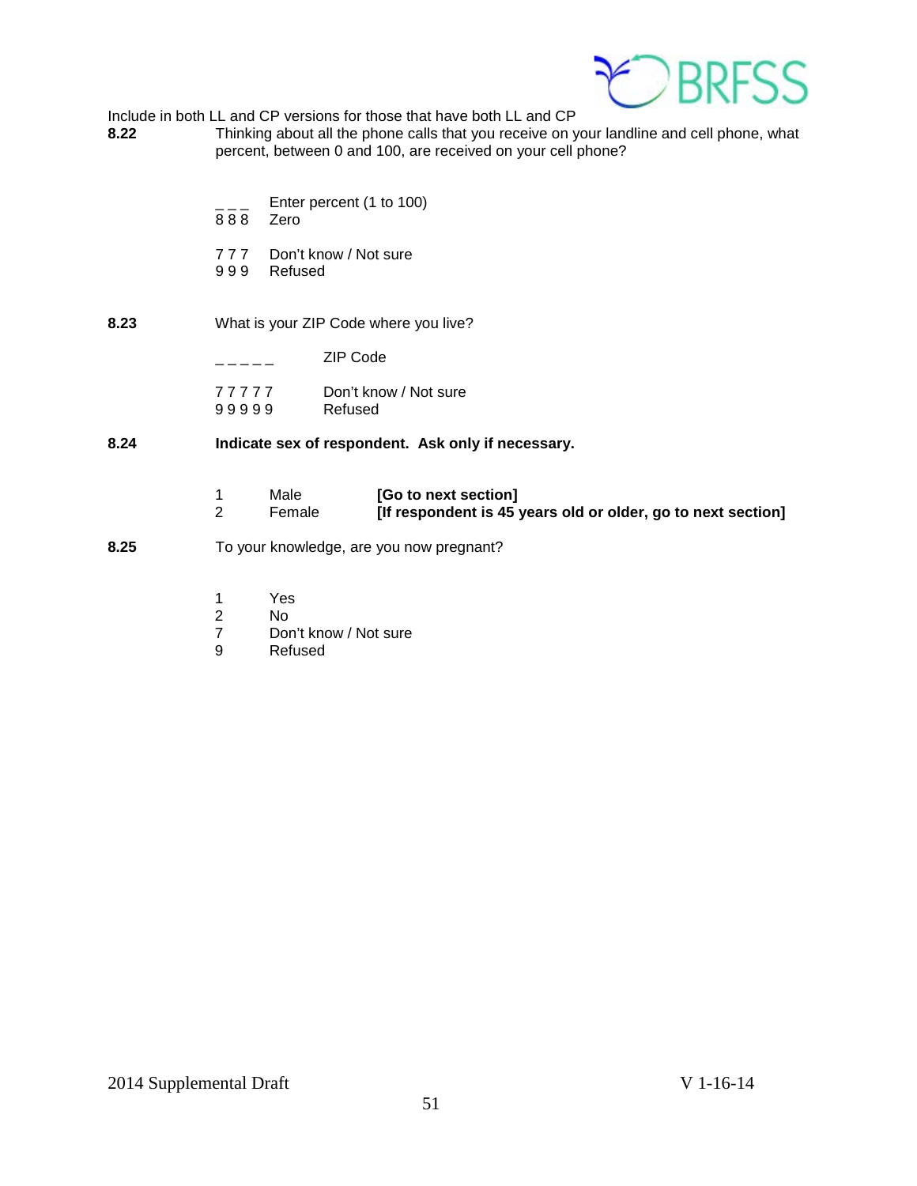Include in both LL and CP versions for those that have both LL and CP

**8.22** Thinking about all the phone calls that you receive on your landline and cell phone, what percent, between 0 and 100, are received on your cell phone?

_ _ _ Enter percent (1 to 100)
8 8 8 Zero

7 7 7 Don't know / Not sure
9 9 9 Refused

**8.23** What is your ZIP Code where you live?

_ _ _ _ _ ZIP Code

7 7 7 7 7 Don't know / Not sure
9 9 9 9 9 Refused

**8.24** **Indicate sex of respondent. Ask only if necessary.**

1 Male **[Go to next section]**
2 Female **[If respondent is 45 years old or older, go to next section]**

**8.25** To your knowledge, are you now pregnant?

1 Yes
2 No
7 Don't know / Not sure
9 Refused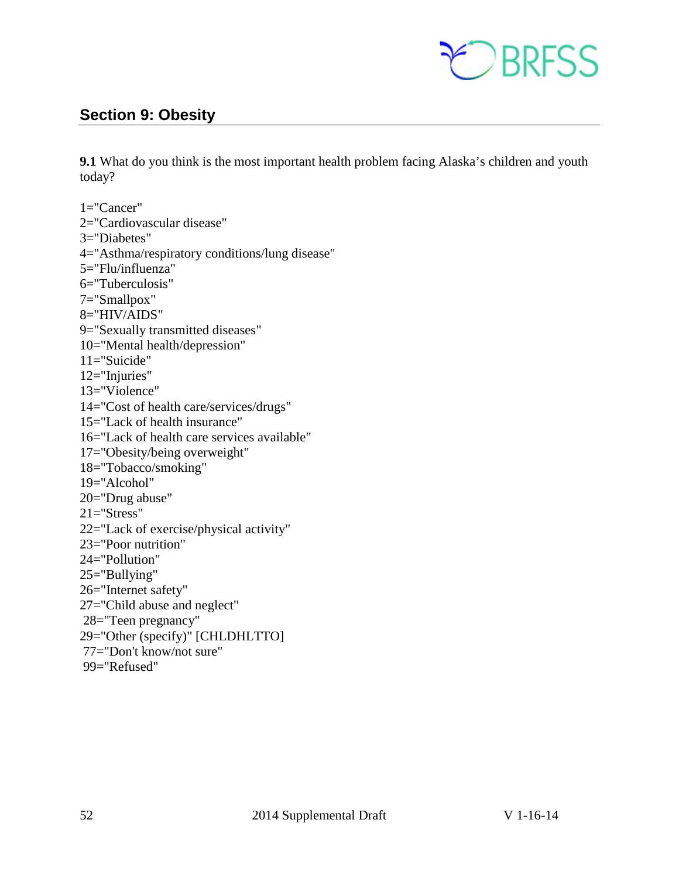## Section 9: Obesity

**9.1** What do you think is the most important health problem facing Alaska's children and youth today?

1="Cancer"
2="Cardiovascular disease"
3="Diabetes"
4="Asthma/respiratory conditions/lung disease"
5="Flu/influenza"
6="Tuberculosis"
7="Smallpox"
8="HIV/AIDS"
9="Sexually transmitted diseases"
10="Mental health/depression"
11="Suicide"
12="Injuries"
13="Violence"
14="Cost of health care/services/drugs"
15="Lack of health insurance"
16="Lack of health care services available"
17="Obesity/being overweight"
18="Tobacco/smoking"
19="Alcohol"
20="Drug abuse"
21="Stress"
22="Lack of exercise/physical activity"
23="Poor nutrition"
24="Pollution"
25="Bullying"
26="Internet safety"
27="Child abuse and neglect"
28="Teen pregnancy"
29="Other (specify)" [CHLDHLTTO]
77="Don't know/not sure"
99="Refused"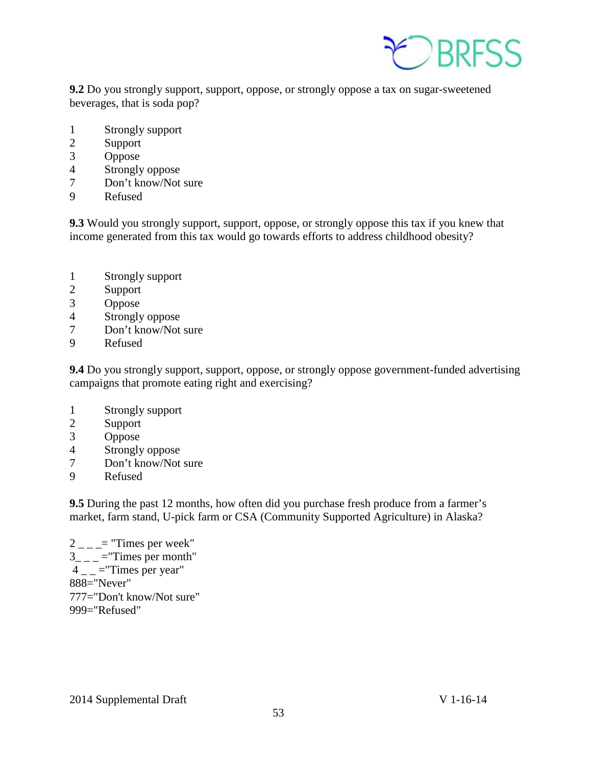**9.2** Do you strongly support, support, oppose, or strongly oppose a tax on sugar-sweetened beverages, that is soda pop?

1 Strongly support
2 Support
3 Oppose
4 Strongly oppose
7 Don't know/Not sure
9 Refused

**9.3** Would you strongly support, support, oppose, or strongly oppose this tax if you knew that income generated from this tax would go towards efforts to address childhood obesity?

1 Strongly support
2 Support
3 Oppose
4 Strongly oppose
7 Don't know/Not sure
9 Refused

**9.4** Do you strongly support, support, oppose, or strongly oppose government-funded advertising campaigns that promote eating right and exercising?

1 Strongly support
2 Support
3 Oppose
4 Strongly oppose
7 Don't know/Not sure
9 Refused

**9.5** During the past 12 months, how often did you purchase fresh produce from a farmer's market, farm stand, U-pick farm or CSA (Community Supported Agriculture) in Alaska?

2 _ _ _= "Times per week"
3_ _ _ ="Times per month"
4 _ _ ="Times per year"
888="Never"
777="Don't know/Not sure"
999="Refused"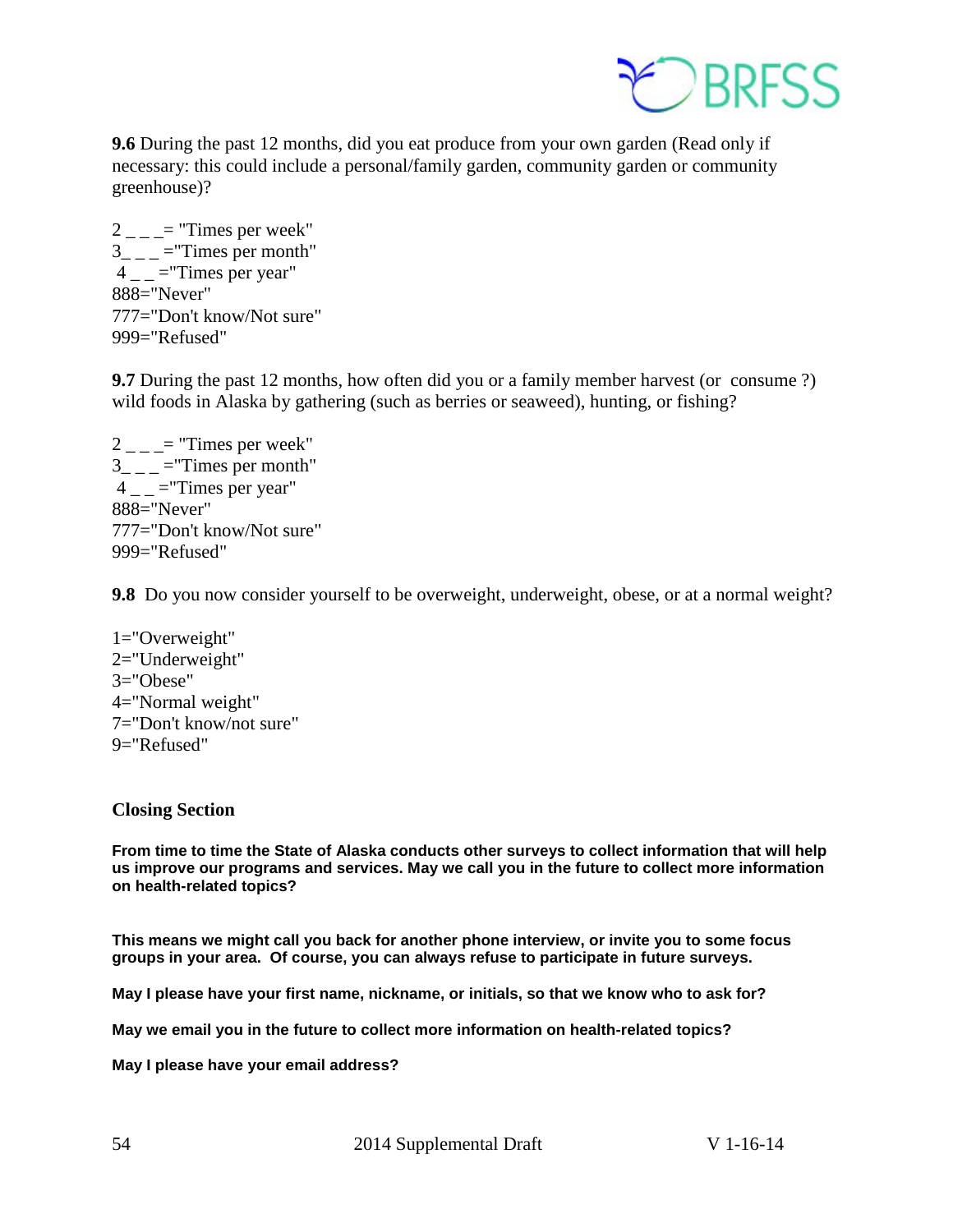**9.6** During the past 12 months, did you eat produce from your own garden (Read only if necessary: this could include a personal/family garden, community garden or community greenhouse)?

2 _ _ _= "Times per week"
3_ _ _ ="Times per month"
4 _ _ ="Times per year"
888="Never"
777="Don't know/Not sure"
999="Refused"

**9.7** During the past 12 months, how often did you or a family member harvest (or consume ?) wild foods in Alaska by gathering (such as berries or seaweed), hunting, or fishing?

2 _ _ _= "Times per week"
3_ _ _ ="Times per month"
4 _ _ ="Times per year"
888="Never"
777="Don't know/Not sure"
999="Refused"

**9.8** Do you now consider yourself to be overweight, underweight, obese, or at a normal weight?

1="Overweight"
2="Underweight"
3="Obese"
4="Normal weight"
7="Don't know/not sure"
9="Refused"

## Closing Section

**From time to time the State of Alaska conducts other surveys to collect information that will help us improve our programs and services. May we call you in the future to collect more information on health-related topics?**

**This means we might call you back for another phone interview, or invite you to some focus groups in your area. Of course, you can always refuse to participate in future surveys.**

**May I please have your first name, nickname, or initials, so that we know who to ask for?**

**May we email you in the future to collect more information on health-related topics?**

**May I please have your email address?**